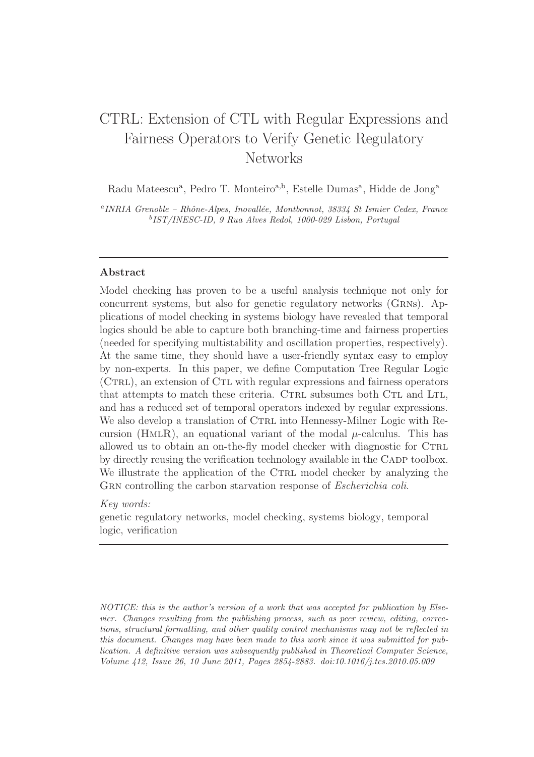# CTRL: Extension of CTL with Regular Expressions and Fairness Operators to Verify Genetic Regulatory Networks

Radu Mateescu[a], Pedro T. Monteiro[a,b], Estelle Dumas[a], Hidde de Jong[a]

[a] *INRIA Grenoble – Rhône-Alpes, Inovallée, Montbonnot, 38334 St Ismier Cedex, France*
[b] *IST/INESC-ID, 9 Rua Alves Redol, 1000-029 Lisbon, Portugal*

---

### Abstract

Model checking has proven to be a useful analysis technique not only for concurrent systems, but also for genetic regulatory networks (GRNs). Applications of model checking in systems biology have revealed that temporal logics should be able to capture both branching-time and fairness properties (needed for specifying multistability and oscillation properties, respectively). At the same time, they should have a user-friendly syntax easy to employ by non-experts. In this paper, we define Computation Tree Regular Logic (CTRL), an extension of CTL with regular expressions and fairness operators that attempts to match these criteria. CTRL subsumes both CTL and LTL, and has a reduced set of temporal operators indexed by regular expressions. We also develop a translation of CTRL into Hennessy-Milner Logic with Recursion (HMLR), an equational variant of the modal $\mu$-calculus. This has allowed us to obtain an on-the-fly model checker with diagnostic for CTRL by directly reusing the verification technology available in the CADP toolbox. We illustrate the application of the CTRL model checker by analyzing the GRN controlling the carbon starvation response of *Escherichia coli*.

*Key words:*
genetic regulatory networks, model checking, systems biology, temporal logic, verification

---

*NOTICE: this is the author's version of a work that was accepted for publication by Elsevier. Changes resulting from the publishing process, such as peer review, editing, corrections, structural formatting, and other quality control mechanisms may not be reflected in this document. Changes may have been made to this work since it was submitted for publication. A definitive version was subsequently published in Theoretical Computer Science, Volume 412, Issue 26, 10 June 2011, Pages 2854-2883. doi:10.1016/j.tcs.2010.05.009*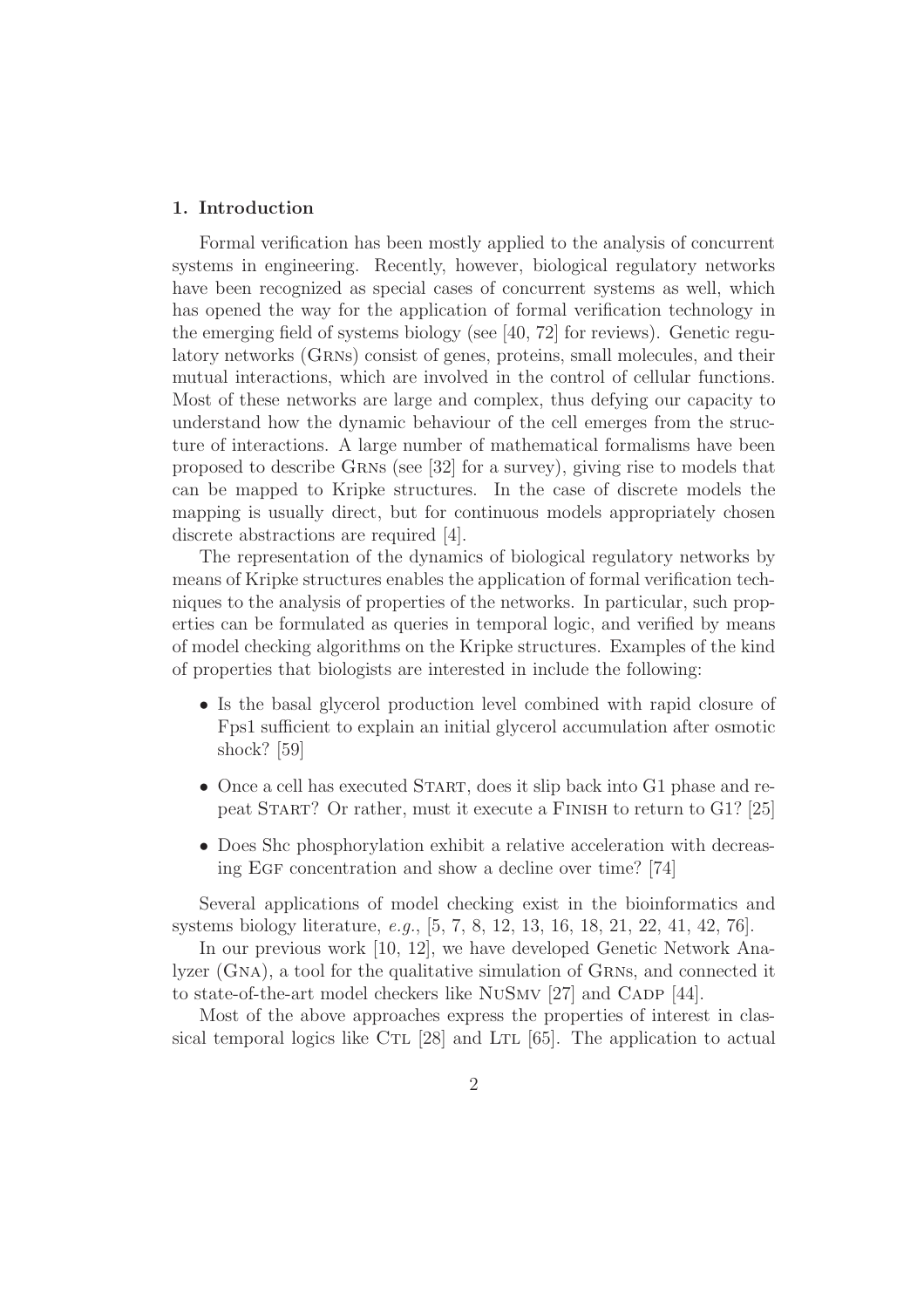## 1. Introduction

Formal verification has been mostly applied to the analysis of concurrent systems in engineering. Recently, however, biological regulatory networks have been recognized as special cases of concurrent systems as well, which has opened the way for the application of formal verification technology in the emerging field of systems biology (see [40, 72] for reviews). Genetic regulatory networks (Grns) consist of genes, proteins, small molecules, and their mutual interactions, which are involved in the control of cellular functions. Most of these networks are large and complex, thus defying our capacity to understand how the dynamic behaviour of the cell emerges from the structure of interactions. A large number of mathematical formalisms have been proposed to describe Grns (see [32] for a survey), giving rise to models that can be mapped to Kripke structures. In the case of discrete models the mapping is usually direct, but for continuous models appropriately chosen discrete abstractions are required [4].

The representation of the dynamics of biological regulatory networks by means of Kripke structures enables the application of formal verification techniques to the analysis of properties of the networks. In particular, such properties can be formulated as queries in temporal logic, and verified by means of model checking algorithms on the Kripke structures. Examples of the kind of properties that biologists are interested in include the following:

- Is the basal glycerol production level combined with rapid closure of Fps1 sufficient to explain an initial glycerol accumulation after osmotic shock? [59]
- Once a cell has executed Start, does it slip back into G1 phase and repeat Start? Or rather, must it execute a Finish to return to G1? [25]
- Does Shc phosphorylation exhibit a relative acceleration with decreasing Egf concentration and show a decline over time? [74]

Several applications of model checking exist in the bioinformatics and systems biology literature, *e.g.*, [5, 7, 8, 12, 13, 16, 18, 21, 22, 41, 42, 76].

In our previous work [10, 12], we have developed Genetic Network Analyzer (Gna), a tool for the qualitative simulation of Grns, and connected it to state-of-the-art model checkers like NuSmv [27] and Cadp [44].

Most of the above approaches express the properties of interest in classical temporal logics like Ctl [28] and Ltl [65]. The application to actual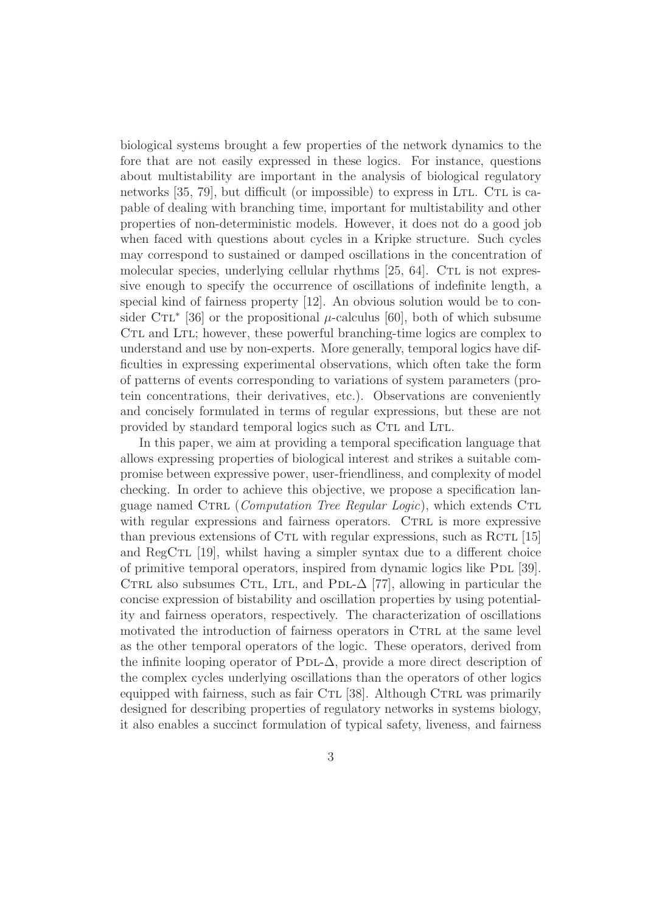biological systems brought a few properties of the network dynamics to the fore that are not easily expressed in these logics. For instance, questions about multistability are important in the analysis of biological regulatory networks [35, 79], but difficult (or impossible) to express in LTL. CTL is capable of dealing with branching time, important for multistability and other properties of non-deterministic models. However, it does not do a good job when faced with questions about cycles in a Kripke structure. Such cycles may correspond to sustained or damped oscillations in the concentration of molecular species, underlying cellular rhythms [25, 64]. CTL is not expressive enough to specify the occurrence of oscillations of indefinite length, a special kind of fairness property [12]. An obvious solution would be to consider CTL* [36] or the propositional $\mu$-calculus [60], both of which subsume CTL and LTL; however, these powerful branching-time logics are complex to understand and use by non-experts. More generally, temporal logics have difficulties in expressing experimental observations, which often take the form of patterns of events corresponding to variations of system parameters (protein concentrations, their derivatives, etc.). Observations are conveniently and concisely formulated in terms of regular expressions, but these are not provided by standard temporal logics such as CTL and LTL.

In this paper, we aim at providing a temporal specification language that allows expressing properties of biological interest and strikes a suitable compromise between expressive power, user-friendliness, and complexity of model checking. In order to achieve this objective, we propose a specification language named CTRL (*Computation Tree Regular Logic*), which extends CTL with regular expressions and fairness operators. CTRL is more expressive than previous extensions of CTL with regular expressions, such as RCTL [15] and RegCTL [19], whilst having a simpler syntax due to a different choice of primitive temporal operators, inspired from dynamic logics like PDL [39]. CTRL also subsumes CTL, LTL, and PDL-$\Delta$ [77], allowing in particular the concise expression of bistability and oscillation properties by using potentiality and fairness operators, respectively. The characterization of oscillations motivated the introduction of fairness operators in CTRL at the same level as the other temporal operators of the logic. These operators, derived from the infinite looping operator of PDL-$\Delta$, provide a more direct description of the complex cycles underlying oscillations than the operators of other logics equipped with fairness, such as fair CTL [38]. Although CTRL was primarily designed for describing properties of regulatory networks in systems biology, it also enables a succinct formulation of typical safety, liveness, and fairness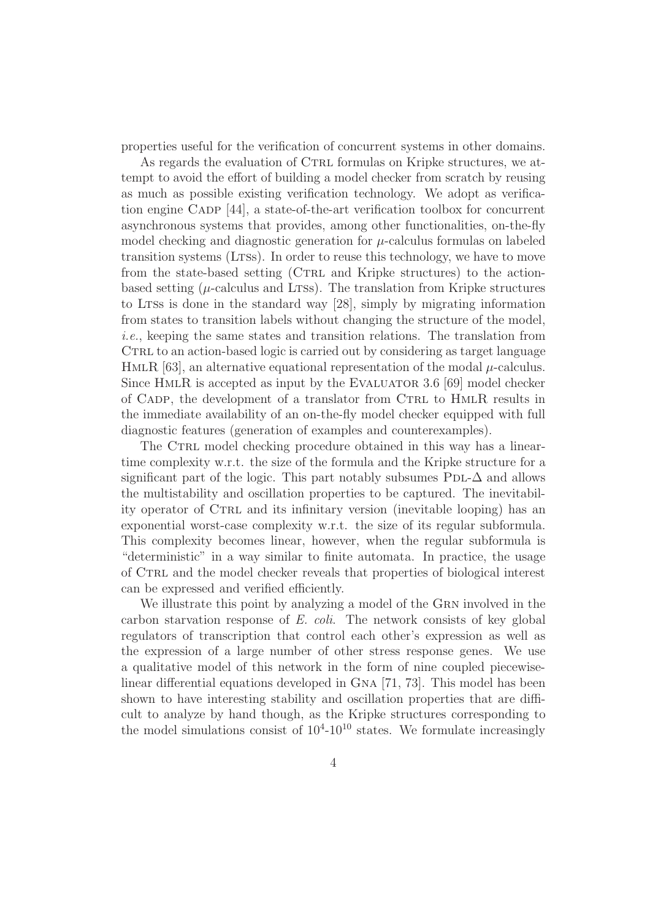properties useful for the verification of concurrent systems in other domains.

As regards the evaluation of Ctrl formulas on Kripke structures, we attempt to avoid the effort of building a model checker from scratch by reusing as much as possible existing verification technology. We adopt as verification engine Cadp [44], a state-of-the-art verification toolbox for concurrent asynchronous systems that provides, among other functionalities, on-the-fly model checking and diagnostic generation for $\mu$-calculus formulas on labeled transition systems (Ltss). In order to reuse this technology, we have to move from the state-based setting (Ctrl and Kripke structures) to the action-based setting ($\mu$-calculus and Ltss). The translation from Kripke structures to Ltss is done in the standard way [28], simply by migrating information from states to transition labels without changing the structure of the model, *i.e.*, keeping the same states and transition relations. The translation from Ctrl to an action-based logic is carried out by considering as target language HmlR [63], an alternative equational representation of the modal $\mu$-calculus. Since HmlR is accepted as input by the Evaluator 3.6 [69] model checker of Cadp, the development of a translator from Ctrl to HmlR results in the immediate availability of an on-the-fly model checker equipped with full diagnostic features (generation of examples and counterexamples).

The Ctrl model checking procedure obtained in this way has a linear-time complexity w.r.t. the size of the formula and the Kripke structure for a significant part of the logic. This part notably subsumes Pdl-$\Delta$ and allows the multistability and oscillation properties to be captured. The inevitability operator of Ctrl and its infinitary version (inevitable looping) has an exponential worst-case complexity w.r.t. the size of its regular subformula. This complexity becomes linear, however, when the regular subformula is "deterministic" in a way similar to finite automata. In practice, the usage of Ctrl and the model checker reveals that properties of biological interest can be expressed and verified efficiently.

We illustrate this point by analyzing a model of the Grn involved in the carbon starvation response of *E. coli*. The network consists of key global regulators of transcription that control each other's expression as well as the expression of a large number of other stress response genes. We use a qualitative model of this network in the form of nine coupled piecewise-linear differential equations developed in Gna [71, 73]. This model has been shown to have interesting stability and oscillation properties that are difficult to analyze by hand though, as the Kripke structures corresponding to the model simulations consist of $10^4$-$10^{10}$ states. We formulate increasingly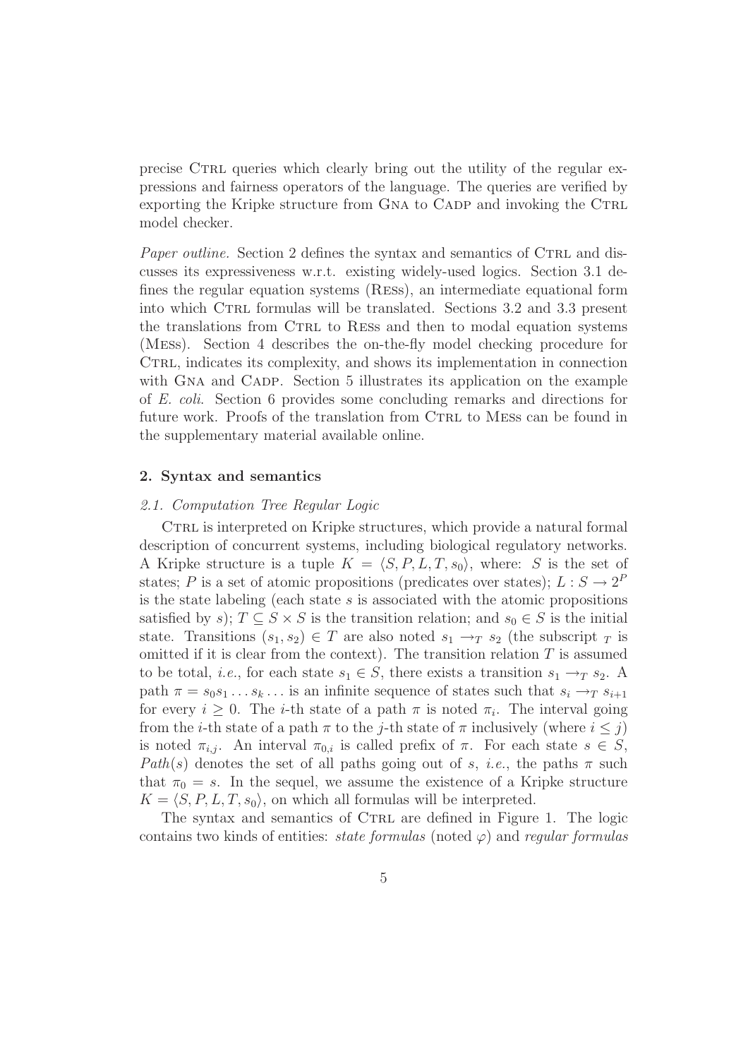precise Ctrl queries which clearly bring out the utility of the regular expressions and fairness operators of the language. The queries are verified by exporting the Kripke structure from Gna to Cadp and invoking the Ctrl model checker.

*Paper outline.* Section 2 defines the syntax and semantics of Ctrl and discusses its expressiveness w.r.t. existing widely-used logics. Section 3.1 defines the regular equation systems (Ress), an intermediate equational form into which Ctrl formulas will be translated. Sections 3.2 and 3.3 present the translations from Ctrl to Ress and then to modal equation systems (Mess). Section 4 describes the on-the-fly model checking procedure for Ctrl, indicates its complexity, and shows its implementation in connection with Gna and Cadp. Section 5 illustrates its application on the example of *E. coli*. Section 6 provides some concluding remarks and directions for future work. Proofs of the translation from Ctrl to Mess can be found in the supplementary material available online.

## 2. Syntax and semantics

### *2.1. Computation Tree Regular Logic*

Ctrl is interpreted on Kripke structures, which provide a natural formal description of concurrent systems, including biological regulatory networks. A Kripke structure is a tuple $K = \langle S, P, L, T, s_0 \rangle$, where: $S$ is the set of states; $P$ is a set of atomic propositions (predicates over states); $L : S \to 2^P$ is the state labeling (each state $s$ is associated with the atomic propositions satisfied by $s$); $T \subseteq S \times S$ is the transition relation; and $s_0 \in S$ is the initial state. Transitions $(s_1, s_2) \in T$ are also noted $s_1 \to_T s_2$ (the subscript $_T$ is omitted if it is clear from the context). The transition relation $T$ is assumed to be total, *i.e.*, for each state $s_1 \in S$, there exists a transition $s_1 \to_T s_2$. A path $\pi = s_0 s_1 \ldots s_k \ldots$ is an infinite sequence of states such that $s_i \to_T s_{i+1}$ for every $i \geq 0$. The $i$-th state of a path $\pi$ is noted $\pi_i$. The interval going from the $i$-th state of a path $\pi$ to the $j$-th state of $\pi$ inclusively (where $i \leq j$) is noted $\pi_{i,j}$. An interval $\pi_{0,i}$ is called prefix of $\pi$. For each state $s \in S$, $Path(s)$ denotes the set of all paths going out of $s$, *i.e.*, the paths $\pi$ such that $\pi_0 = s$. In the sequel, we assume the existence of a Kripke structure $K = \langle S, P, L, T, s_0 \rangle$, on which all formulas will be interpreted.

The syntax and semantics of Ctrl are defined in Figure 1. The logic contains two kinds of entities: *state formulas* (noted $\varphi$) and *regular formulas*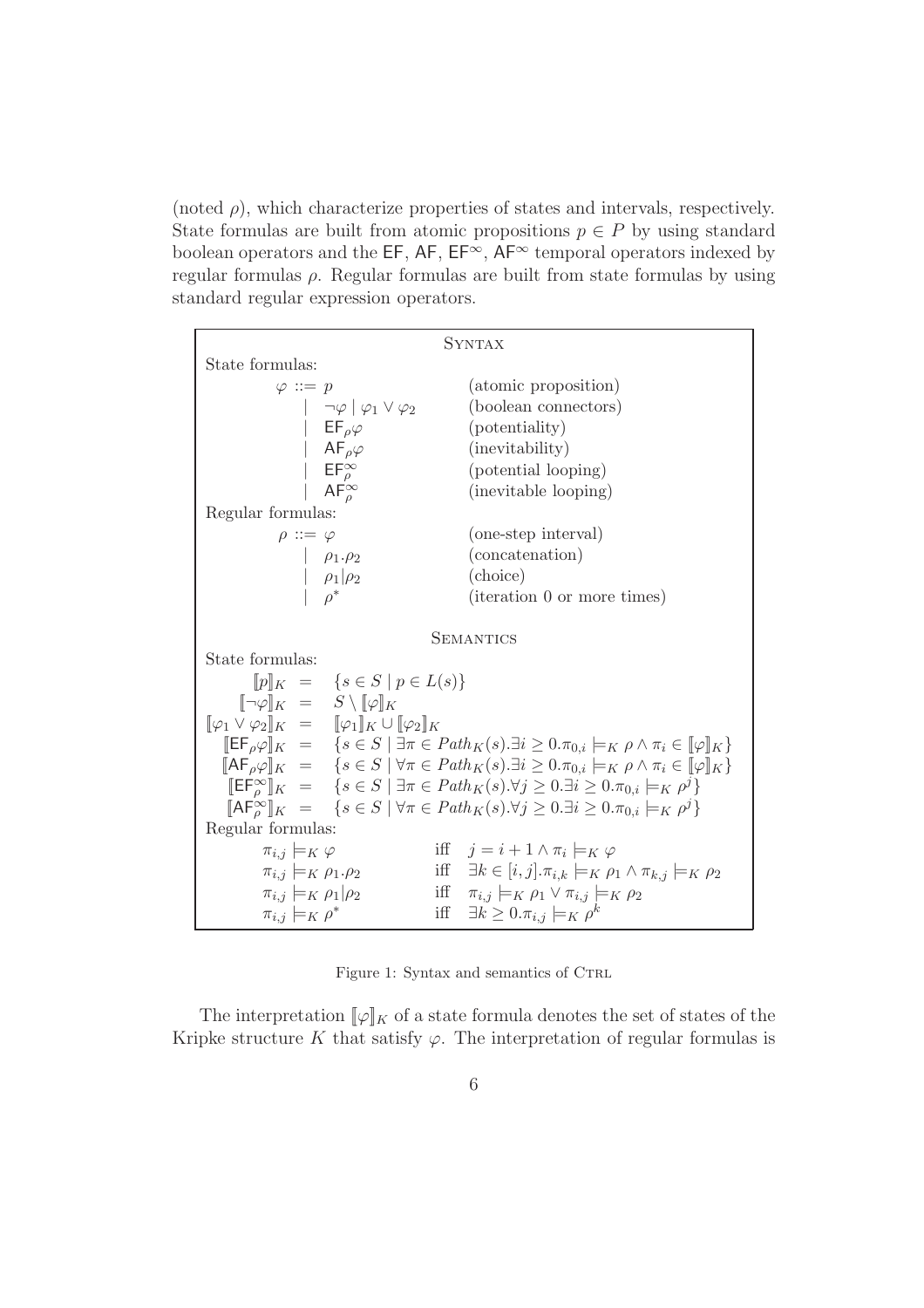(noted $\rho$), which characterize properties of states and intervals, respectively. State formulas are built from atomic propositions $p \in P$ by using standard boolean operators and the $\mathsf{EF}$, $\mathsf{AF}$, $\mathsf{EF}^\infty$, $\mathsf{AF}^\infty$ temporal operators indexed by regular formulas $\rho$. Regular formulas are built from state formulas by using standard regular expression operators.

**SYNTAX**

State formulas:

| | |
|---|---|
| $\varphi ::= p$ | (atomic proposition) |
| $\mid \neg\varphi \mid \varphi_1 \vee \varphi_2$ | (boolean connectors) |
| $\mid \mathsf{EF}_\rho \varphi$ | (potentiality) |
| $\mid \mathsf{AF}_\rho \varphi$ | (inevitability) |
| $\mid \mathsf{EF}^\infty_\rho$ | (potential looping) |
| $\mid \mathsf{AF}^\infty_\rho$ | (inevitable looping) |

Regular formulas:

| | |
|---|---|
| $\rho ::= \varphi$ | (one-step interval) |
| $\mid \rho_1.\rho_2$ | (concatenation) |
| $\mid \rho_1 \vert \rho_2$ | (choice) |
| $\mid \rho^*$ | (iteration 0 or more times) |

**SEMANTICS**

State formulas:

$$
\begin{aligned}
[\![p]\!]_K &= \{s \in S \mid p \in L(s)\} \\
[\![\neg\varphi]\!]_K &= S \setminus [\![\varphi]\!]_K \\
[\![\varphi_1 \vee \varphi_2]\!]_K &= [\![\varphi_1]\!]_K \cup [\![\varphi_2]\!]_K \\
[\![\mathsf{EF}_\rho \varphi]\!]_K &= \{s \in S \mid \exists \pi \in Path_K(s). \exists i \geq 0. \pi_{0,i} \models_K \rho \wedge \pi_i \in [\![\varphi]\!]_K\} \\
[\![\mathsf{AF}_\rho \varphi]\!]_K &= \{s \in S \mid \forall \pi \in Path_K(s). \exists i \geq 0. \pi_{0,i} \models_K \rho \wedge \pi_i \in [\![\varphi]\!]_K\} \\
[\![\mathsf{EF}^\infty_\rho]\!]_K &= \{s \in S \mid \exists \pi \in Path_K(s). \forall j \geq 0. \exists i \geq 0. \pi_{0,i} \models_K \rho^j\} \\
[\![\mathsf{AF}^\infty_\rho]\!]_K &= \{s \in S \mid \forall \pi \in Path_K(s). \forall j \geq 0. \exists i \geq 0. \pi_{0,i} \models_K \rho^j\}
\end{aligned}
$$

Regular formulas:

$$
\begin{aligned}
\pi_{i,j} \models_K \varphi \quad &\text{iff} \quad j = i+1 \wedge \pi_i \models_K \varphi \\
\pi_{i,j} \models_K \rho_1.\rho_2 \quad &\text{iff} \quad \exists k \in [i,j]. \pi_{i,k} \models_K \rho_1 \wedge \pi_{k,j} \models_K \rho_2 \\
\pi_{i,j} \models_K \rho_1 | \rho_2 \quad &\text{iff} \quad \pi_{i,j} \models_K \rho_1 \vee \pi_{i,j} \models_K \rho_2 \\
\pi_{i,j} \models_K \rho^* \quad &\text{iff} \quad \exists k \geq 0. \pi_{i,j} \models_K \rho^k
\end{aligned}
$$

Figure 1: Syntax and semantics of CTRL

The interpretation $[\![\varphi]\!]_K$ of a state formula denotes the set of states of the Kripke structure $K$ that satisfy $\varphi$. The interpretation of regular formulas is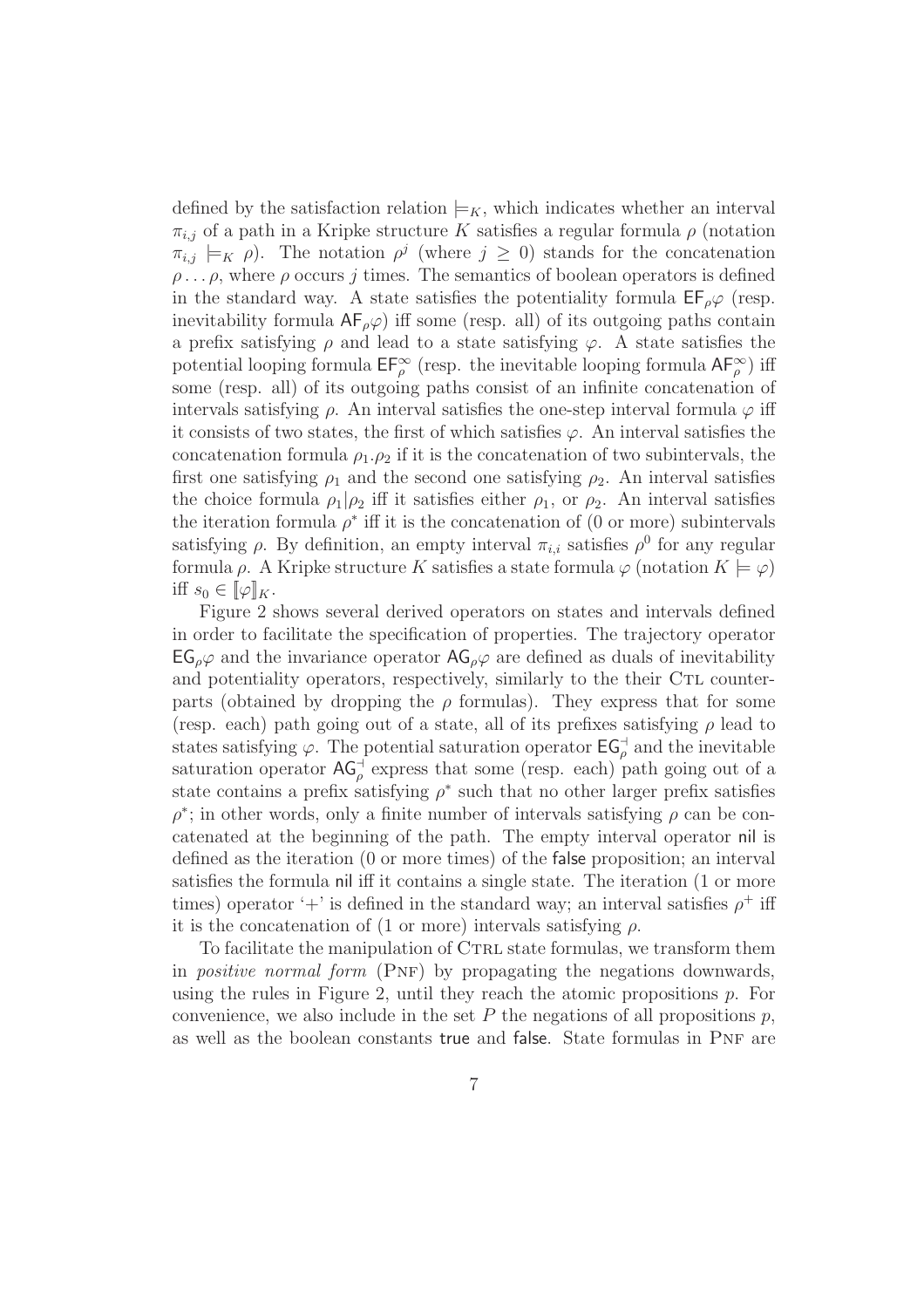defined by the satisfaction relation $\models_K$, which indicates whether an interval $\pi_{i,j}$ of a path in a Kripke structure $K$ satisfies a regular formula $\rho$ (notation $\pi_{i,j} \models_K \rho$). The notation $\rho^j$ (where $j \geq 0$) stands for the concatenation $\rho \ldots \rho$, where $\rho$ occurs $j$ times. The semantics of boolean operators is defined in the standard way. A state satisfies the potentiality formula $\mathsf{EF}_\rho \varphi$ (resp. inevitability formula $\mathsf{AF}_\rho \varphi$) iff some (resp. all) of its outgoing paths contain a prefix satisfying $\rho$ and lead to a state satisfying $\varphi$. A state satisfies the potential looping formula $\mathsf{EF}_\rho^\infty$ (resp. the inevitable looping formula $\mathsf{AF}_\rho^\infty$) iff some (resp. all) of its outgoing paths consist of an infinite concatenation of intervals satisfying $\rho$. An interval satisfies the one-step interval formula $\varphi$ iff it consists of two states, the first of which satisfies $\varphi$. An interval satisfies the concatenation formula $\rho_1.\rho_2$ if it is the concatenation of two subintervals, the first one satisfying $\rho_1$ and the second one satisfying $\rho_2$. An interval satisfies the choice formula $\rho_1 | \rho_2$ iff it satisfies either $\rho_1$, or $\rho_2$. An interval satisfies the iteration formula $\rho^*$ iff it is the concatenation of (0 or more) subintervals satisfying $\rho$. By definition, an empty interval $\pi_{i,i}$ satisfies $\rho^0$ for any regular formula $\rho$. A Kripke structure $K$ satisfies a state formula $\varphi$ (notation $K \models \varphi$) iff $s_0 \in [\![\varphi]\!]_K$.

Figure 2 shows several derived operators on states and intervals defined in order to facilitate the specification of properties. The trajectory operator $\mathsf{EG}_\rho \varphi$ and the invariance operator $\mathsf{AG}_\rho \varphi$ are defined as duals of inevitability and potentiality operators, respectively, similarly to the their CTL counterparts (obtained by dropping the $\rho$ formulas). They express that for some (resp. each) path going out of a state, all of its prefixes satisfying $\rho$ lead to states satisfying $\varphi$. The potential saturation operator $\mathsf{EG}_\rho^\dashv$ and the inevitable saturation operator $\mathsf{AG}_\rho^\dashv$ express that some (resp. each) path going out of a state contains a prefix satisfying $\rho^*$ such that no other larger prefix satisfies $\rho^*$; in other words, only a finite number of intervals satisfying $\rho$ can be concatenated at the beginning of the path. The empty interval operator $\mathsf{nil}$ is defined as the iteration (0 or more times) of the $\mathsf{false}$ proposition; an interval satisfies the formula $\mathsf{nil}$ iff it contains a single state. The iteration (1 or more times) operator '+' is defined in the standard way; an interval satisfies $\rho^+$ iff it is the concatenation of (1 or more) intervals satisfying $\rho$.

To facilitate the manipulation of CTRL state formulas, we transform them in *positive normal form* (PNF) by propagating the negations downwards, using the rules in Figure 2, until they reach the atomic propositions $p$. For convenience, we also include in the set $P$ the negations of all propositions $p$, as well as the boolean constants $\mathsf{true}$ and $\mathsf{false}$. State formulas in PNF are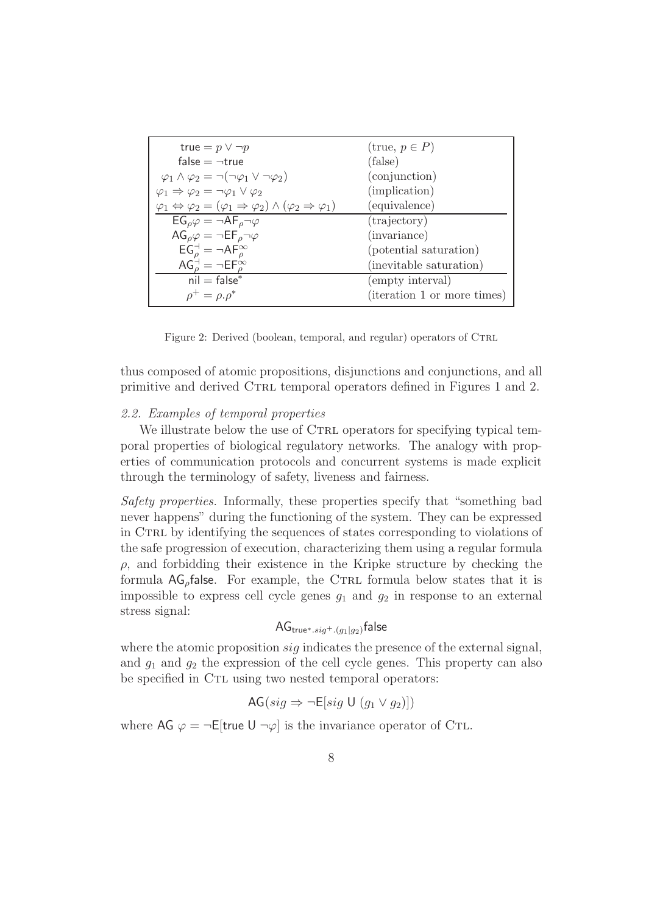| | |
|---|---|
| $\mathsf{true} = p \vee \neg p$ | (true, $p \in P$) |
| $\mathsf{false} = \neg \mathsf{true}$ | (false) |
| $\varphi_1 \wedge \varphi_2 = \neg(\neg\varphi_1 \vee \neg\varphi_2)$ | (conjunction) |
| $\varphi_1 \Rightarrow \varphi_2 = \neg\varphi_1 \vee \varphi_2$ | (implication) |
| $\varphi_1 \Leftrightarrow \varphi_2 = (\varphi_1 \Rightarrow \varphi_2) \wedge (\varphi_2 \Rightarrow \varphi_1)$ | (equivalence) |
| $\mathsf{EG}_\rho \varphi = \neg \mathsf{AF}_\rho \neg\varphi$ | (trajectory) |
| $\mathsf{AG}_\rho \varphi = \neg \mathsf{EF}_\rho \neg\varphi$ | (invariance) |
| $\mathsf{EG}_\rho^{\dashv} = \neg \mathsf{AF}_\rho^{\infty}$ | (potential saturation) |
| $\mathsf{AG}_\rho^{\dashv} = \neg \mathsf{EF}_\rho^{\infty}$ | (inevitable saturation) |
| $\mathsf{nil} = \mathsf{false}^*$ | (empty interval) |
| $\rho^+ = \rho.\rho^*$ | (iteration 1 or more times) |

Figure 2: Derived (boolean, temporal, and regular) operators of CTRL

thus composed of atomic propositions, disjunctions and conjunctions, and all primitive and derived CTRL temporal operators defined in Figures 1 and 2.

### *2.2. Examples of temporal properties*

We illustrate below the use of CTRL operators for specifying typical temporal properties of biological regulatory networks. The analogy with properties of communication protocols and concurrent systems is made explicit through the terminology of safety, liveness and fairness.

*Safety properties.* Informally, these properties specify that "something bad never happens" during the functioning of the system. They can be expressed in CTRL by identifying the sequences of states corresponding to violations of the safe progression of execution, characterizing them using a regular formula $\rho$, and forbidding their existence in the Kripke structure by checking the formula $\mathsf{AG}_\rho \mathsf{false}$. For example, the CTRL formula below states that it is impossible to express cell cycle genes $g_1$ and $g_2$ in response to an external stress signal:

$$\mathsf{AG}_{\mathsf{true}^*.sig^+.(g_1|g_2)}\mathsf{false}$$

where the atomic proposition $sig$ indicates the presence of the external signal, and $g_1$ and $g_2$ the expression of the cell cycle genes. This property can also be specified in CTL using two nested temporal operators:

$$\mathsf{AG}(sig \Rightarrow \neg\mathsf{E}[sig \;\mathsf{U}\; (g_1 \vee g_2)])$$

where $\mathsf{AG}\ \varphi = \neg\mathsf{E}[\mathsf{true}\ \mathsf{U}\ \neg\varphi]$ is the invariance operator of CTL.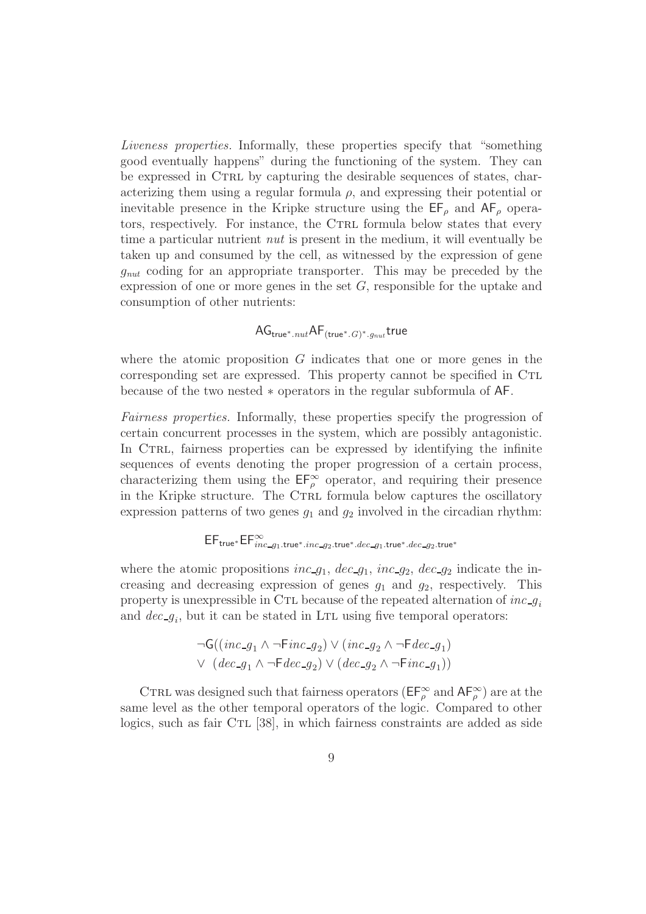*Liveness properties.* Informally, these properties specify that "something good eventually happens" during the functioning of the system. They can be expressed in CTRL by capturing the desirable sequences of states, characterizing them using a regular formula $\rho$, and expressing their potential or inevitable presence in the Kripke structure using the $\mathsf{EF}_\rho$ and $\mathsf{AF}_\rho$ operators, respectively. For instance, the CTRL formula below states that every time a particular nutrient *nut* is present in the medium, it will eventually be taken up and consumed by the cell, as witnessed by the expression of gene $g_{nut}$ coding for an appropriate transporter. This may be preceded by the expression of one or more genes in the set $G$, responsible for the uptake and consumption of other nutrients:

$$\mathsf{AG}_{\mathsf{true}^*.nut}\mathsf{AF}_{(\mathsf{true}^*.G)^*.g_{nut}}\mathsf{true}$$

where the atomic proposition $G$ indicates that one or more genes in the corresponding set are expressed. This property cannot be specified in CTL because of the two nested $*$ operators in the regular subformula of $\mathsf{AF}$.

*Fairness properties.* Informally, these properties specify the progression of certain concurrent processes in the system, which are possibly antagonistic. In CTRL, fairness properties can be expressed by identifying the infinite sequences of events denoting the proper progression of a certain process, characterizing them using the $\mathsf{EF}_\rho^\infty$ operator, and requiring their presence in the Kripke structure. The CTRL formula below captures the oscillatory expression patterns of two genes $g_1$ and $g_2$ involved in the circadian rhythm:

$$\mathsf{EF}_{\mathsf{true}^*}\mathsf{EF}^\infty_{inc\_g_1.\mathsf{true}^*.inc\_g_2.\mathsf{true}^*.dec\_g_1.\mathsf{true}^*.dec\_g_2.\mathsf{true}^*}$$

where the atomic propositions $inc\_g_1$, $dec\_g_1$, $inc\_g_2$, $dec\_g_2$ indicate the increasing and decreasing expression of genes $g_1$ and $g_2$, respectively. This property is unexpressible in CTL because of the repeated alternation of $inc\_g_i$ and $dec\_g_i$, but it can be stated in LTL using five temporal operators:

$$\begin{aligned}&\neg\mathsf{G}((inc\_g_1 \wedge \neg\mathsf{F}inc\_g_2) \vee (inc\_g_2 \wedge \neg\mathsf{F}dec\_g_1)\\ &\vee\ (dec\_g_1 \wedge \neg\mathsf{F}dec\_g_2) \vee (dec\_g_2 \wedge \neg\mathsf{F}inc\_g_1))\end{aligned}$$

CTRL was designed such that fairness operators ($\mathsf{EF}_\rho^\infty$ and $\mathsf{AF}_\rho^\infty$) are at the same level as the other temporal operators of the logic. Compared to other logics, such as fair CTL [38], in which fairness constraints are added as side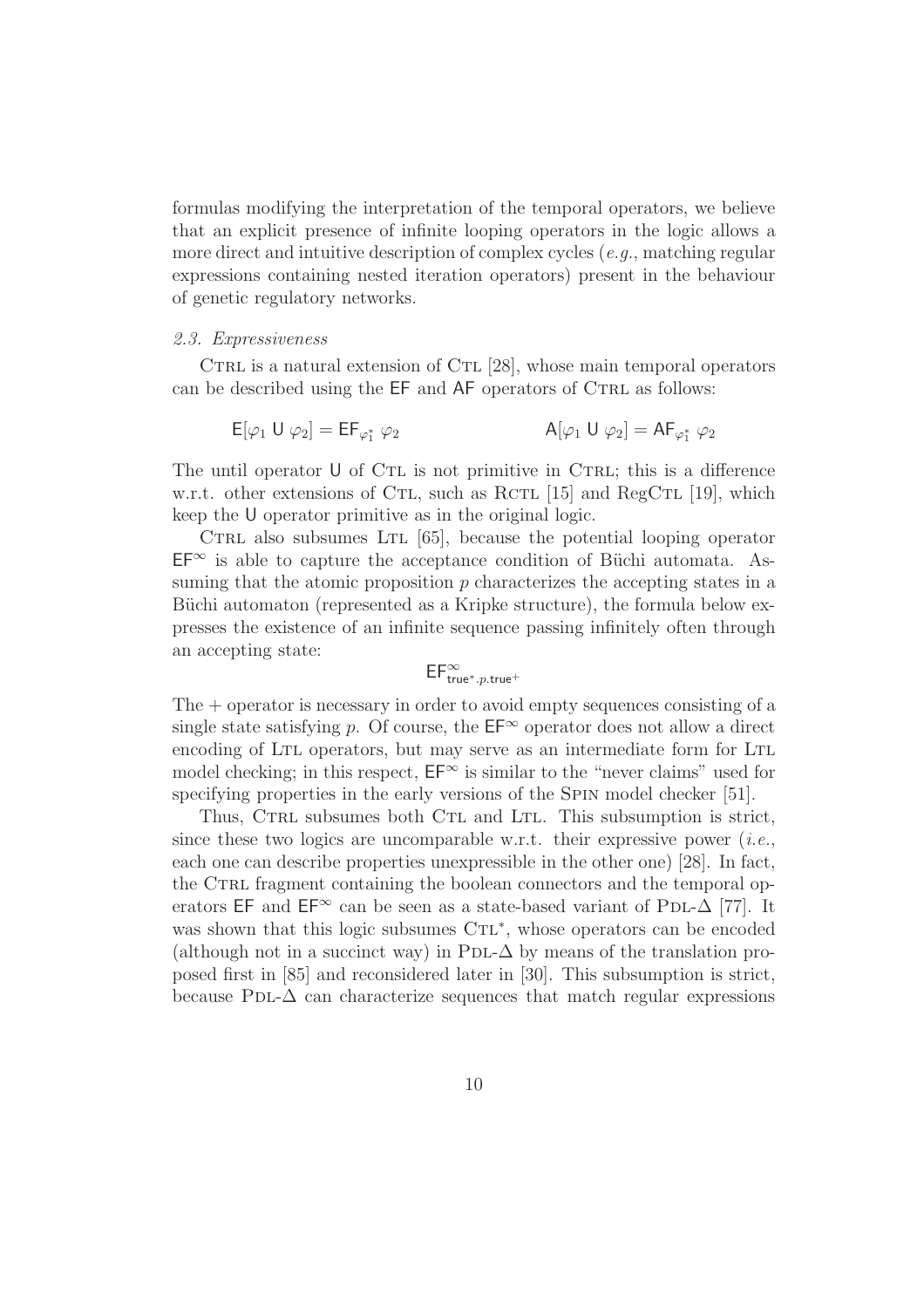formulas modifying the interpretation of the temporal operators, we believe that an explicit presence of infinite looping operators in the logic allows a more direct and intuitive description of complex cycles (*e.g.*, matching regular expressions containing nested iteration operators) present in the behaviour of genetic regulatory networks.

### *2.3. Expressiveness*

CTRL is a natural extension of CTL [28], whose main temporal operators can be described using the EF and AF operators of CTRL as follows:

$$\mathsf{E}[\varphi_1 \ \mathsf{U} \ \varphi_2] = \mathsf{EF}_{\varphi_1^*} \ \varphi_2 \qquad\qquad \mathsf{A}[\varphi_1 \ \mathsf{U} \ \varphi_2] = \mathsf{AF}_{\varphi_1^*} \ \varphi_2$$

The until operator U of CTL is not primitive in CTRL; this is a difference w.r.t. other extensions of CTL, such as RCTL [15] and RegCTL [19], which keep the U operator primitive as in the original logic.

CTRL also subsumes LTL [65], because the potential looping operator $\mathsf{EF}^\infty$ is able to capture the acceptance condition of Büchi automata. Assuming that the atomic proposition $p$ characterizes the accepting states in a Büchi automaton (represented as a Kripke structure), the formula below expresses the existence of an infinite sequence passing infinitely often through an accepting state:

$$\mathsf{EF}^\infty_{\mathsf{true}^*.p.\mathsf{true}^+}$$

The + operator is necessary in order to avoid empty sequences consisting of a single state satisfying $p$. Of course, the $\mathsf{EF}^\infty$ operator does not allow a direct encoding of LTL operators, but may serve as an intermediate form for LTL model checking; in this respect, $\mathsf{EF}^\infty$ is similar to the "never claims" used for specifying properties in the early versions of the SPIN model checker [51].

Thus, CTRL subsumes both CTL and LTL. This subsumption is strict, since these two logics are uncomparable w.r.t. their expressive power (*i.e.*, each one can describe properties unexpressible in the other one) [28]. In fact, the CTRL fragment containing the boolean connectors and the temporal operators EF and $\mathsf{EF}^\infty$ can be seen as a state-based variant of PDL-$\Delta$ [77]. It was shown that this logic subsumes CTL$^*$, whose operators can be encoded (although not in a succinct way) in PDL-$\Delta$ by means of the translation proposed first in [85] and reconsidered later in [30]. This subsumption is strict, because PDL-$\Delta$ can characterize sequences that match regular expressions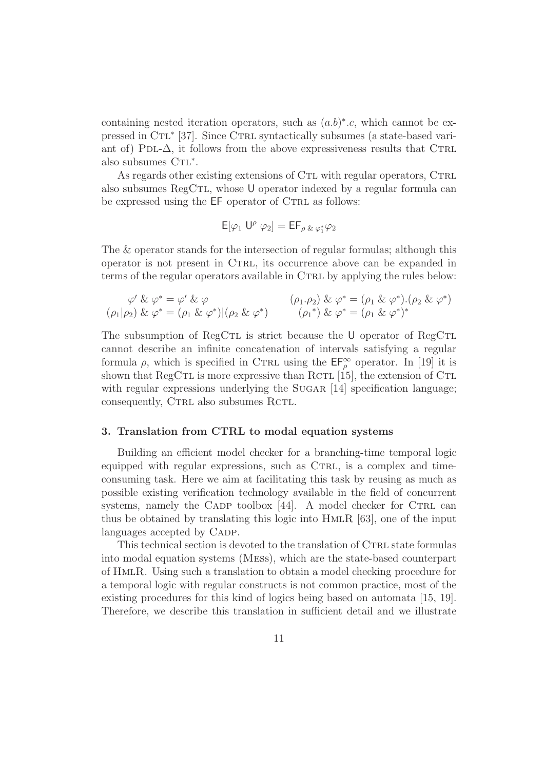containing nested iteration operators, such as $(a.b)^*.c$, which cannot be expressed in CTL* [37]. Since CTRL syntactically subsumes (a state-based variant of) PDL-$\Delta$, it follows from the above expressiveness results that CTRL also subsumes CTL*.

As regards other existing extensions of CTL with regular operators, CTRL also subsumes RegCTL, whose $\mathsf{U}$ operator indexed by a regular formula can be expressed using the $\mathsf{EF}$ operator of CTRL as follows:

$$\mathsf{E}[\varphi_1 \; \mathsf{U}^\rho \; \varphi_2] = \mathsf{EF}_{\rho \,\&\, \varphi_1^*} \varphi_2$$

The & operator stands for the intersection of regular formulas; although this operator is not present in CTRL, its occurrence above can be expanded in terms of the regular operators available in CTRL by applying the rules below:

$$\varphi' \,\&\, \varphi^* = \varphi' \,\&\, \varphi \qquad\qquad (\rho_1.\rho_2) \,\&\, \varphi^* = (\rho_1 \,\&\, \varphi^*).(\rho_2 \,\&\, \varphi^*)$$

$$(\rho_1|\rho_2) \,\&\, \varphi^* = (\rho_1 \,\&\, \varphi^*)|(\rho_2 \,\&\, \varphi^*) \qquad\qquad ({\rho_1}^*) \,\&\, \varphi^* = (\rho_1 \,\&\, \varphi^*)^*$$

The subsumption of RegCTL is strict because the $\mathsf{U}$ operator of RegCTL cannot describe an infinite concatenation of intervals satisfying a regular formula $\rho$, which is specified in CTRL using the $\mathsf{EF}_\rho^\infty$ operator. In [19] it is shown that RegCTL is more expressive than RCTL [15], the extension of CTL with regular expressions underlying the SUGAR [14] specification language; consequently, CTRL also subsumes RCTL.

### 3. Translation from CTRL to modal equation systems

Building an efficient model checker for a branching-time temporal logic equipped with regular expressions, such as CTRL, is a complex and time-consuming task. Here we aim at facilitating this task by reusing as much as possible existing verification technology available in the field of concurrent systems, namely the CADP toolbox [44]. A model checker for CTRL can thus be obtained by translating this logic into HMLR [63], one of the input languages accepted by CADP.

This technical section is devoted to the translation of CTRL state formulas into modal equation systems (MESs), which are the state-based counterpart of HMLR. Using such a translation to obtain a model checking procedure for a temporal logic with regular constructs is not common practice, most of the existing procedures for this kind of logics being based on automata [15, 19]. Therefore, we describe this translation in sufficient detail and we illustrate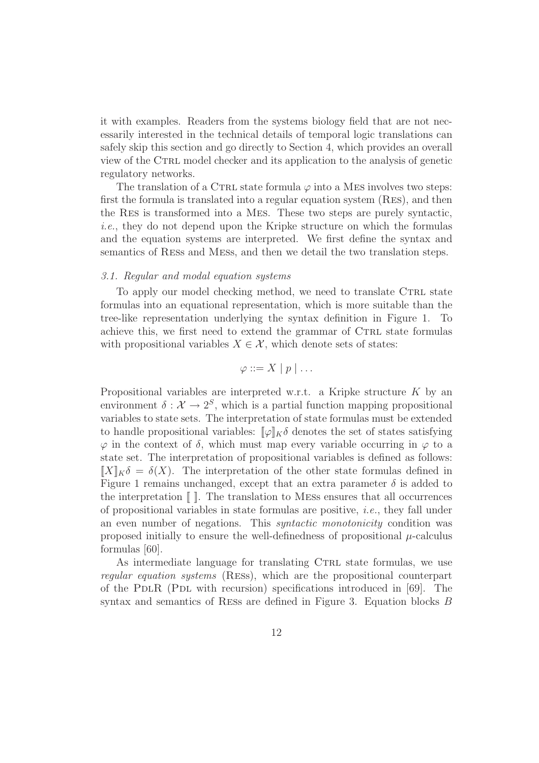it with examples. Readers from the systems biology field that are not necessarily interested in the technical details of temporal logic translations can safely skip this section and go directly to Section 4, which provides an overall view of the Ctrl model checker and its application to the analysis of genetic regulatory networks.

The translation of a Ctrl state formula $\varphi$ into a Mes involves two steps: first the formula is translated into a regular equation system (Res), and then the Res is transformed into a Mes. These two steps are purely syntactic, *i.e.*, they do not depend upon the Kripke structure on which the formulas and the equation systems are interpreted. We first define the syntax and semantics of Ress and Mess, and then we detail the two translation steps.

### *3.1. Regular and modal equation systems*

To apply our model checking method, we need to translate Ctrl state formulas into an equational representation, which is more suitable than the tree-like representation underlying the syntax definition in Figure 1. To achieve this, we first need to extend the grammar of Ctrl state formulas with propositional variables $X \in \mathcal{X}$, which denote sets of states:

$$\varphi ::= X \mid p \mid \ldots$$

Propositional variables are interpreted w.r.t. a Kripke structure $K$ by an environment $\delta : \mathcal{X} \to 2^S$, which is a partial function mapping propositional variables to state sets. The interpretation of state formulas must be extended to handle propositional variables: $[\![\varphi]\!]_K \delta$ denotes the set of states satisfying $\varphi$ in the context of $\delta$, which must map every variable occurring in $\varphi$ to a state set. The interpretation of propositional variables is defined as follows: $[\![X]\!]_K \delta = \delta(X)$. The interpretation of the other state formulas defined in Figure 1 remains unchanged, except that an extra parameter $\delta$ is added to the interpretation $[\![\ ]\!]$. The translation to Mess ensures that all occurrences of propositional variables in state formulas are positive, *i.e.*, they fall under an even number of negations. This *syntactic monotonicity* condition was proposed initially to ensure the well-definedness of propositional $\mu$-calculus formulas [60].

As intermediate language for translating Ctrl state formulas, we use *regular equation systems* (Ress), which are the propositional counterpart of the PdlR (Pdl with recursion) specifications introduced in [69]. The syntax and semantics of Ress are defined in Figure 3. Equation blocks $B$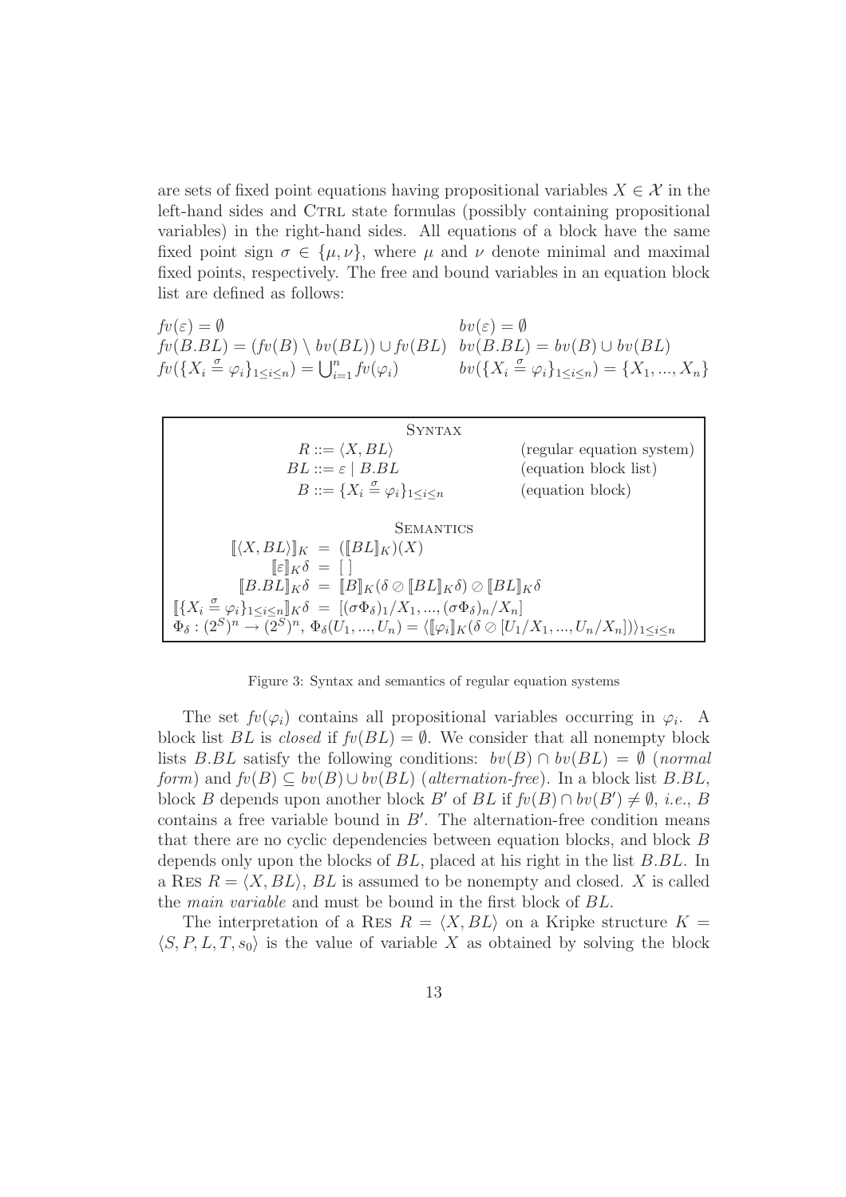are sets of fixed point equations having propositional variables $X \in \mathcal{X}$ in the left-hand sides and Ctrl state formulas (possibly containing propositional variables) in the right-hand sides. All equations of a block have the same fixed point sign $\sigma \in \{\mu, \nu\}$, where $\mu$ and $\nu$ denote minimal and maximal fixed points, respectively. The free and bound variables in an equation block list are defined as follows:

$$
\begin{array}{ll}
fv(\varepsilon) = \emptyset & bv(\varepsilon) = \emptyset \\
fv(B.BL) = (fv(B) \setminus bv(BL)) \cup fv(BL) & bv(B.BL) = bv(B) \cup bv(BL) \\
fv(\{X_i \stackrel{\sigma}{=} \varphi_i\}_{1 \le i \le n}) = \bigcup_{i=1}^{n} fv(\varphi_i) & bv(\{X_i \stackrel{\sigma}{=} \varphi_i\}_{1 \le i \le n}) = \{X_1, ..., X_n\}
\end{array}
$$

**Syntax**

$$
\begin{array}{lll}
R ::= \langle X, BL \rangle & & \text{(regular equation system)} \\
BL ::= \varepsilon \mid B.BL & & \text{(equation block list)} \\
B ::= \{X_i \stackrel{\sigma}{=} \varphi_i\}_{1 \le i \le n} & & \text{(equation block)}
\end{array}
$$

**Semantics**

$$
\begin{array}{rcl}
[\![\langle X, BL \rangle]\!]_K & = & ([\![BL]\!]_K)(X) \\
[\![\varepsilon]\!]_K \delta & = & [\,] \\
[\![B.BL]\!]_K \delta & = & [\![B]\!]_K (\delta \oslash [\![BL]\!]_K \delta) \oslash [\![BL]\!]_K \delta \\
[\![\{X_i \stackrel{\sigma}{=} \varphi_i\}_{1 \le i \le n}]\!]_K \delta & = & [(\sigma \Phi_\delta)_1 / X_1, ..., (\sigma \Phi_\delta)_n / X_n]
\end{array}
$$

$$
\Phi_\delta : (2^S)^n \to (2^S)^n,\ \Phi_\delta(U_1, ..., U_n) = \langle [\![\varphi_i]\!]_K (\delta \oslash [U_1/X_1, ..., U_n/X_n]) \rangle_{1 \le i \le n}
$$

Figure 3: Syntax and semantics of regular equation systems

The set $fv(\varphi_i)$ contains all propositional variables occurring in $\varphi_i$. A block list $BL$ is *closed* if $fv(BL) = \emptyset$. We consider that all nonempty block lists $B.BL$ satisfy the following conditions: $bv(B) \cap bv(BL) = \emptyset$ (*normal form*) and $fv(B) \subseteq bv(B) \cup bv(BL)$ (*alternation-free*). In a block list $B.BL$, block $B$ depends upon another block $B'$ of $BL$ if $fv(B) \cap bv(B') \neq \emptyset$, *i.e.*, $B$ contains a free variable bound in $B'$. The alternation-free condition means that there are no cyclic dependencies between equation blocks, and block $B$ depends only upon the blocks of $BL$, placed at his right in the list $B.BL$. In a Res $R = \langle X, BL \rangle$, $BL$ is assumed to be nonempty and closed. $X$ is called the *main variable* and must be bound in the first block of $BL$.

The interpretation of a Res $R = \langle X, BL \rangle$ on a Kripke structure $K = \langle S, P, L, T, s_0 \rangle$ is the value of variable $X$ as obtained by solving the block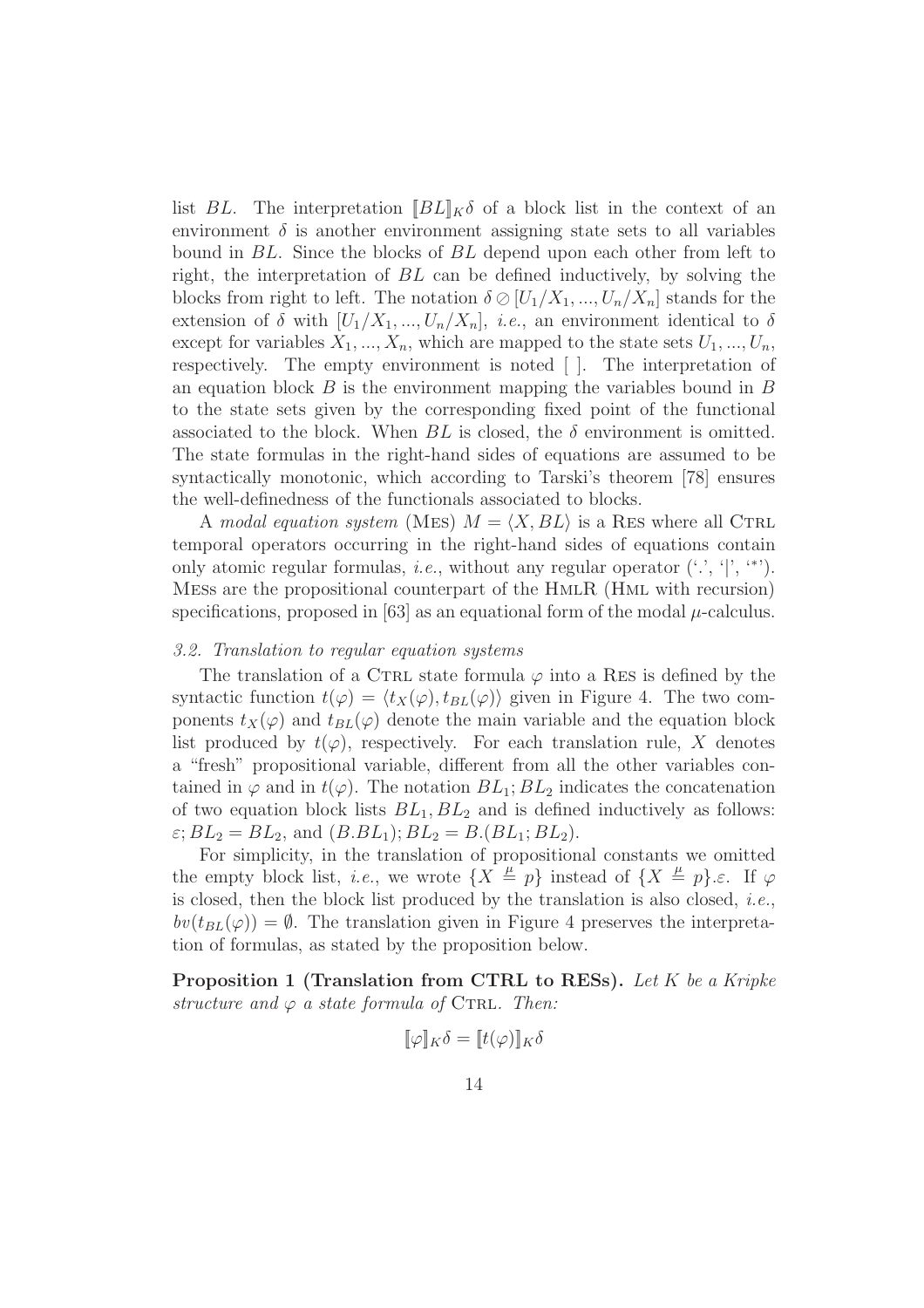list $BL$. The interpretation $[\![BL]\!]_K\delta$ of a block list in the context of an environment $\delta$ is another environment assigning state sets to all variables bound in $BL$. Since the blocks of $BL$ depend upon each other from left to right, the interpretation of $BL$ can be defined inductively, by solving the blocks from right to left. The notation $\delta \oslash [U_1/X_1, ..., U_n/X_n]$ stands for the extension of $\delta$ with $[U_1/X_1, ..., U_n/X_n]$, *i.e.*, an environment identical to $\delta$ except for variables $X_1, ..., X_n$, which are mapped to the state sets $U_1, ..., U_n$, respectively. The empty environment is noted $[\ ]$. The interpretation of an equation block $B$ is the environment mapping the variables bound in $B$ to the state sets given by the corresponding fixed point of the functional associated to the block. When $BL$ is closed, the $\delta$ environment is omitted. The state formulas in the right-hand sides of equations are assumed to be syntactically monotonic, which according to Tarski's theorem [78] ensures the well-definedness of the functionals associated to blocks.

A *modal equation system* (MES) $M = \langle X, BL \rangle$ is a RES where all CTRL temporal operators occurring in the right-hand sides of equations contain only atomic regular formulas, *i.e.*, without any regular operator ('.', '|', '*'). MESs are the propositional counterpart of the HMLR (HML with recursion) specifications, proposed in [63] as an equational form of the modal $\mu$-calculus.

### 3.2. Translation to regular equation systems

The translation of a CTRL state formula $\varphi$ into a RES is defined by the syntactic function $t(\varphi) = \langle t_X(\varphi), t_{BL}(\varphi) \rangle$ given in Figure 4. The two components $t_X(\varphi)$ and $t_{BL}(\varphi)$ denote the main variable and the equation block list produced by $t(\varphi)$, respectively. For each translation rule, $X$ denotes a "fresh" propositional variable, different from all the other variables contained in $\varphi$ and in $t(\varphi)$. The notation $BL_1; BL_2$ indicates the concatenation of two equation block lists $BL_1, BL_2$ and is defined inductively as follows: $\varepsilon; BL_2 = BL_2$, and $(B.BL_1); BL_2 = B.(BL_1; BL_2)$.

For simplicity, in the translation of propositional constants we omitted the empty block list, *i.e.*, we wrote $\{X \stackrel{\mu}{=} p\}$ instead of $\{X \stackrel{\mu}{=} p\}.\varepsilon$. If $\varphi$ is closed, then the block list produced by the translation is also closed, *i.e.*, $bv(t_{BL}(\varphi)) = \emptyset$. The translation given in Figure 4 preserves the interpretation of formulas, as stated by the proposition below.

**Proposition 1 (Translation from CTRL to RESs).** *Let $K$ be a Kripke structure and $\varphi$ a state formula of* CTRL. *Then:*

$$[\![\varphi]\!]_K\delta = [\![t(\varphi)]\!]_K\delta$$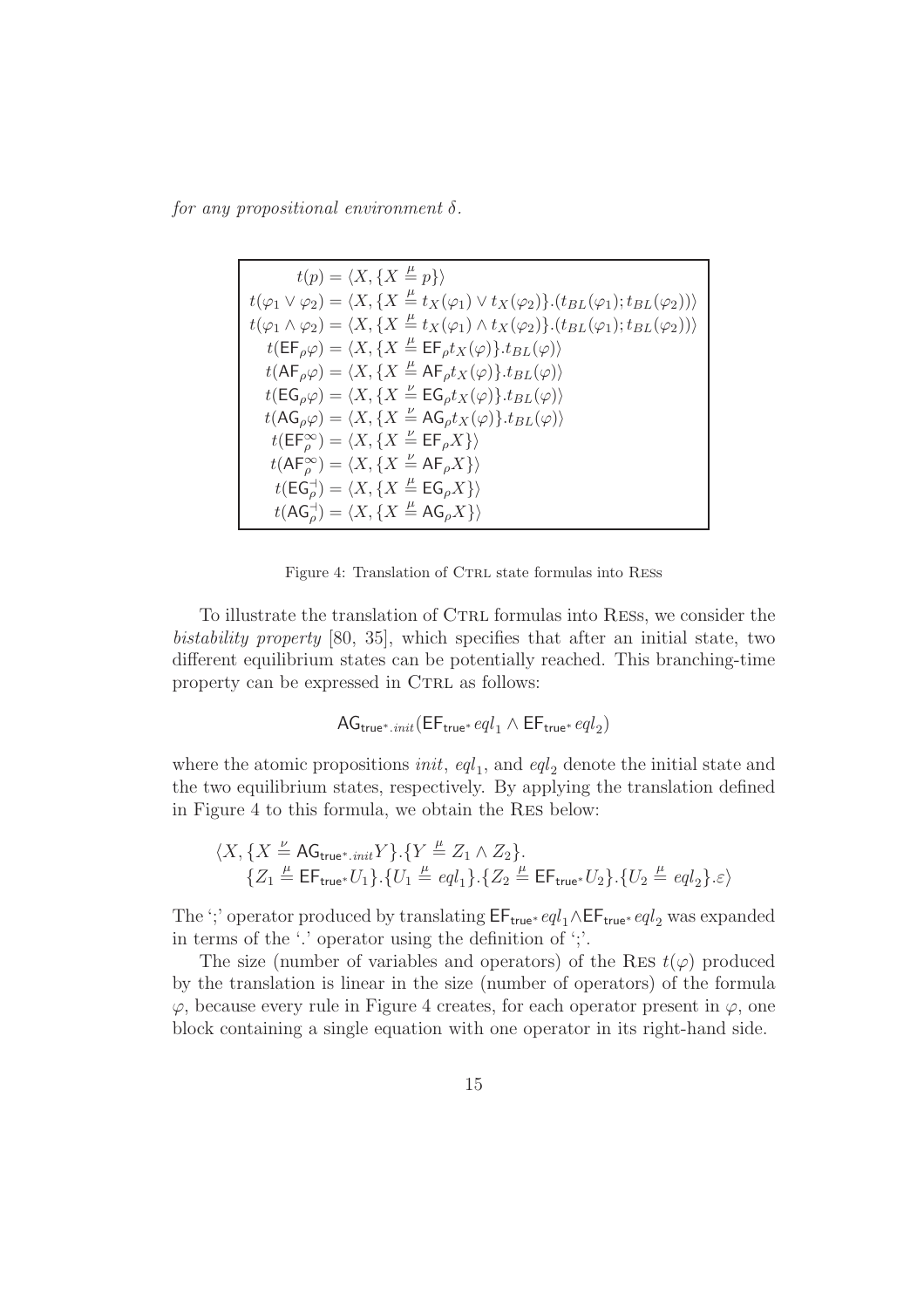*for any propositional environment* $\delta$.

$$
\begin{aligned}
t(p) &= \langle X, \{X \stackrel{\mu}{=} p\}\rangle \\
t(\varphi_1 \vee \varphi_2) &= \langle X, \{X \stackrel{\mu}{=} t_X(\varphi_1) \vee t_X(\varphi_2)\}.(t_{BL}(\varphi_1); t_{BL}(\varphi_2))\rangle \\
t(\varphi_1 \wedge \varphi_2) &= \langle X, \{X \stackrel{\mu}{=} t_X(\varphi_1) \wedge t_X(\varphi_2)\}.(t_{BL}(\varphi_1); t_{BL}(\varphi_2))\rangle \\
t(\mathsf{EF}_\rho \varphi) &= \langle X, \{X \stackrel{\mu}{=} \mathsf{EF}_\rho t_X(\varphi)\}.t_{BL}(\varphi)\rangle \\
t(\mathsf{AF}_\rho \varphi) &= \langle X, \{X \stackrel{\mu}{=} \mathsf{AF}_\rho t_X(\varphi)\}.t_{BL}(\varphi)\rangle \\
t(\mathsf{EG}_\rho \varphi) &= \langle X, \{X \stackrel{\nu}{=} \mathsf{EG}_\rho t_X(\varphi)\}.t_{BL}(\varphi)\rangle \\
t(\mathsf{AG}_\rho \varphi) &= \langle X, \{X \stackrel{\nu}{=} \mathsf{AG}_\rho t_X(\varphi)\}.t_{BL}(\varphi)\rangle \\
t(\mathsf{EF}_\rho^\infty) &= \langle X, \{X \stackrel{\nu}{=} \mathsf{EF}_\rho X\}\rangle \\
t(\mathsf{AF}_\rho^\infty) &= \langle X, \{X \stackrel{\nu}{=} \mathsf{AF}_\rho X\}\rangle \\
t(\mathsf{EG}_\rho^\dashv) &= \langle X, \{X \stackrel{\mu}{=} \mathsf{EG}_\rho X\}\rangle \\
t(\mathsf{AG}_\rho^\dashv) &= \langle X, \{X \stackrel{\mu}{=} \mathsf{AG}_\rho X\}\rangle
\end{aligned}
$$

Figure 4: Translation of CTRL state formulas into RESS

To illustrate the translation of CTRL formulas into RESs, we consider the *bistability property* [80, 35], which specifies that after an initial state, two different equilibrium states can be potentially reached. This branching-time property can be expressed in CTRL as follows:

$$\mathsf{AG}_{\mathsf{true}^*.init}(\mathsf{EF}_{\mathsf{true}^*}\, eql_1 \wedge \mathsf{EF}_{\mathsf{true}^*}\, eql_2)$$

where the atomic propositions $init$, $eql_1$, and $eql_2$ denote the initial state and the two equilibrium states, respectively. By applying the translation defined in Figure 4 to this formula, we obtain the RES below:

$$
\begin{aligned}
&\langle X, \{X \stackrel{\nu}{=} \mathsf{AG}_{\mathsf{true}^*.init} Y\}.\{Y \stackrel{\mu}{=} Z_1 \wedge Z_2\}. \\
&\quad \{Z_1 \stackrel{\mu}{=} \mathsf{EF}_{\mathsf{true}^*} U_1\}.\{U_1 \stackrel{\mu}{=} eql_1\}.\{Z_2 \stackrel{\mu}{=} \mathsf{EF}_{\mathsf{true}^*} U_2\}.\{U_2 \stackrel{\mu}{=} eql_2\}.\varepsilon\rangle
\end{aligned}
$$

The ';' operator produced by translating $\mathsf{EF}_{\mathsf{true}^*}\, eql_1 \wedge \mathsf{EF}_{\mathsf{true}^*}\, eql_2$ was expanded in terms of the '.' operator using the definition of ';'.

The size (number of variables and operators) of the RES $t(\varphi)$ produced by the translation is linear in the size (number of operators) of the formula $\varphi$, because every rule in Figure 4 creates, for each operator present in $\varphi$, one block containing a single equation with one operator in its right-hand side.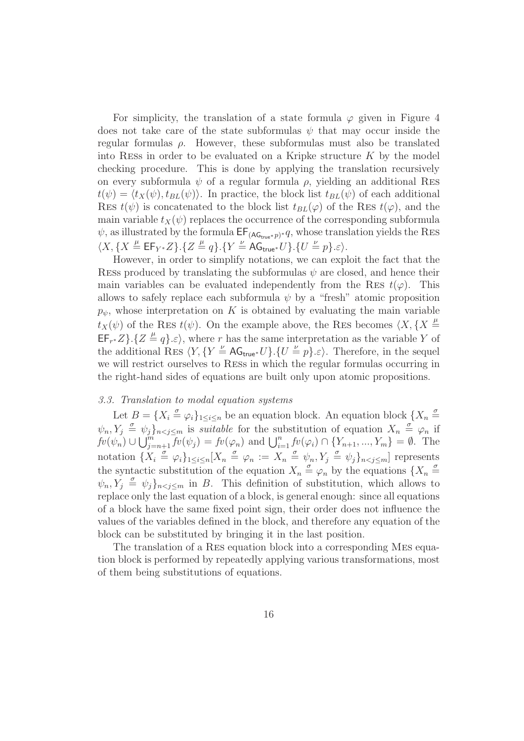For simplicity, the translation of a state formula $\varphi$ given in Figure 4 does not take care of the state subformulas $\psi$ that may occur inside the regular formulas $\rho$. However, these subformulas must also be translated into RESs in order to be evaluated on a Kripke structure $K$ by the model checking procedure. This is done by applying the translation recursively on every subformula $\psi$ of a regular formula $\rho$, yielding an additional RES $t(\psi) = \langle t_X(\psi), t_{BL}(\psi)\rangle$. In practice, the block list $t_{BL}(\psi)$ of each additional RES $t(\psi)$ is concatenated to the block list $t_{BL}(\varphi)$ of the RES $t(\varphi)$, and the main variable $t_X(\psi)$ replaces the occurrence of the corresponding subformula $\psi$, as illustrated by the formula $\mathsf{EF}_{(\mathsf{AG}_{\mathsf{true}^*}p)^*}q$, whose translation yields the RES $\langle X, \{X \stackrel{\mu}{=} \mathsf{EF}_{Y^*}Z\}.\{Z \stackrel{\mu}{=} q\}.\{Y \stackrel{\nu}{=} \mathsf{AG}_{\mathsf{true}^*}U\}.\{U \stackrel{\nu}{=} p\}.\varepsilon\rangle$.

However, in order to simplify notations, we can exploit the fact that the RESs produced by translating the subformulas $\psi$ are closed, and hence their main variables can be evaluated independently from the RES $t(\varphi)$. This allows to safely replace each subformula $\psi$ by a "fresh" atomic proposition $p_\psi$, whose interpretation on $K$ is obtained by evaluating the main variable $t_X(\psi)$ of the RES $t(\psi)$. On the example above, the RES becomes $\langle X, \{X \stackrel{\mu}{=} \mathsf{EF}_{r^*}Z\}.\{Z \stackrel{\mu}{=} q\}.\varepsilon\rangle$, where $r$ has the same interpretation as the variable $Y$ of the additional RES $\langle Y, \{Y \stackrel{\nu}{=} \mathsf{AG}_{\mathsf{true}^*}U\}.\{U \stackrel{\nu}{=} p\}.\varepsilon\rangle$. Therefore, in the sequel we will restrict ourselves to RESs in which the regular formulas occurring in the right-hand sides of equations are built only upon atomic propositions.

### *3.3. Translation to modal equation systems*

Let $B = \{X_i \stackrel{\sigma}{=} \varphi_i\}_{1\le i\le n}$ be an equation block. An equation block $\{X_n \stackrel{\sigma}{=} \psi_n, Y_j \stackrel{\sigma}{=} \psi_j\}_{n<j\le m}$ is *suitable* for the substitution of equation $X_n \stackrel{\sigma}{=} \varphi_n$ if $fv(\psi_n) \cup \bigcup_{j=n+1}^{m} fv(\psi_j) = fv(\varphi_n)$ and $\bigcup_{i=1}^{n} fv(\varphi_i) \cap \{Y_{n+1}, ..., Y_m\} = \emptyset$. The notation $\{X_i \stackrel{\sigma}{=} \varphi_i\}_{1\le i\le n}[X_n \stackrel{\sigma}{=} \varphi_n := X_n \stackrel{\sigma}{=} \psi_n, Y_j \stackrel{\sigma}{=} \psi_j\}_{n<j\le m}]$ represents the syntactic substitution of the equation $X_n \stackrel{\sigma}{=} \varphi_n$ by the equations $\{X_n \stackrel{\sigma}{=} \psi_n, Y_j \stackrel{\sigma}{=} \psi_j\}_{n<j\le m}$ in $B$. This definition of substitution, which allows to replace only the last equation of a block, is general enough: since all equations of a block have the same fixed point sign, their order does not influence the values of the variables defined in the block, and therefore any equation of the block can be substituted by bringing it in the last position.

The translation of a RES equation block into a corresponding MES equation block is performed by repeatedly applying various transformations, most of them being substitutions of equations.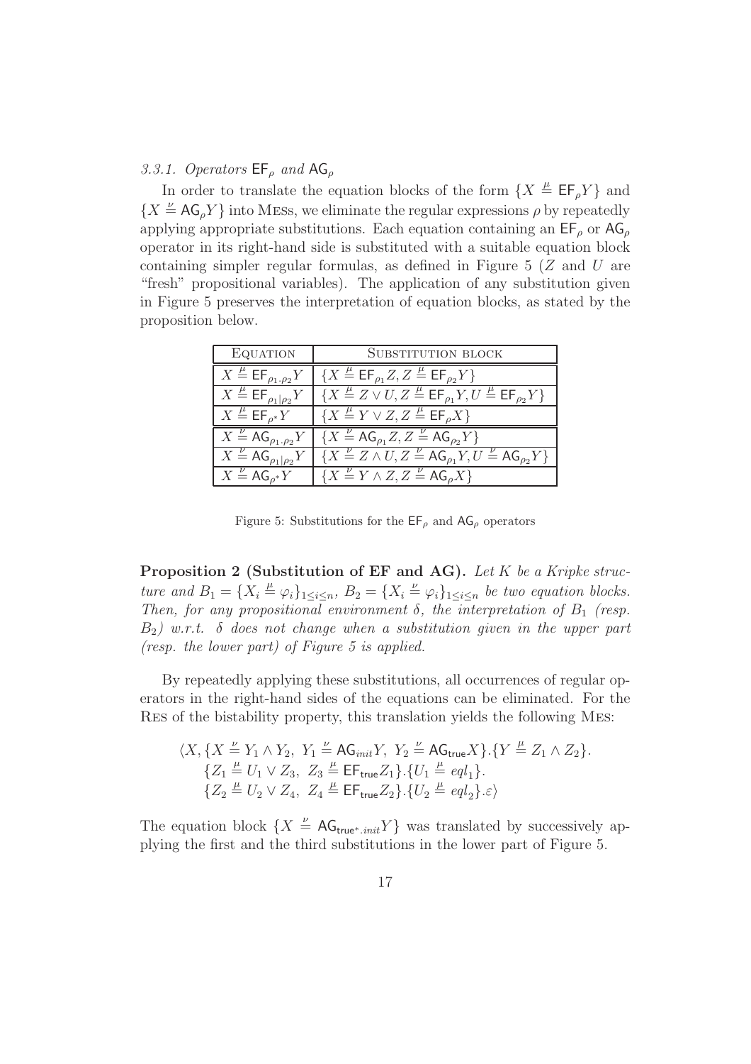#### 3.3.1. Operators $\mathsf{EF}_\rho$ and $\mathsf{AG}_\rho$

In order to translate the equation blocks of the form $\{X \stackrel{\mu}{=} \mathsf{EF}_\rho Y\}$ and $\{X \stackrel{\nu}{=} \mathsf{AG}_\rho Y\}$ into MEss, we eliminate the regular expressions $\rho$ by repeatedly applying appropriate substitutions. Each equation containing an $\mathsf{EF}_\rho$ or $\mathsf{AG}_\rho$ operator in its right-hand side is substituted with a suitable equation block containing simpler regular formulas, as defined in Figure 5 ($Z$ and $U$ are "fresh" propositional variables). The application of any substitution given in Figure 5 preserves the interpretation of equation blocks, as stated by the proposition below.

| EQUATION | SUBSTITUTION BLOCK |
|---|---|
| $X \stackrel{\mu}{=} \mathsf{EF}_{\rho_1.\rho_2} Y$ | $\{X \stackrel{\mu}{=} \mathsf{EF}_{\rho_1} Z, Z \stackrel{\mu}{=} \mathsf{EF}_{\rho_2} Y\}$ |
| $X \stackrel{\mu}{=} \mathsf{EF}_{\rho_1 \mid \rho_2} Y$ | $\{X \stackrel{\mu}{=} Z \vee U, Z \stackrel{\mu}{=} \mathsf{EF}_{\rho_1} Y, U \stackrel{\mu}{=} \mathsf{EF}_{\rho_2} Y\}$ |
| $X \stackrel{\mu}{=} \mathsf{EF}_{\rho^*} Y$ | $\{X \stackrel{\mu}{=} Y \vee Z, Z \stackrel{\mu}{=} \mathsf{EF}_{\rho} X\}$ |
| $X \stackrel{\nu}{=} \mathsf{AG}_{\rho_1.\rho_2} Y$ | $\{X \stackrel{\nu}{=} \mathsf{AG}_{\rho_1} Z, Z \stackrel{\nu}{=} \mathsf{AG}_{\rho_2} Y\}$ |
| $X \stackrel{\nu}{=} \mathsf{AG}_{\rho_1 \mid \rho_2} Y$ | $\{X \stackrel{\nu}{=} Z \wedge U, Z \stackrel{\nu}{=} \mathsf{AG}_{\rho_1} Y, U \stackrel{\nu}{=} \mathsf{AG}_{\rho_2} Y\}$ |
| $X \stackrel{\nu}{=} \mathsf{AG}_{\rho^*} Y$ | $\{X \stackrel{\nu}{=} Y \wedge Z, Z \stackrel{\nu}{=} \mathsf{AG}_{\rho} X\}$ |

Figure 5: Substitutions for the $\mathsf{EF}_\rho$ and $\mathsf{AG}_\rho$ operators

**Proposition 2 (Substitution of EF and AG).** *Let $K$ be a Kripke structure and $B_1 = \{X_i \stackrel{\mu}{=} \varphi_i\}_{1 \le i \le n}$, $B_2 = \{X_i \stackrel{\nu}{=} \varphi_i\}_{1 \le i \le n}$ be two equation blocks. Then, for any propositional environment $\delta$, the interpretation of $B_1$ (resp. $B_2$) w.r.t. $\delta$ does not change when a substitution given in the upper part (resp. the lower part) of Figure 5 is applied.*

By repeatedly applying these substitutions, all occurrences of regular operators in the right-hand sides of the equations can be eliminated. For the RES of the bistability property, this translation yields the following MES:

$$\begin{aligned}
\langle X, \{X \stackrel{\nu}{=} Y_1 \wedge Y_2,\ Y_1 \stackrel{\nu}{=} \mathsf{AG}_{init} Y,\ Y_2 \stackrel{\nu}{=} \mathsf{AG}_{\mathsf{true}} X\}.\{Y \stackrel{\mu}{=} Z_1 \wedge Z_2\}.\\
\{Z_1 \stackrel{\mu}{=} U_1 \vee Z_3,\ Z_3 \stackrel{\mu}{=} \mathsf{EF}_{\mathsf{true}} Z_1\}.\{U_1 \stackrel{\mu}{=} eql_1\}.\\
\{Z_2 \stackrel{\mu}{=} U_2 \vee Z_4,\ Z_4 \stackrel{\mu}{=} \mathsf{EF}_{\mathsf{true}} Z_2\}.\{U_2 \stackrel{\mu}{=} eql_2\}.\varepsilon\rangle
\end{aligned}$$

The equation block $\{X \stackrel{\nu}{=} \mathsf{AG}_{\mathsf{true}^*.init} Y\}$ was translated by successively applying the first and the third substitutions in the lower part of Figure 5.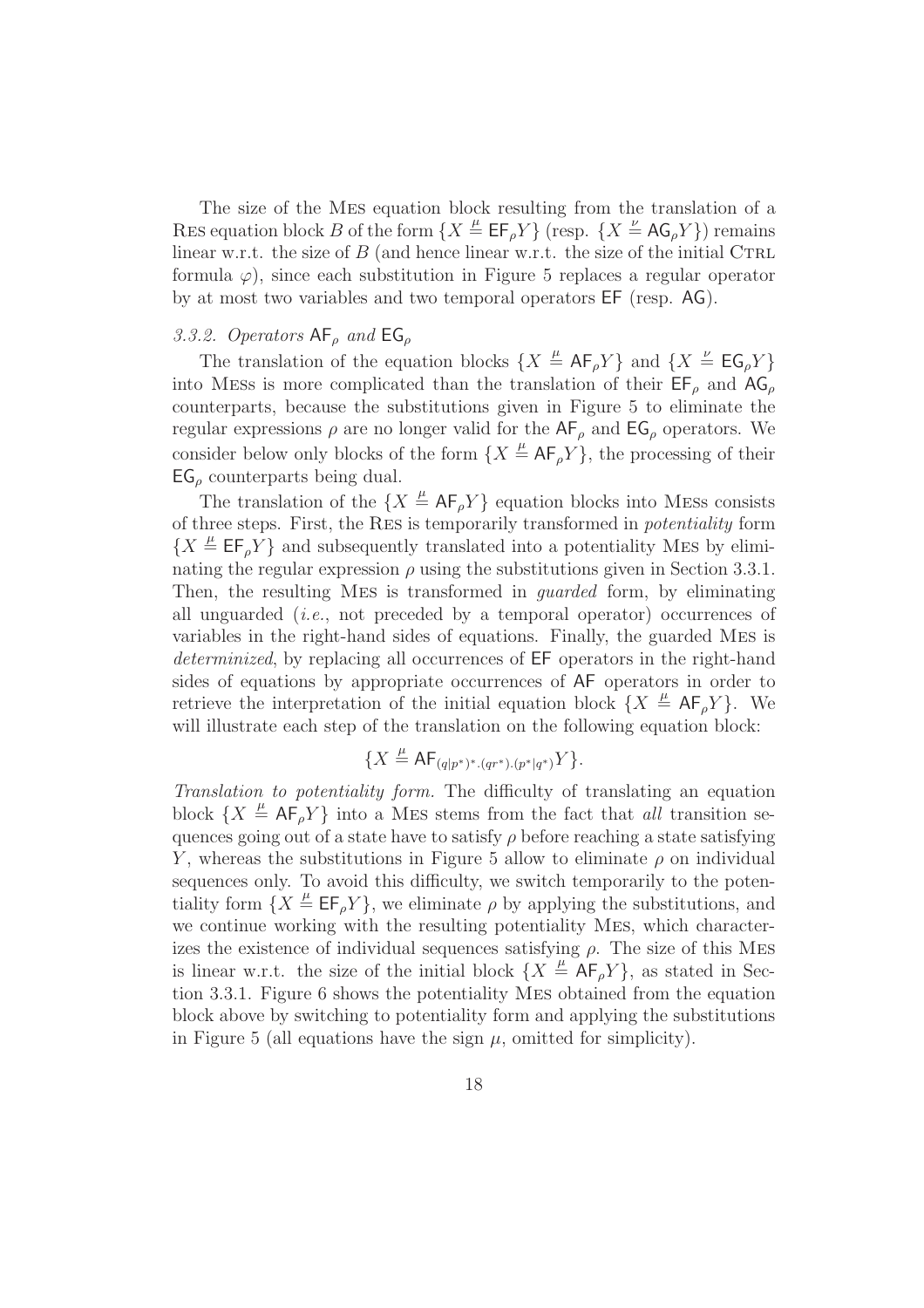The size of the MES equation block resulting from the translation of a RES equation block $B$ of the form $\{X \stackrel{\mu}{=} \mathsf{EF}_\rho Y\}$ (resp. $\{X \stackrel{\nu}{=} \mathsf{AG}_\rho Y\}$) remains linear w.r.t. the size of $B$ (and hence linear w.r.t. the size of the initial CTRL formula $\varphi$), since each substitution in Figure 5 replaces a regular operator by at most two variables and two temporal operators $\mathsf{EF}$ (resp. $\mathsf{AG}$).

### 3.3.2. Operators $\mathsf{AF}_\rho$ and $\mathsf{EG}_\rho$

The translation of the equation blocks $\{X \stackrel{\mu}{=} \mathsf{AF}_\rho Y\}$ and $\{X \stackrel{\nu}{=} \mathsf{EG}_\rho Y\}$ into MESS is more complicated than the translation of their $\mathsf{EF}_\rho$ and $\mathsf{AG}_\rho$ counterparts, because the substitutions given in Figure 5 to eliminate the regular expressions $\rho$ are no longer valid for the $\mathsf{AF}_\rho$ and $\mathsf{EG}_\rho$ operators. We consider below only blocks of the form $\{X \stackrel{\mu}{=} \mathsf{AF}_\rho Y\}$, the processing of their $\mathsf{EG}_\rho$ counterparts being dual.

The translation of the $\{X \stackrel{\mu}{=} \mathsf{AF}_\rho Y\}$ equation blocks into MESS consists of three steps. First, the RES is temporarily transformed in *potentiality* form $\{X \stackrel{\mu}{=} \mathsf{EF}_\rho Y\}$ and subsequently translated into a potentiality MES by eliminating the regular expression $\rho$ using the substitutions given in Section 3.3.1. Then, the resulting MES is transformed in *guarded* form, by eliminating all unguarded (*i.e.*, not preceded by a temporal operator) occurrences of variables in the right-hand sides of equations. Finally, the guarded MES is *determinized*, by replacing all occurrences of $\mathsf{EF}$ operators in the right-hand sides of equations by appropriate occurrences of $\mathsf{AF}$ operators in order to retrieve the interpretation of the initial equation block $\{X \stackrel{\mu}{=} \mathsf{AF}_\rho Y\}$. We will illustrate each step of the translation on the following equation block:

$$\{X \stackrel{\mu}{=} \mathsf{AF}_{(q|p^*)^*.(qr^*).(p^*|q^*)} Y\}.$$

*Translation to potentiality form.* The difficulty of translating an equation block $\{X \stackrel{\mu}{=} \mathsf{AF}_\rho Y\}$ into a MES stems from the fact that *all* transition sequences going out of a state have to satisfy $\rho$ before reaching a state satisfying $Y$, whereas the substitutions in Figure 5 allow to eliminate $\rho$ on individual sequences only. To avoid this difficulty, we switch temporarily to the potentiality form $\{X \stackrel{\mu}{=} \mathsf{EF}_\rho Y\}$, we eliminate $\rho$ by applying the substitutions, and we continue working with the resulting potentiality MES, which characterizes the existence of individual sequences satisfying $\rho$. The size of this MES is linear w.r.t. the size of the initial block $\{X \stackrel{\mu}{=} \mathsf{AF}_\rho Y\}$, as stated in Section 3.3.1. Figure 6 shows the potentiality MES obtained from the equation block above by switching to potentiality form and applying the substitutions in Figure 5 (all equations have the sign $\mu$, omitted for simplicity).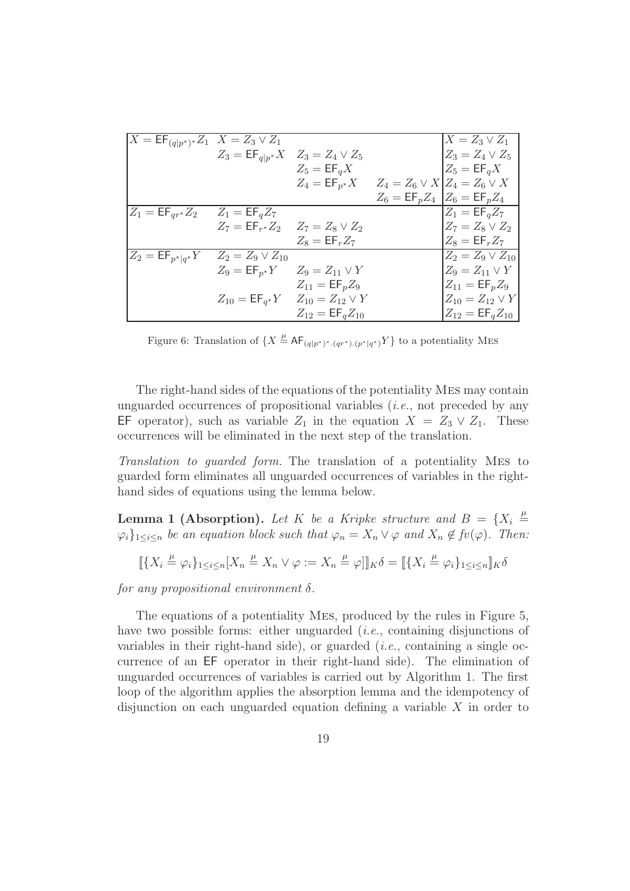| | | | | |
|---|---|---|---|---|
| $X = \mathsf{EF}_{(q\|p^*)^*} Z_1$ | $X = Z_3 \vee Z_1$ | | | $X = Z_3 \vee Z_1$ |
| | $Z_3 = \mathsf{EF}_{q\|p^*} X$ | $Z_3 = Z_4 \vee Z_5$ | | $Z_3 = Z_4 \vee Z_5$ |
| | | $Z_5 = \mathsf{EF}_q X$ | | $Z_5 = \mathsf{EF}_q X$ |
| | | $Z_4 = \mathsf{EF}_{p^*} X$ | $Z_4 = Z_6 \vee X$ | $Z_4 = Z_6 \vee X$ |
| | | | $Z_6 = \mathsf{EF}_p Z_4$ | $Z_6 = \mathsf{EF}_p Z_4$ |
| $Z_1 = \mathsf{EF}_{qr^*} Z_2$ | $Z_1 = \mathsf{EF}_q Z_7$ | | | $Z_1 = \mathsf{EF}_q Z_7$ |
| | $Z_7 = \mathsf{EF}_{r^*} Z_2$ | $Z_7 = Z_8 \vee Z_2$ | | $Z_7 = Z_8 \vee Z_2$ |
| | | $Z_8 = \mathsf{EF}_r Z_7$ | | $Z_8 = \mathsf{EF}_r Z_7$ |
| $Z_2 = \mathsf{EF}_{p^*\|q^*} Y$ | $Z_2 = Z_9 \vee Z_{10}$ | | | $Z_2 = Z_9 \vee Z_{10}$ |
| | $Z_9 = \mathsf{EF}_{p^*} Y$ | $Z_9 = Z_{11} \vee Y$ | | $Z_9 = Z_{11} \vee Y$ |
| | | $Z_{11} = \mathsf{EF}_p Z_9$ | | $Z_{11} = \mathsf{EF}_p Z_9$ |
| | $Z_{10} = \mathsf{EF}_{q^*} Y$ | $Z_{10} = Z_{12} \vee Y$ | | $Z_{10} = Z_{12} \vee Y$ |
| | | $Z_{12} = \mathsf{EF}_q Z_{10}$ | | $Z_{12} = \mathsf{EF}_q Z_{10}$ |

Figure 6: Translation of $\{X \stackrel{\mu}{=} \mathsf{AF}_{(q|p^*)^*.(qr^*).(p^*|q^*)} Y\}$ to a potentiality MES

The right-hand sides of the equations of the potentiality MES may contain unguarded occurrences of propositional variables (*i.e.*, not preceded by any $\mathsf{EF}$ operator), such as variable $Z_1$ in the equation $X = Z_3 \vee Z_1$. These occurrences will be eliminated in the next step of the translation.

*Translation to guarded form.* The translation of a potentiality MES to guarded form eliminates all unguarded occurrences of variables in the right-hand sides of equations using the lemma below.

**Lemma 1 (Absorption).** *Let $K$ be a Kripke structure and $B = \{X_i \stackrel{\mu}{=} \varphi_i\}_{1 \le i \le n}$ be an equation block such that $\varphi_n = X_n \vee \varphi$ and $X_n \notin fv(\varphi)$. Then:*

$$[\![\{X_i \stackrel{\mu}{=} \varphi_i\}_{1 \le i \le n}[X_n \stackrel{\mu}{=} X_n \vee \varphi := X_n \stackrel{\mu}{=} \varphi]]\!]_K \delta = [\![\{X_i \stackrel{\mu}{=} \varphi_i\}_{1 \le i \le n}]\!]_K \delta$$

*for any propositional environment $\delta$.*

The equations of a potentiality MES, produced by the rules in Figure 5, have two possible forms: either unguarded (*i.e.*, containing disjunctions of variables in their right-hand side), or guarded (*i.e.*, containing a single occurrence of an $\mathsf{EF}$ operator in their right-hand side). The elimination of unguarded occurrences of variables is carried out by Algorithm 1. The first loop of the algorithm applies the absorption lemma and the idempotency of disjunction on each unguarded equation defining a variable $X$ in order to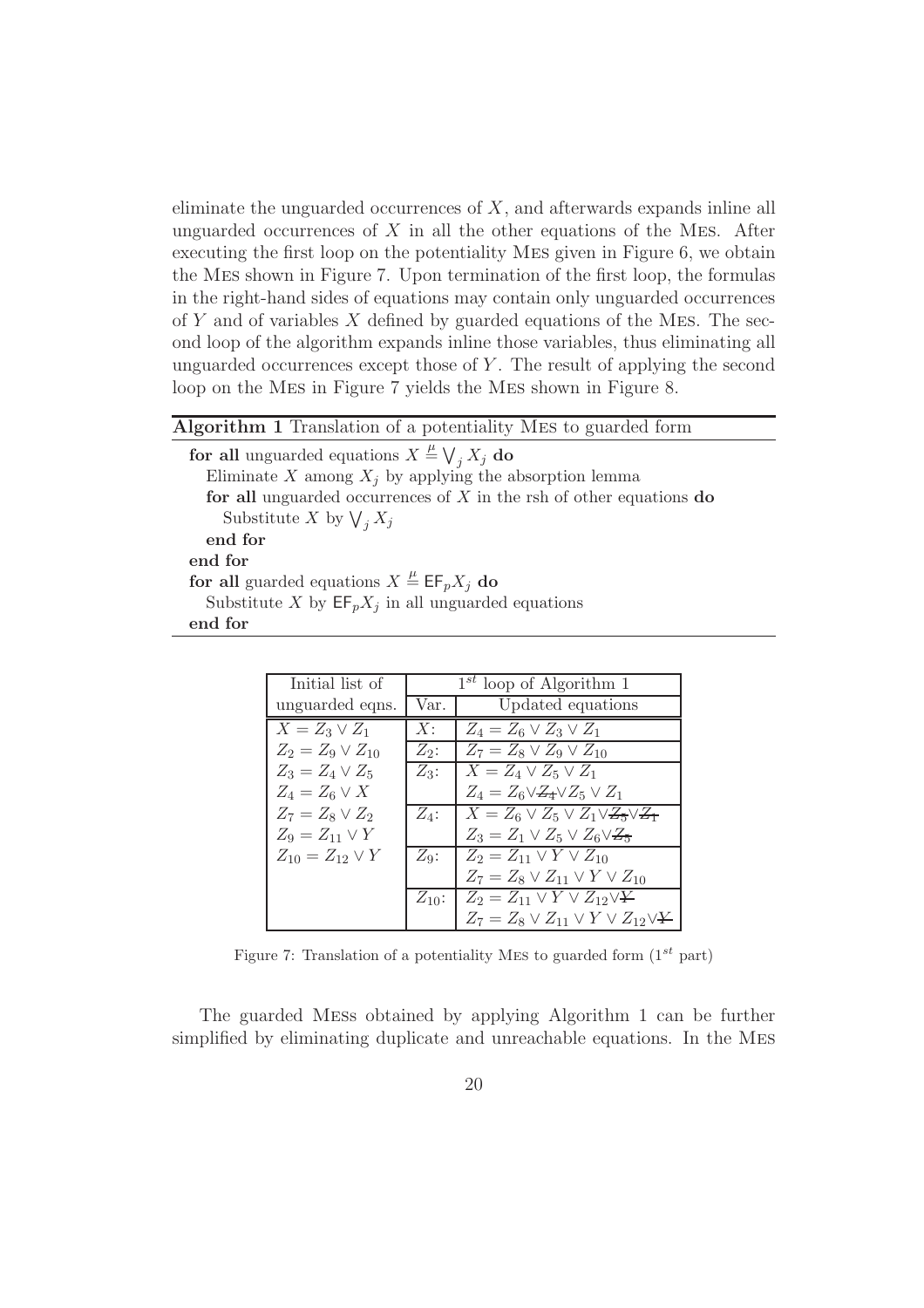eliminate the unguarded occurrences of $X$, and afterwards expands inline all unguarded occurrences of $X$ in all the other equations of the Mes. After executing the first loop on the potentiality Mes given in Figure 6, we obtain the Mes shown in Figure 7. Upon termination of the first loop, the formulas in the right-hand sides of equations may contain only unguarded occurrences of $Y$ and of variables $X$ defined by guarded equations of the Mes. The second loop of the algorithm expands inline those variables, thus eliminating all unguarded occurrences except those of $Y$. The result of applying the second loop on the Mes in Figure 7 yields the Mes shown in Figure 8.

**Algorithm 1** Translation of a potentiality Mes to guarded form

```
for all unguarded equations X =μ ⋁_j X_j do
  Eliminate X among X_j by applying the absorption lemma
  for all unguarded occurrences of X in the rsh of other equations do
    Substitute X by ⋁_j X_j
  end for
end for
for all guarded equations X =μ EF_p X_j do
  Substitute X by EF_p X_j in all unguarded equations
end for
```

| Initial list of | $1^{st}$ loop of Algorithm 1 | |
|---|---|---|
| unguarded eqns. | Var. | Updated equations |
| $X = Z_3 \vee Z_1$ | $X$: | $Z_4 = Z_6 \vee Z_3 \vee Z_1$ |
| $Z_2 = Z_9 \vee Z_{10}$ | $Z_2$: | $Z_7 = Z_8 \vee Z_9 \vee Z_{10}$ |
| $Z_3 = Z_4 \vee Z_5$ | $Z_3$: | $X = Z_4 \vee Z_5 \vee Z_1$ |
| $Z_4 = Z_6 \vee X$ | | $Z_4 = Z_6 \vee \cancel{Z_4} \vee Z_5 \vee Z_1$ |
| $Z_7 = Z_8 \vee Z_2$ | $Z_4$: | $X = Z_6 \vee Z_5 \vee Z_1 \vee \cancel{Z_5} \vee \cancel{Z_1}$ |
| $Z_9 = Z_{11} \vee Y$ | | $Z_3 = Z_1 \vee Z_5 \vee Z_6 \vee \cancel{Z_5}$ |
| $Z_{10} = Z_{12} \vee Y$ | $Z_9$: | $Z_2 = Z_{11} \vee Y \vee Z_{10}$ |
| | | $Z_7 = Z_8 \vee Z_{11} \vee Y \vee Z_{10}$ |
| | $Z_{10}$: | $Z_2 = Z_{11} \vee Y \vee Z_{12} \vee \cancel{Y}$ |
| | | $Z_7 = Z_8 \vee Z_{11} \vee Y \vee Z_{12} \vee \cancel{Y}$ |

Figure 7: Translation of a potentiality Mes to guarded form ($1^{st}$ part)

The guarded Mess obtained by applying Algorithm 1 can be further simplified by eliminating duplicate and unreachable equations. In the Mes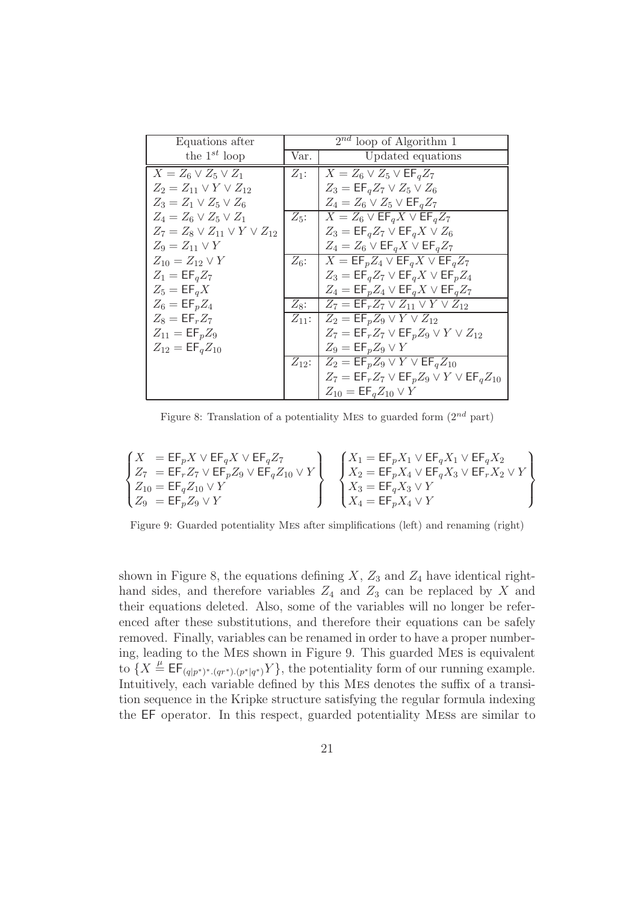| Equations after the $1^{st}$ loop | $2^{nd}$ loop of Algorithm 1 | |
|---|---|---|
| | Var. | Updated equations |
| $X = Z_6 \vee Z_5 \vee Z_1$ | $Z_1$: | $X = Z_6 \vee Z_5 \vee \mathsf{EF}_q Z_7$ |
| $Z_2 = Z_{11} \vee Y \vee Z_{12}$ | | $Z_3 = \mathsf{EF}_q Z_7 \vee Z_5 \vee Z_6$ |
| $Z_3 = Z_1 \vee Z_5 \vee Z_6$ | | $Z_4 = Z_6 \vee Z_5 \vee \mathsf{EF}_q Z_7$ |
| $Z_4 = Z_6 \vee Z_5 \vee Z_1$ | $Z_5$: | $X = Z_6 \vee \mathsf{EF}_q X \vee \mathsf{EF}_q Z_7$ |
| $Z_7 = Z_8 \vee Z_{11} \vee Y \vee Z_{12}$ | | $Z_3 = \mathsf{EF}_q Z_7 \vee \mathsf{EF}_q X \vee Z_6$ |
| $Z_9 = Z_{11} \vee Y$ | | $Z_4 = Z_6 \vee \mathsf{EF}_q X \vee \mathsf{EF}_q Z_7$ |
| $Z_{10} = Z_{12} \vee Y$ | $Z_6$: | $X = \mathsf{EF}_p Z_4 \vee \mathsf{EF}_q X \vee \mathsf{EF}_q Z_7$ |
| $Z_1 = \mathsf{EF}_q Z_7$ | | $Z_3 = \mathsf{EF}_q Z_7 \vee \mathsf{EF}_q X \vee \mathsf{EF}_p Z_4$ |
| $Z_5 = \mathsf{EF}_q X$ | | $Z_4 = \mathsf{EF}_p Z_4 \vee \mathsf{EF}_q X \vee \mathsf{EF}_q Z_7$ |
| $Z_6 = \mathsf{EF}_p Z_4$ | $Z_8$: | $Z_7 = \mathsf{EF}_r Z_7 \vee Z_{11} \vee Y \vee Z_{12}$ |
| $Z_8 = \mathsf{EF}_r Z_7$ | $Z_{11}$: | $Z_2 = \mathsf{EF}_p Z_9 \vee Y \vee Z_{12}$ |
| $Z_{11} = \mathsf{EF}_p Z_9$ | | $Z_7 = \mathsf{EF}_r Z_7 \vee \mathsf{EF}_p Z_9 \vee Y \vee Z_{12}$ |
| $Z_{12} = \mathsf{EF}_q Z_{10}$ | | $Z_9 = \mathsf{EF}_p Z_9 \vee Y$ |
| | $Z_{12}$: | $Z_2 = \mathsf{EF}_p Z_9 \vee Y \vee \mathsf{EF}_q Z_{10}$ |
| | | $Z_7 = \mathsf{EF}_r Z_7 \vee \mathsf{EF}_p Z_9 \vee Y \vee \mathsf{EF}_q Z_{10}$ |
| | | $Z_{10} = \mathsf{EF}_q Z_{10} \vee Y$ |

Figure 8: Translation of a potentiality MES to guarded form ($2^{nd}$ part)

$$\begin{Bmatrix} X \;= \mathsf{EF}_p X \vee \mathsf{EF}_q X \vee \mathsf{EF}_q Z_7 \\ Z_7 \;= \mathsf{EF}_r Z_7 \vee \mathsf{EF}_p Z_9 \vee \mathsf{EF}_q Z_{10} \vee Y \\ Z_{10} = \mathsf{EF}_q Z_{10} \vee Y \\ Z_9 \;= \mathsf{EF}_p Z_9 \vee Y \end{Bmatrix} \quad \begin{Bmatrix} X_1 = \mathsf{EF}_p X_1 \vee \mathsf{EF}_q X_1 \vee \mathsf{EF}_q X_2 \\ X_2 = \mathsf{EF}_p X_4 \vee \mathsf{EF}_q X_3 \vee \mathsf{EF}_r X_2 \vee Y \\ X_3 = \mathsf{EF}_q X_3 \vee Y \\ X_4 = \mathsf{EF}_p X_4 \vee Y \end{Bmatrix}$$

Figure 9: Guarded potentiality MES after simplifications (left) and renaming (right)

shown in Figure 8, the equations defining $X$, $Z_3$ and $Z_4$ have identical right-hand sides, and therefore variables $Z_4$ and $Z_3$ can be replaced by $X$ and their equations deleted. Also, some of the variables will no longer be referenced after these substitutions, and therefore their equations can be safely removed. Finally, variables can be renamed in order to have a proper numbering, leading to the MES shown in Figure 9. This guarded MES is equivalent to $\{X \stackrel{\mu}{=} \mathsf{EF}_{(q|p^*)^*.(qr^*).(p^*|q^*)} Y\}$, the potentiality form of our running example. Intuitively, each variable defined by this MES denotes the suffix of a transition sequence in the Kripke structure satisfying the regular formula indexing the $\mathsf{EF}$ operator. In this respect, guarded potentiality MESs are similar to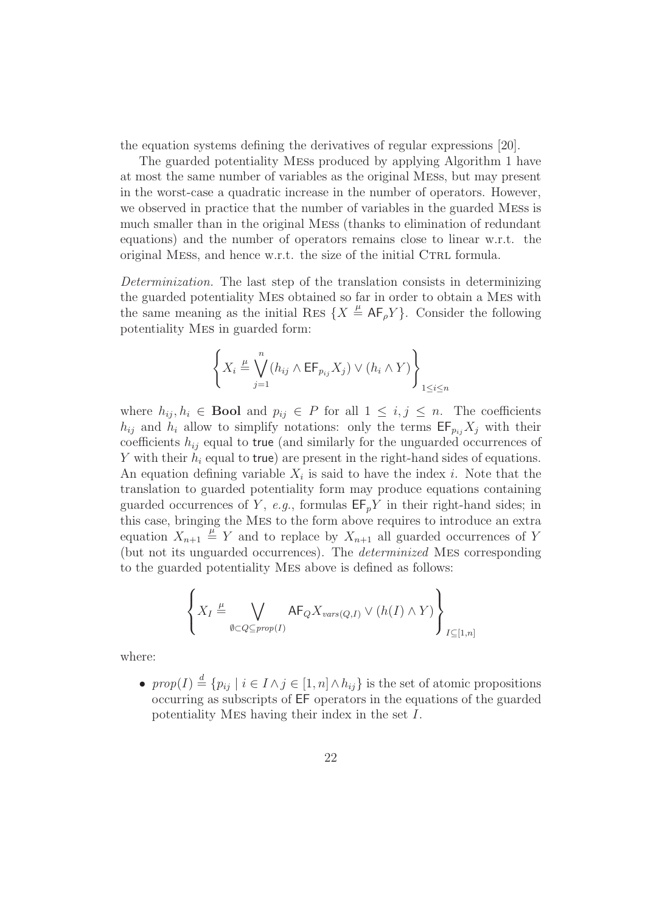the equation systems defining the derivatives of regular expressions [20].

The guarded potentiality MESs produced by applying Algorithm 1 have at most the same number of variables as the original MESs, but may present in the worst-case a quadratic increase in the number of operators. However, we observed in practice that the number of variables in the guarded MESs is much smaller than in the original MESs (thanks to elimination of redundant equations) and the number of operators remains close to linear w.r.t. the original MESs, and hence w.r.t. the size of the initial CTRL formula.

*Determinization.* The last step of the translation consists in determinizing the guarded potentiality MES obtained so far in order to obtain a MES with the same meaning as the initial RES $\{X \stackrel{\mu}{=} \mathsf{AF}_\rho Y\}$. Consider the following potentiality MES in guarded form:

$$\left\{ X_i \stackrel{\mu}{=} \bigvee_{j=1}^{n} (h_{ij} \wedge \mathsf{EF}_{p_{ij}} X_j) \vee (h_i \wedge Y) \right\}_{1 \le i \le n}$$

where $h_{ij}, h_i \in \mathbf{Bool}$ and $p_{ij} \in P$ for all $1 \le i, j \le n$. The coefficients $h_{ij}$ and $h_i$ allow to simplify notations: only the terms $\mathsf{EF}_{p_{ij}} X_j$ with their coefficients $h_{ij}$ equal to $\mathsf{true}$ (and similarly for the unguarded occurrences of $Y$ with their $h_i$ equal to $\mathsf{true}$) are present in the right-hand sides of equations. An equation defining variable $X_i$ is said to have the index $i$. Note that the translation to guarded potentiality form may produce equations containing guarded occurrences of $Y$, *e.g.*, formulas $\mathsf{EF}_p Y$ in their right-hand sides; in this case, bringing the MES to the form above requires to introduce an extra equation $X_{n+1} \stackrel{\mu}{=} Y$ and to replace by $X_{n+1}$ all guarded occurrences of $Y$ (but not its unguarded occurrences). The *determinized* MES corresponding to the guarded potentiality MES above is defined as follows:

$$\left\{ X_I \stackrel{\mu}{=} \bigvee_{\emptyset \subset Q \subseteq prop(I)} \mathsf{AF}_Q X_{vars(Q,I)} \vee (h(I) \wedge Y) \right\}_{I \subseteq [1,n]}$$

where:

- $prop(I) \stackrel{d}{=} \{p_{ij} \mid i \in I \wedge j \in [1,n] \wedge h_{ij}\}$ is the set of atomic propositions occurring as subscripts of $\mathsf{EF}$ operators in the equations of the guarded potentiality MES having their index in the set $I$.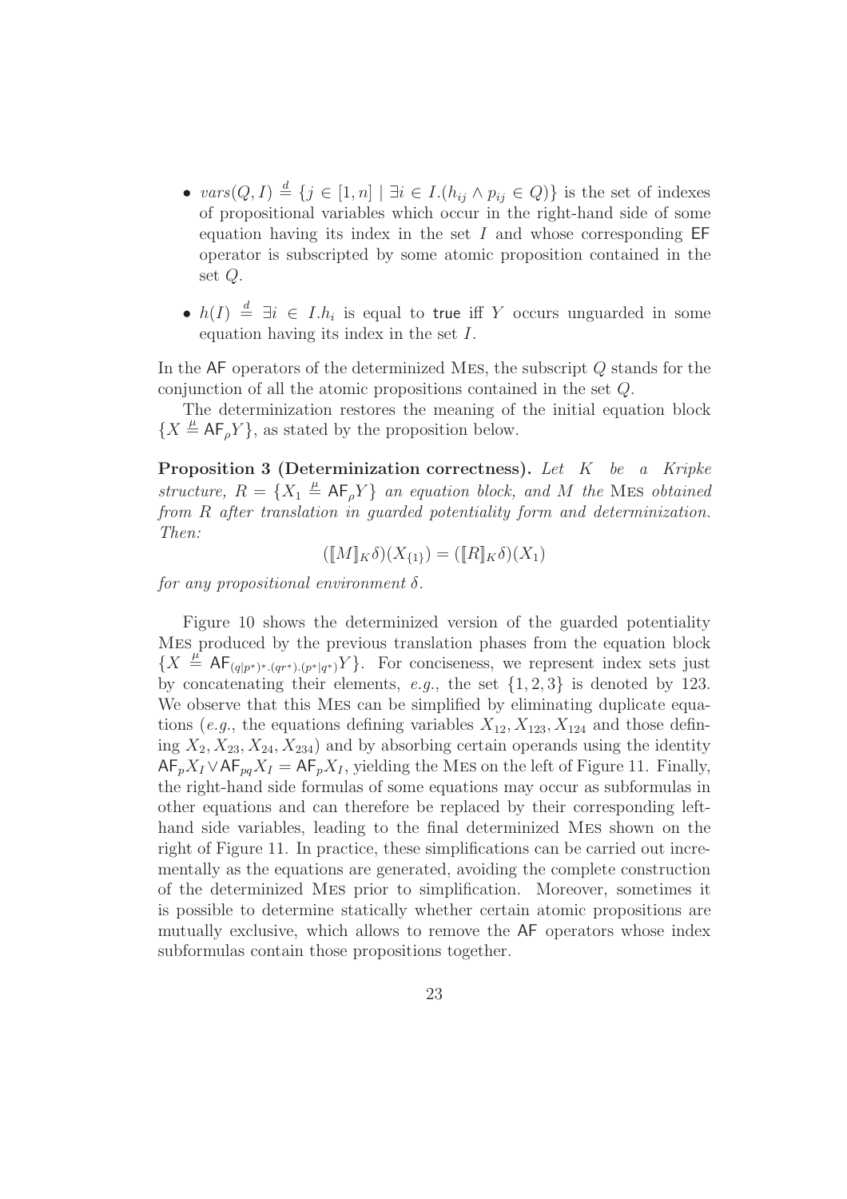- $vars(Q, I) \stackrel{d}{=} \{j \in [1, n] \mid \exists i \in I.(h_{ij} \wedge p_{ij} \in Q)\}$ is the set of indexes of propositional variables which occur in the right-hand side of some equation having its index in the set $I$ and whose corresponding $\mathsf{EF}$ operator is subscripted by some atomic proposition contained in the set $Q$.
- $h(I) \stackrel{d}{=} \exists i \in I.h_i$ is equal to $\mathsf{true}$ iff $Y$ occurs unguarded in some equation having its index in the set $I$.

In the $\mathsf{AF}$ operators of the determinized Mes, the subscript $Q$ stands for the conjunction of all the atomic propositions contained in the set $Q$.

The determinization restores the meaning of the initial equation block $\{X \stackrel{\mu}{=} \mathsf{AF}_\rho Y\}$, as stated by the proposition below.

**Proposition 3 (Determinization correctness).** *Let $K$ be a Kripke structure, $R = \{X_1 \stackrel{\mu}{=} \mathsf{AF}_\rho Y\}$ an equation block, and $M$ the* Mes *obtained from $R$ after translation in guarded potentiality form and determinization. Then:*

$$([\![M]\!]_K \delta)(X_{\{1\}}) = ([\![R]\!]_K \delta)(X_1)$$

*for any propositional environment $\delta$.*

Figure 10 shows the determinized version of the guarded potentiality Mes produced by the previous translation phases from the equation block $\{X \stackrel{\mu}{=} \mathsf{AF}_{(q|p^*)^*.(qr^*).(p^*|q^*)} Y\}$. For conciseness, we represent index sets just by concatenating their elements, *e.g.*, the set $\{1, 2, 3\}$ is denoted by 123. We observe that this Mes can be simplified by eliminating duplicate equations (*e.g.*, the equations defining variables $X_{12}, X_{123}, X_{124}$ and those defining $X_2, X_{23}, X_{24}, X_{234}$) and by absorbing certain operands using the identity $\mathsf{AF}_p X_I \vee \mathsf{AF}_{pq} X_I = \mathsf{AF}_p X_I$, yielding the Mes on the left of Figure 11. Finally, the right-hand side formulas of some equations may occur as subformulas in other equations and can therefore be replaced by their corresponding left-hand side variables, leading to the final determinized Mes shown on the right of Figure 11. In practice, these simplifications can be carried out incrementally as the equations are generated, avoiding the complete construction of the determinized Mes prior to simplification. Moreover, sometimes it is possible to determine statically whether certain atomic propositions are mutually exclusive, which allows to remove the $\mathsf{AF}$ operators whose index subformulas contain those propositions together.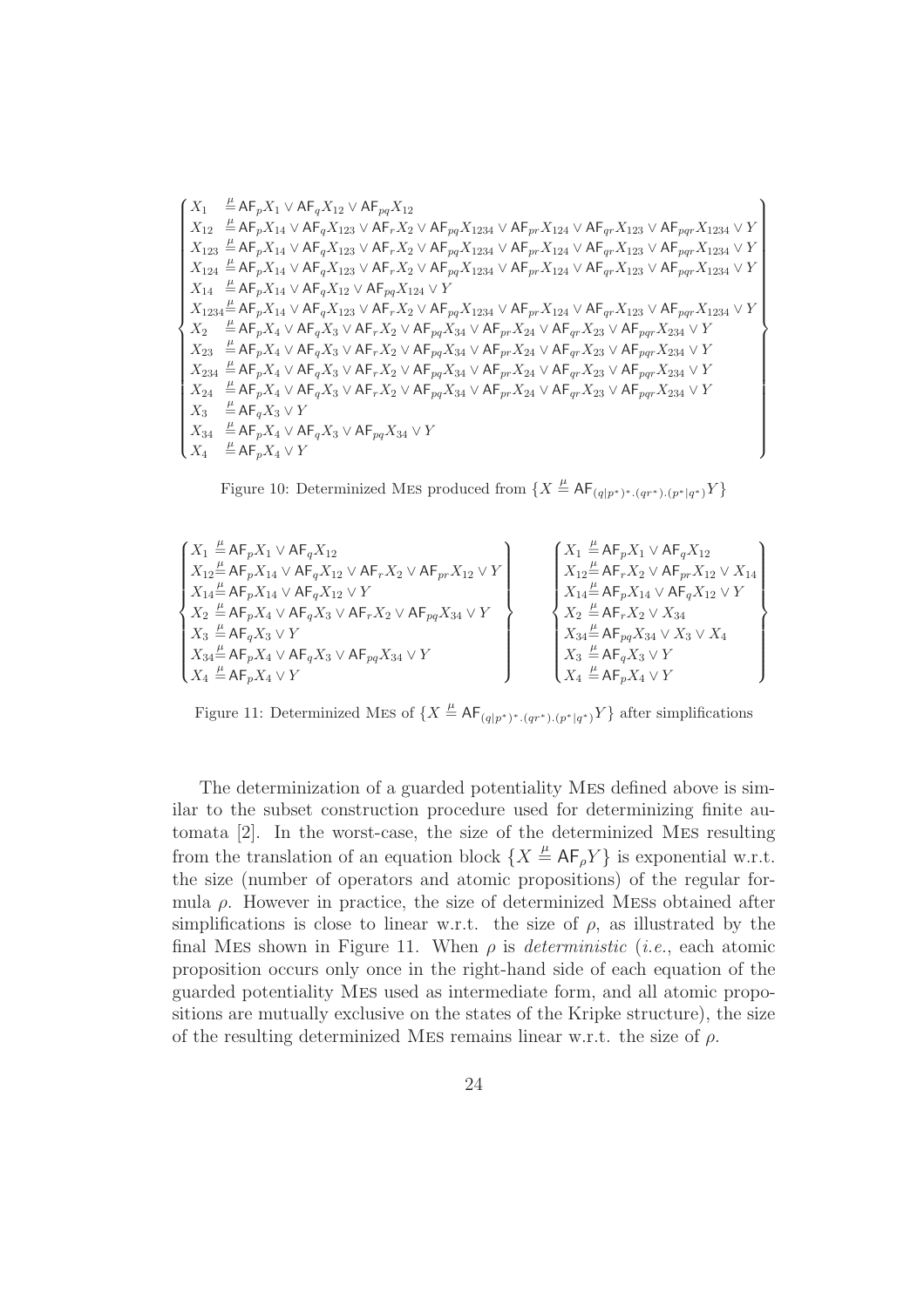$$
\left\{
\begin{array}{ll}
X_1 & \stackrel{\mu}{=} \mathsf{AF}_p X_1 \vee \mathsf{AF}_q X_{12} \vee \mathsf{AF}_{pq} X_{12} \\
X_{12} & \stackrel{\mu}{=} \mathsf{AF}_p X_{14} \vee \mathsf{AF}_q X_{123} \vee \mathsf{AF}_r X_2 \vee \mathsf{AF}_{pq} X_{1234} \vee \mathsf{AF}_{pr} X_{124} \vee \mathsf{AF}_{qr} X_{123} \vee \mathsf{AF}_{pqr} X_{1234} \vee Y \\
X_{123} & \stackrel{\mu}{=} \mathsf{AF}_p X_{14} \vee \mathsf{AF}_q X_{123} \vee \mathsf{AF}_r X_2 \vee \mathsf{AF}_{pq} X_{1234} \vee \mathsf{AF}_{pr} X_{124} \vee \mathsf{AF}_{qr} X_{123} \vee \mathsf{AF}_{pqr} X_{1234} \vee Y \\
X_{124} & \stackrel{\mu}{=} \mathsf{AF}_p X_{14} \vee \mathsf{AF}_q X_{123} \vee \mathsf{AF}_r X_2 \vee \mathsf{AF}_{pq} X_{1234} \vee \mathsf{AF}_{pr} X_{124} \vee \mathsf{AF}_{qr} X_{123} \vee \mathsf{AF}_{pqr} X_{1234} \vee Y \\
X_{14} & \stackrel{\mu}{=} \mathsf{AF}_p X_{14} \vee \mathsf{AF}_q X_{12} \vee \mathsf{AF}_{pq} X_{124} \vee Y \\
X_{1234} & \stackrel{\mu}{=} \mathsf{AF}_p X_{14} \vee \mathsf{AF}_q X_{123} \vee \mathsf{AF}_r X_2 \vee \mathsf{AF}_{pq} X_{1234} \vee \mathsf{AF}_{pr} X_{124} \vee \mathsf{AF}_{qr} X_{123} \vee \mathsf{AF}_{pqr} X_{1234} \vee Y \\
X_2 & \stackrel{\mu}{=} \mathsf{AF}_p X_4 \vee \mathsf{AF}_q X_3 \vee \mathsf{AF}_r X_2 \vee \mathsf{AF}_{pq} X_{34} \vee \mathsf{AF}_{pr} X_{24} \vee \mathsf{AF}_{qr} X_{23} \vee \mathsf{AF}_{pqr} X_{234} \vee Y \\
X_{23} & \stackrel{\mu}{=} \mathsf{AF}_p X_4 \vee \mathsf{AF}_q X_3 \vee \mathsf{AF}_r X_2 \vee \mathsf{AF}_{pq} X_{34} \vee \mathsf{AF}_{pr} X_{24} \vee \mathsf{AF}_{qr} X_{23} \vee \mathsf{AF}_{pqr} X_{234} \vee Y \\
X_{234} & \stackrel{\mu}{=} \mathsf{AF}_p X_4 \vee \mathsf{AF}_q X_3 \vee \mathsf{AF}_r X_2 \vee \mathsf{AF}_{pq} X_{34} \vee \mathsf{AF}_{pr} X_{24} \vee \mathsf{AF}_{qr} X_{23} \vee \mathsf{AF}_{pqr} X_{234} \vee Y \\
X_{24} & \stackrel{\mu}{=} \mathsf{AF}_p X_4 \vee \mathsf{AF}_q X_3 \vee \mathsf{AF}_r X_2 \vee \mathsf{AF}_{pq} X_{34} \vee \mathsf{AF}_{pr} X_{24} \vee \mathsf{AF}_{qr} X_{23} \vee \mathsf{AF}_{pqr} X_{234} \vee Y \\
X_3 & \stackrel{\mu}{=} \mathsf{AF}_q X_3 \vee Y \\
X_{34} & \stackrel{\mu}{=} \mathsf{AF}_p X_4 \vee \mathsf{AF}_q X_3 \vee \mathsf{AF}_{pq} X_{34} \vee Y \\
X_4 & \stackrel{\mu}{=} \mathsf{AF}_p X_4 \vee Y
\end{array}
\right\}
$$

Figure 10: Determinized MES produced from $\{X \stackrel{\mu}{=} \mathsf{AF}_{(q|p^*)^*.(qr^*).(p^*|q^*)} Y\}$

$$
\left\{
\begin{array}{l}
X_1 \stackrel{\mu}{=} \mathsf{AF}_p X_1 \vee \mathsf{AF}_q X_{12} \\
X_{12} \stackrel{\mu}{=} \mathsf{AF}_p X_{14} \vee \mathsf{AF}_q X_{12} \vee \mathsf{AF}_r X_2 \vee \mathsf{AF}_{pr} X_{12} \vee Y \\
X_{14} \stackrel{\mu}{=} \mathsf{AF}_p X_{14} \vee \mathsf{AF}_q X_{12} \vee Y \\
X_2 \stackrel{\mu}{=} \mathsf{AF}_p X_4 \vee \mathsf{AF}_q X_3 \vee \mathsf{AF}_r X_2 \vee \mathsf{AF}_{pq} X_{34} \vee Y \\
X_3 \stackrel{\mu}{=} \mathsf{AF}_q X_3 \vee Y \\
X_{34} \stackrel{\mu}{=} \mathsf{AF}_p X_4 \vee \mathsf{AF}_q X_3 \vee \mathsf{AF}_{pq} X_{34} \vee Y \\
X_4 \stackrel{\mu}{=} \mathsf{AF}_p X_4 \vee Y
\end{array}
\right\}
\qquad
\left\{
\begin{array}{l}
X_1 \stackrel{\mu}{=} \mathsf{AF}_p X_1 \vee \mathsf{AF}_q X_{12} \\
X_{12} \stackrel{\mu}{=} \mathsf{AF}_r X_2 \vee \mathsf{AF}_{pr} X_{12} \vee X_{14} \\
X_{14} \stackrel{\mu}{=} \mathsf{AF}_p X_{14} \vee \mathsf{AF}_q X_{12} \vee Y \\
X_2 \stackrel{\mu}{=} \mathsf{AF}_r X_2 \vee X_{34} \\
X_{34} \stackrel{\mu}{=} \mathsf{AF}_{pq} X_{34} \vee X_3 \vee X_4 \\
X_3 \stackrel{\mu}{=} \mathsf{AF}_q X_3 \vee Y \\
X_4 \stackrel{\mu}{=} \mathsf{AF}_p X_4 \vee Y
\end{array}
\right\}
$$

Figure 11: Determinized MES of $\{X \stackrel{\mu}{=} \mathsf{AF}_{(q|p^*)^*.(qr^*).(p^*|q^*)} Y\}$ after simplifications

The determinization of a guarded potentiality MES defined above is similar to the subset construction procedure used for determinizing finite automata [2]. In the worst-case, the size of the determinized MES resulting from the translation of an equation block $\{X \stackrel{\mu}{=} \mathsf{AF}_\rho Y\}$ is exponential w.r.t. the size (number of operators and atomic propositions) of the regular formula $\rho$. However in practice, the size of determinized MESs obtained after simplifications is close to linear w.r.t. the size of $\rho$, as illustrated by the final MES shown in Figure 11. When $\rho$ is *deterministic* (*i.e.*, each atomic proposition occurs only once in the right-hand side of each equation of the guarded potentiality MES used as intermediate form, and all atomic propositions are mutually exclusive on the states of the Kripke structure), the size of the resulting determinized MES remains linear w.r.t. the size of $\rho$.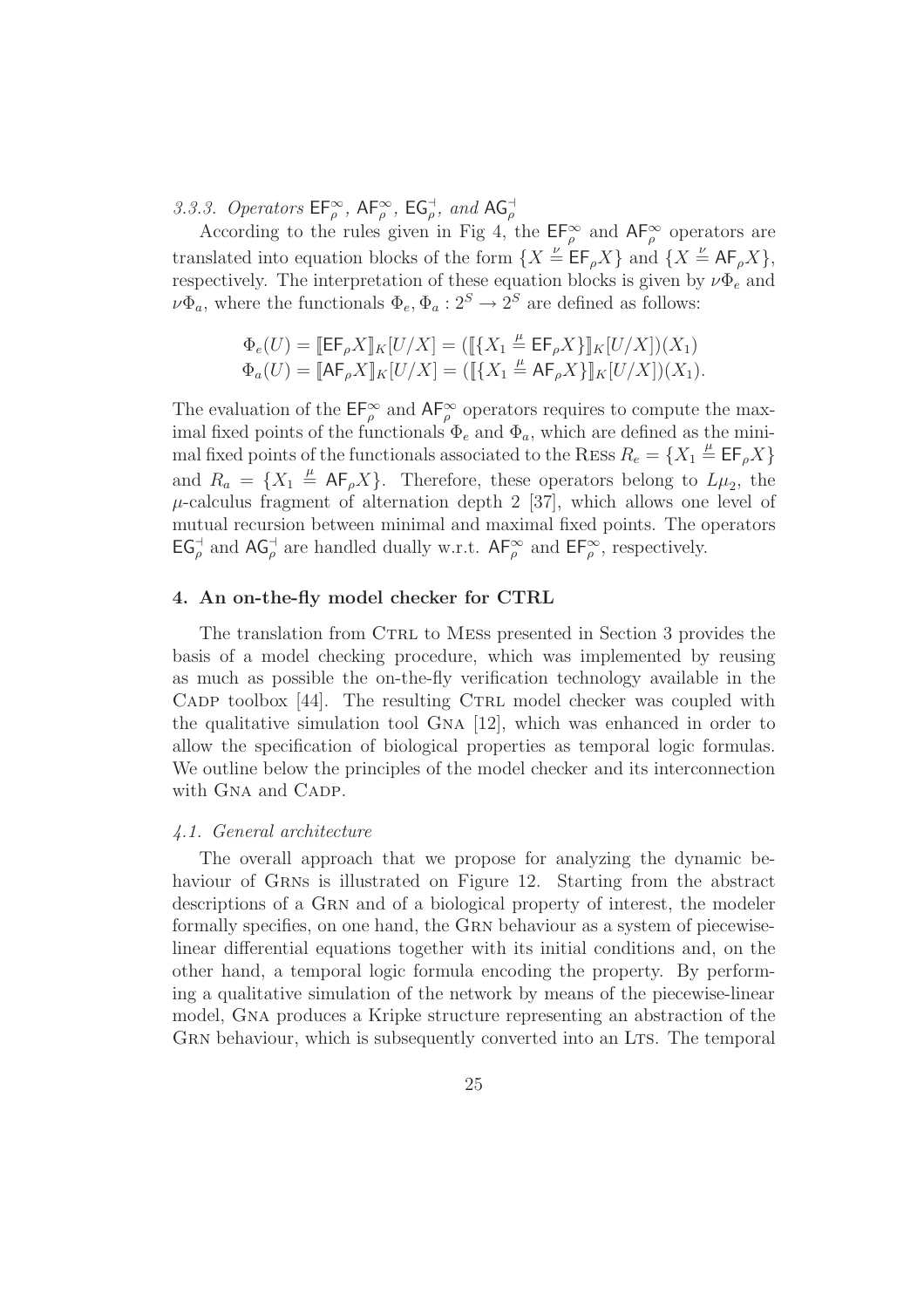#### 3.3.3. Operators $\mathsf{EF}_{\rho}^{\infty}$, $\mathsf{AF}_{\rho}^{\infty}$, $\mathsf{EG}_{\rho}^{\dashv}$, and $\mathsf{AG}_{\rho}^{\dashv}$

According to the rules given in Fig 4, the $\mathsf{EF}_{\rho}^{\infty}$ and $\mathsf{AF}_{\rho}^{\infty}$ operators are translated into equation blocks of the form $\{X \stackrel{\nu}{=} \mathsf{EF}_{\rho} X\}$ and $\{X \stackrel{\nu}{=} \mathsf{AF}_{\rho} X\}$, respectively. The interpretation of these equation blocks is given by $\nu\Phi_e$ and $\nu\Phi_a$, where the functionals $\Phi_e, \Phi_a : 2^S \to 2^S$ are defined as follows:

$$
\begin{aligned}
\Phi_e(U) &= [\![\mathsf{EF}_{\rho} X]\!]_K[U/X] = ([\![\{X_1 \stackrel{\mu}{=} \mathsf{EF}_{\rho} X\}]\!]_K[U/X])(X_1) \\
\Phi_a(U) &= [\![\mathsf{AF}_{\rho} X]\!]_K[U/X] = ([\![\{X_1 \stackrel{\mu}{=} \mathsf{AF}_{\rho} X\}]\!]_K[U/X])(X_1).
\end{aligned}
$$

The evaluation of the $\mathsf{EF}_{\rho}^{\infty}$ and $\mathsf{AF}_{\rho}^{\infty}$ operators requires to compute the maximal fixed points of the functionals $\Phi_e$ and $\Phi_a$, which are defined as the minimal fixed points of the functionals associated to the Ress $R_e = \{X_1 \stackrel{\mu}{=} \mathsf{EF}_{\rho} X\}$ and $R_a = \{X_1 \stackrel{\mu}{=} \mathsf{AF}_{\rho} X\}$. Therefore, these operators belong to $L\mu_2$, the $\mu$-calculus fragment of alternation depth 2 [37], which allows one level of mutual recursion between minimal and maximal fixed points. The operators $\mathsf{EG}_{\rho}^{\dashv}$ and $\mathsf{AG}_{\rho}^{\dashv}$ are handled dually w.r.t. $\mathsf{AF}_{\rho}^{\infty}$ and $\mathsf{EF}_{\rho}^{\infty}$, respectively.

## 4. An on-the-fly model checker for CTRL

The translation from Ctrl to Mess presented in Section 3 provides the basis of a model checking procedure, which was implemented by reusing as much as possible the on-the-fly verification technology available in the Cadp toolbox [44]. The resulting Ctrl model checker was coupled with the qualitative simulation tool Gna [12], which was enhanced in order to allow the specification of biological properties as temporal logic formulas. We outline below the principles of the model checker and its interconnection with Gna and Cadp.

### 4.1. General architecture

The overall approach that we propose for analyzing the dynamic behaviour of Grns is illustrated on Figure 12. Starting from the abstract descriptions of a Grn and of a biological property of interest, the modeler formally specifies, on one hand, the Grn behaviour as a system of piecewise-linear differential equations together with its initial conditions and, on the other hand, a temporal logic formula encoding the property. By performing a qualitative simulation of the network by means of the piecewise-linear model, Gna produces a Kripke structure representing an abstraction of the Grn behaviour, which is subsequently converted into an Lts. The temporal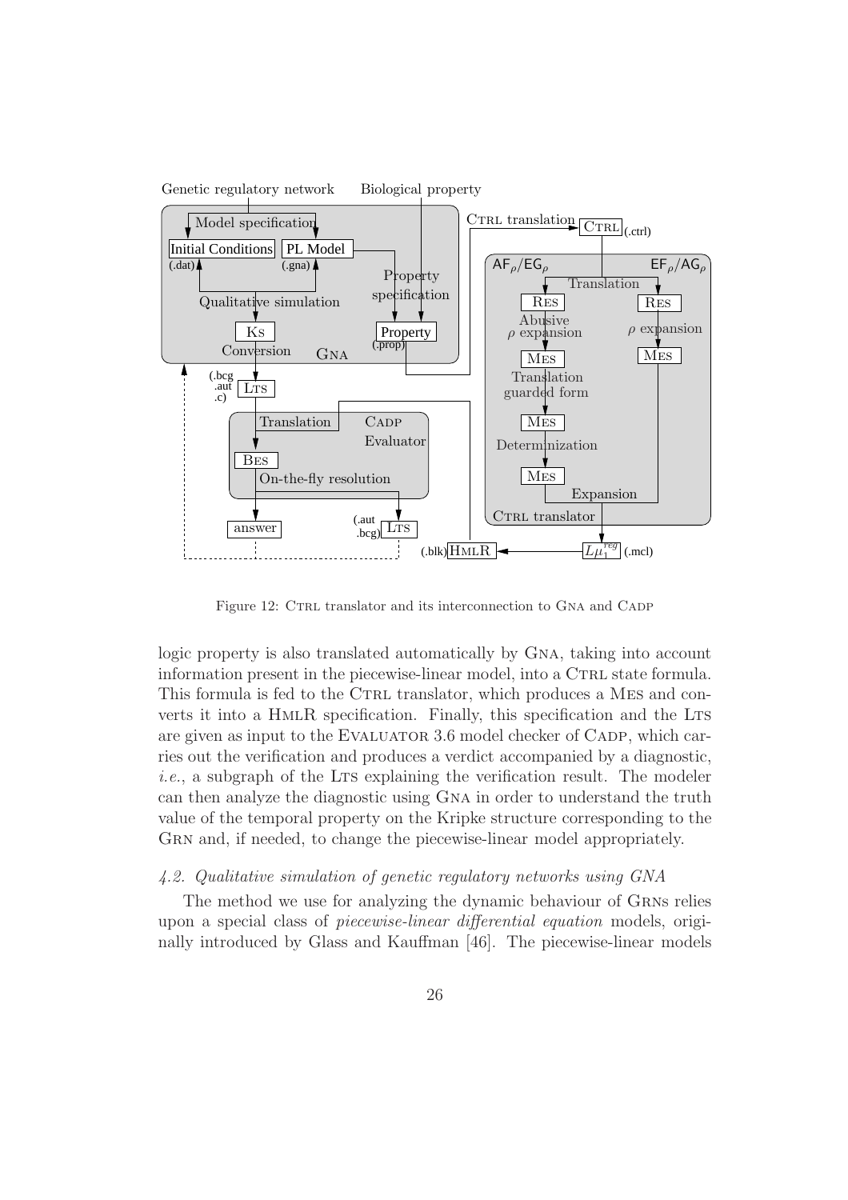Figure 12: CTRL translator and its interconnection to GNA and CADP

logic property is also translated automatically by GNA, taking into account information present in the piecewise-linear model, into a CTRL state formula. This formula is fed to the CTRL translator, which produces a MES and converts it into a HMLR specification. Finally, this specification and the LTS are given as input to the EVALUATOR 3.6 model checker of CADP, which carries out the verification and produces a verdict accompanied by a diagnostic, *i.e.*, a subgraph of the LTS explaining the verification result. The modeler can then analyze the diagnostic using GNA in order to understand the truth value of the temporal property on the Kripke structure corresponding to the GRN and, if needed, to change the piecewise-linear model appropriately.

### *4.2. Qualitative simulation of genetic regulatory networks using GNA*

The method we use for analyzing the dynamic behaviour of GRNs relies upon a special class of *piecewise-linear differential equation* models, originally introduced by Glass and Kauffman [46]. The piecewise-linear models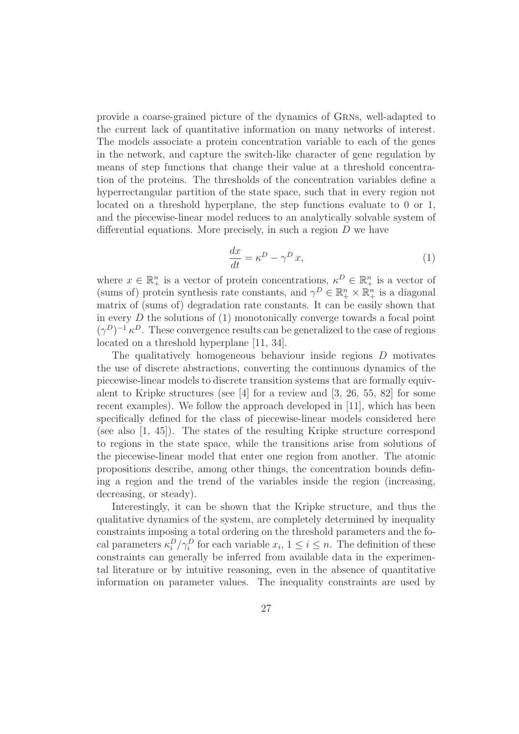provide a coarse-grained picture of the dynamics of GRNs, well-adapted to the current lack of quantitative information on many networks of interest. The models associate a protein concentration variable to each of the genes in the network, and capture the switch-like character of gene regulation by means of step functions that change their value at a threshold concentration of the proteins. The thresholds of the concentration variables define a hyperrectangular partition of the state space, such that in every region not located on a threshold hyperplane, the step functions evaluate to 0 or 1, and the piecewise-linear model reduces to an analytically solvable system of differential equations. More precisely, in such a region $D$ we have

$$\frac{dx}{dt} = \kappa^D - \gamma^D \, x, \tag{1}$$

where $x \in \mathbb{R}^n_+$ is a vector of protein concentrations, $\kappa^D \in \mathbb{R}^n_+$ is a vector of (sums of) protein synthesis rate constants, and $\gamma^D \in \mathbb{R}^n_+ \times \mathbb{R}^n_+$ is a diagonal matrix of (sums of) degradation rate constants. It can be easily shown that in every $D$ the solutions of (1) monotonically converge towards a focal point $(\gamma^D)^{-1} \kappa^D$. These convergence results can be generalized to the case of regions located on a threshold hyperplane [11, 34].

The qualitatively homogeneous behaviour inside regions $D$ motivates the use of discrete abstractions, converting the continuous dynamics of the piecewise-linear models to discrete transition systems that are formally equivalent to Kripke structures (see [4] for a review and [3, 26, 55, 82] for some recent examples). We follow the approach developed in [11], which has been specifically defined for the class of piecewise-linear models considered here (see also [1, 45]). The states of the resulting Kripke structure correspond to regions in the state space, while the transitions arise from solutions of the piecewise-linear model that enter one region from another. The atomic propositions describe, among other things, the concentration bounds defining a region and the trend of the variables inside the region (increasing, decreasing, or steady).

Interestingly, it can be shown that the Kripke structure, and thus the qualitative dynamics of the system, are completely determined by inequality constraints imposing a total ordering on the threshold parameters and the focal parameters $\kappa_i^D/\gamma_i^D$ for each variable $x_i$, $1 \leq i \leq n$. The definition of these constraints can generally be inferred from available data in the experimental literature or by intuitive reasoning, even in the absence of quantitative information on parameter values. The inequality constraints are used by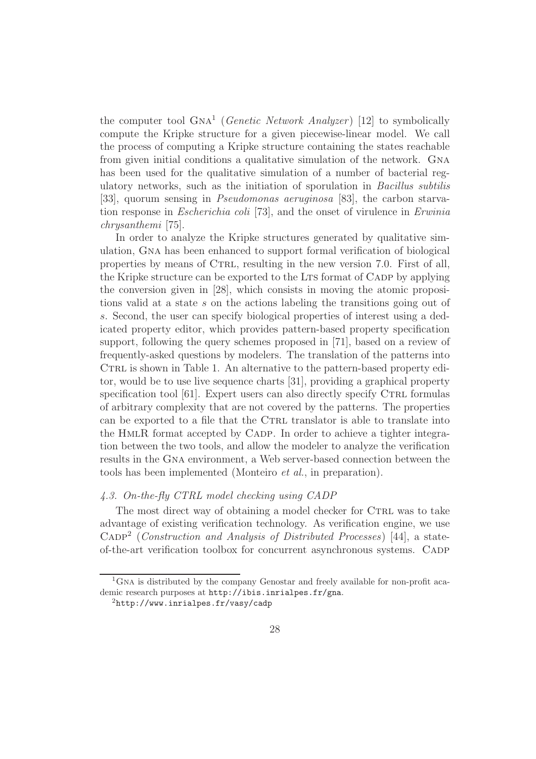the computer tool GNA[1] (*Genetic Network Analyzer*) [12] to symbolically compute the Kripke structure for a given piecewise-linear model. We call the process of computing a Kripke structure containing the states reachable from given initial conditions a qualitative simulation of the network. GNA has been used for the qualitative simulation of a number of bacterial regulatory networks, such as the initiation of sporulation in *Bacillus subtilis* [33], quorum sensing in *Pseudomonas aeruginosa* [83], the carbon starvation response in *Escherichia coli* [73], and the onset of virulence in *Erwinia chrysanthemi* [75].

In order to analyze the Kripke structures generated by qualitative simulation, GNA has been enhanced to support formal verification of biological properties by means of CTRL, resulting in the new version 7.0. First of all, the Kripke structure can be exported to the LTS format of CADP by applying the conversion given in [28], which consists in moving the atomic propositions valid at a state $s$ on the actions labeling the transitions going out of $s$. Second, the user can specify biological properties of interest using a dedicated property editor, which provides pattern-based property specification support, following the query schemes proposed in [71], based on a review of frequently-asked questions by modelers. The translation of the patterns into CTRL is shown in Table 1. An alternative to the pattern-based property editor, would be to use live sequence charts [31], providing a graphical property specification tool [61]. Expert users can also directly specify CTRL formulas of arbitrary complexity that are not covered by the patterns. The properties can be exported to a file that the CTRL translator is able to translate into the HMLR format accepted by CADP. In order to achieve a tighter integration between the two tools, and allow the modeler to analyze the verification results in the GNA environment, a Web server-based connection between the tools has been implemented (Monteiro *et al.*, in preparation).

### *4.3. On-the-fly CTRL model checking using CADP*

The most direct way of obtaining a model checker for CTRL was to take advantage of existing verification technology. As verification engine, we use CADP[2] (*Construction and Analysis of Distributed Processes*) [44], a state-of-the-art verification toolbox for concurrent asynchronous systems. CADP

[1] GNA is distributed by the company Genostar and freely available for non-profit academic research purposes at http://ibis.inrialpes.fr/gna.

[2] http://www.inrialpes.fr/vasy/cadp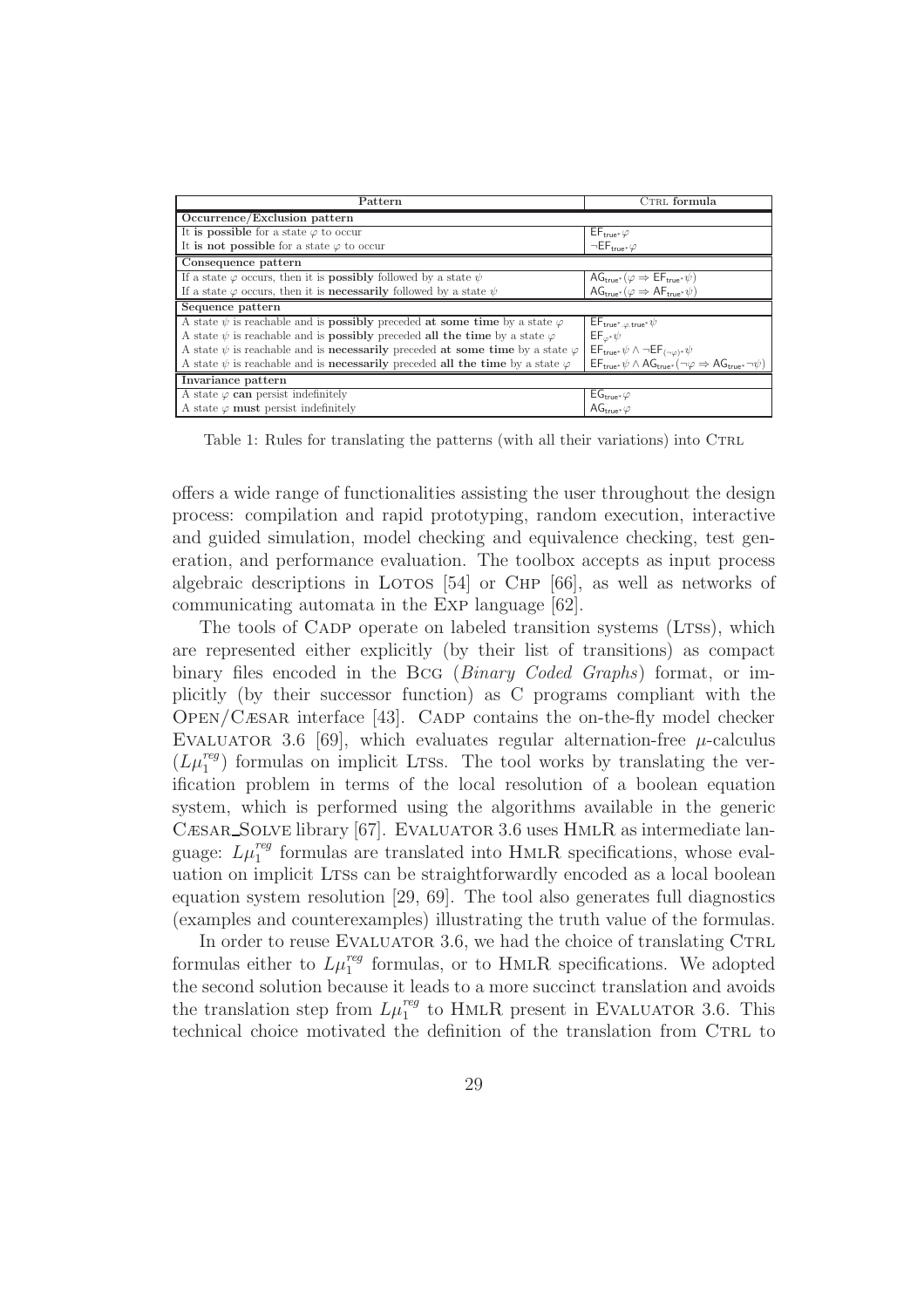| Pattern | CTRL formula |
|---|---|
| **Occurrence/Exclusion pattern** | |
| It **is possible** for a state $\varphi$ to occur | $\mathsf{EF}_{\mathsf{true}^*}\varphi$ |
| It **is not possible** for a state $\varphi$ to occur | $\neg\mathsf{EF}_{\mathsf{true}^*}\varphi$ |
| **Consequence pattern** | |
| If a state $\varphi$ occurs, then it is **possibly** followed by a state $\psi$ | $\mathsf{AG}_{\mathsf{true}^*}(\varphi \Rightarrow \mathsf{EF}_{\mathsf{true}^*}\psi)$ |
| If a state $\varphi$ occurs, then it is **necessarily** followed by a state $\psi$ | $\mathsf{AG}_{\mathsf{true}^*}(\varphi \Rightarrow \mathsf{AF}_{\mathsf{true}^*}\psi)$ |
| **Sequence pattern** | |
| A state $\psi$ is reachable and is **possibly** preceded **at some time** by a state $\varphi$ | $\mathsf{EF}_{\mathsf{true}^*.\varphi.\mathsf{true}^*}\psi$ |
| A state $\psi$ is reachable and is **possibly** preceded **all the time** by a state $\varphi$ | $\mathsf{EF}_{\varphi^*}\psi$ |
| A state $\psi$ is reachable and is **necessarily** preceded **at some time** by a state $\varphi$ | $\mathsf{EF}_{\mathsf{true}^*}\psi \wedge \neg\mathsf{EF}_{(\neg\varphi)^*}\psi$ |
| A state $\psi$ is reachable and is **necessarily** preceded **all the time** by a state $\varphi$ | $\mathsf{EF}_{\mathsf{true}^*}\psi \wedge \mathsf{AG}_{\mathsf{true}^*}(\neg\varphi \Rightarrow \mathsf{AG}_{\mathsf{true}^*}\neg\psi)$ |
| **Invariance pattern** | |
| A state $\varphi$ **can** persist indefinitely | $\mathsf{EG}_{\mathsf{true}^*}\varphi$ |
| A state $\varphi$ **must** persist indefinitely | $\mathsf{AG}_{\mathsf{true}^*}\varphi$ |

Table 1: Rules for translating the patterns (with all their variations) into CTRL

offers a wide range of functionalities assisting the user throughout the design process: compilation and rapid prototyping, random execution, interactive and guided simulation, model checking and equivalence checking, test generation, and performance evaluation. The toolbox accepts as input process algebraic descriptions in LOTOS [54] or CHP [66], as well as networks of communicating automata in the EXP language [62].

The tools of CADP operate on labeled transition systems (LTSs), which are represented either explicitly (by their list of transitions) as compact binary files encoded in the BCG (*Binary Coded Graphs*) format, or implicitly (by their successor function) as C programs compliant with the OPEN/CÆSAR interface [43]. CADP contains the on-the-fly model checker EVALUATOR 3.6 [69], which evaluates regular alternation-free $\mu$-calculus ($L\mu_1^{reg}$) formulas on implicit LTSs. The tool works by translating the verification problem in terms of the local resolution of a boolean equation system, which is performed using the algorithms available in the generic CÆSAR_SOLVE library [67]. EVALUATOR 3.6 uses HMLR as intermediate language: $L\mu_1^{reg}$ formulas are translated into HMLR specifications, whose evaluation on implicit LTSs can be straightforwardly encoded as a local boolean equation system resolution [29, 69]. The tool also generates full diagnostics (examples and counterexamples) illustrating the truth value of the formulas.

In order to reuse EVALUATOR 3.6, we had the choice of translating CTRL formulas either to $L\mu_1^{reg}$ formulas, or to HMLR specifications. We adopted the second solution because it leads to a more succinct translation and avoids the translation step from $L\mu_1^{reg}$ to HMLR present in EVALUATOR 3.6. This technical choice motivated the definition of the translation from CTRL to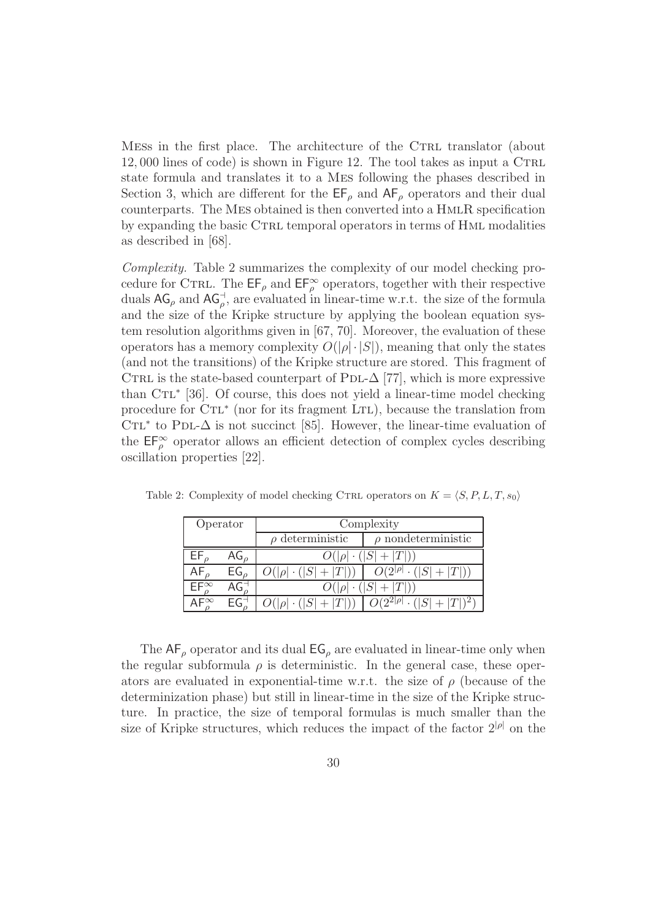MESs in the first place. The architecture of the CTRL translator (about 12,000 lines of code) is shown in Figure 12. The tool takes as input a CTRL state formula and translates it to a MES following the phases described in Section 3, which are different for the $\mathsf{EF}_\rho$ and $\mathsf{AF}_\rho$ operators and their dual counterparts. The MES obtained is then converted into a HMLR specification by expanding the basic CTRL temporal operators in terms of HML modalities as described in [68].

*Complexity.* Table 2 summarizes the complexity of our model checking procedure for CTRL. The $\mathsf{EF}_\rho$ and $\mathsf{EF}_\rho^\infty$ operators, together with their respective duals $\mathsf{AG}_\rho$ and $\mathsf{AG}_\rho^\dashv$, are evaluated in linear-time w.r.t. the size of the formula and the size of the Kripke structure by applying the boolean equation system resolution algorithms given in [67, 70]. Moreover, the evaluation of these operators has a memory complexity $O(|\rho| \cdot |S|)$, meaning that only the states (and not the transitions) of the Kripke structure are stored. This fragment of CTRL is the state-based counterpart of PDL-$\Delta$ [77], which is more expressive than CTL* [36]. Of course, this does not yield a linear-time model checking procedure for CTL* (nor for its fragment LTL), because the translation from CTL* to PDL-$\Delta$ is not succinct [85]. However, the linear-time evaluation of the $\mathsf{EF}_\rho^\infty$ operator allows an efficient detection of complex cycles describing oscillation properties [22].

Table 2: Complexity of model checking CTRL operators on $K = \langle S, P, L, T, s_0 \rangle$

| Operator | | Complexity | |
|---|---|---|---|
| | | $\rho$ deterministic | $\rho$ nondeterministic |
| $\mathsf{EF}_\rho$ | $\mathsf{AG}_\rho$ | $O(\lvert\rho\rvert \cdot (\lvert S\rvert + \lvert T\rvert))$ | |
| $\mathsf{AF}_\rho$ | $\mathsf{EG}_\rho$ | $O(\lvert\rho\rvert \cdot (\lvert S\rvert + \lvert T\rvert))$ | $O(2^{\lvert\rho\rvert} \cdot (\lvert S\rvert + \lvert T\rvert))$ |
| $\mathsf{EF}_\rho^\infty$ | $\mathsf{AG}_\rho^\dashv$ | $O(\lvert\rho\rvert \cdot (\lvert S\rvert + \lvert T\rvert))$ | |
| $\mathsf{AF}_\rho^\infty$ | $\mathsf{EG}_\rho^\dashv$ | $O(\lvert\rho\rvert \cdot (\lvert S\rvert + \lvert T\rvert))$ | $O(2^{2\lvert\rho\rvert} \cdot (\lvert S\rvert + \lvert T\rvert)^2)$ |

The $\mathsf{AF}_\rho$ operator and its dual $\mathsf{EG}_\rho$ are evaluated in linear-time only when the regular subformula $\rho$ is deterministic. In the general case, these operators are evaluated in exponential-time w.r.t. the size of $\rho$ (because of the determinization phase) but still in linear-time in the size of the Kripke structure. In practice, the size of temporal formulas is much smaller than the size of Kripke structures, which reduces the impact of the factor $2^{|\rho|}$ on the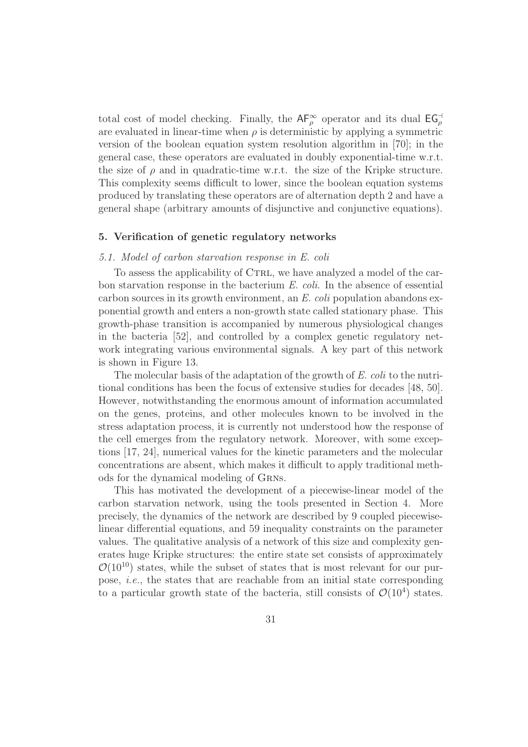total cost of model checking. Finally, the $\mathsf{AF}_\rho^\infty$ operator and its dual $\mathsf{EG}_\rho^\dashv$ are evaluated in linear-time when $\rho$ is deterministic by applying a symmetric version of the boolean equation system resolution algorithm in [70]; in the general case, these operators are evaluated in doubly exponential-time w.r.t. the size of $\rho$ and in quadratic-time w.r.t. the size of the Kripke structure. This complexity seems difficult to lower, since the boolean equation systems produced by translating these operators are of alternation depth 2 and have a general shape (arbitrary amounts of disjunctive and conjunctive equations).

## 5. Verification of genetic regulatory networks

### *5.1. Model of carbon starvation response in E. coli*

To assess the applicability of Ctrl, we have analyzed a model of the carbon starvation response in the bacterium *E. coli*. In the absence of essential carbon sources in its growth environment, an *E. coli* population abandons exponential growth and enters a non-growth state called stationary phase. This growth-phase transition is accompanied by numerous physiological changes in the bacteria [52], and controlled by a complex genetic regulatory network integrating various environmental signals. A key part of this network is shown in Figure 13.

The molecular basis of the adaptation of the growth of *E. coli* to the nutritional conditions has been the focus of extensive studies for decades [48, 50]. However, notwithstanding the enormous amount of information accumulated on the genes, proteins, and other molecules known to be involved in the stress adaptation process, it is currently not understood how the response of the cell emerges from the regulatory network. Moreover, with some exceptions [17, 24], numerical values for the kinetic parameters and the molecular concentrations are absent, which makes it difficult to apply traditional methods for the dynamical modeling of Grns.

This has motivated the development of a piecewise-linear model of the carbon starvation network, using the tools presented in Section 4. More precisely, the dynamics of the network are described by 9 coupled piecewise-linear differential equations, and 59 inequality constraints on the parameter values. The qualitative analysis of a network of this size and complexity generates huge Kripke structures: the entire state set consists of approximately $\mathcal{O}(10^{10})$ states, while the subset of states that is most relevant for our purpose, *i.e.*, the states that are reachable from an initial state corresponding to a particular growth state of the bacteria, still consists of $\mathcal{O}(10^4)$ states.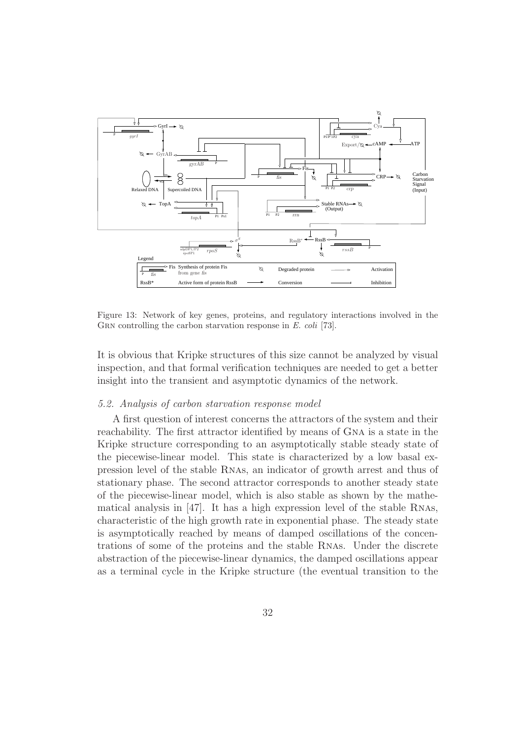Figure 13: Network of key genes, proteins, and regulatory interactions involved in the GRN controlling the carbon starvation response in *E. coli* [73].

It is obvious that Kripke structures of this size cannot be analyzed by visual inspection, and that formal verification techniques are needed to get a better insight into the transient and asymptotic dynamics of the network.

### 5.2. Analysis of carbon starvation response model

A first question of interest concerns the attractors of the system and their reachability. The first attractor identified by means of GNA is a state in the Kripke structure corresponding to an asymptotically stable steady state of the piecewise-linear model. This state is characterized by a low basal expression level of the stable RNAs, an indicator of growth arrest and thus of stationary phase. The second attractor corresponds to another steady state of the piecewise-linear model, which is also stable as shown by the mathematical analysis in [47]. It has a high expression level of the stable RNAs, characteristic of the high growth rate in exponential phase. The steady state is asymptotically reached by means of damped oscillations of the concentrations of some of the proteins and the stable RNAs. Under the discrete abstraction of the piecewise-linear dynamics, the damped oscillations appear as a terminal cycle in the Kripke structure (the eventual transition to the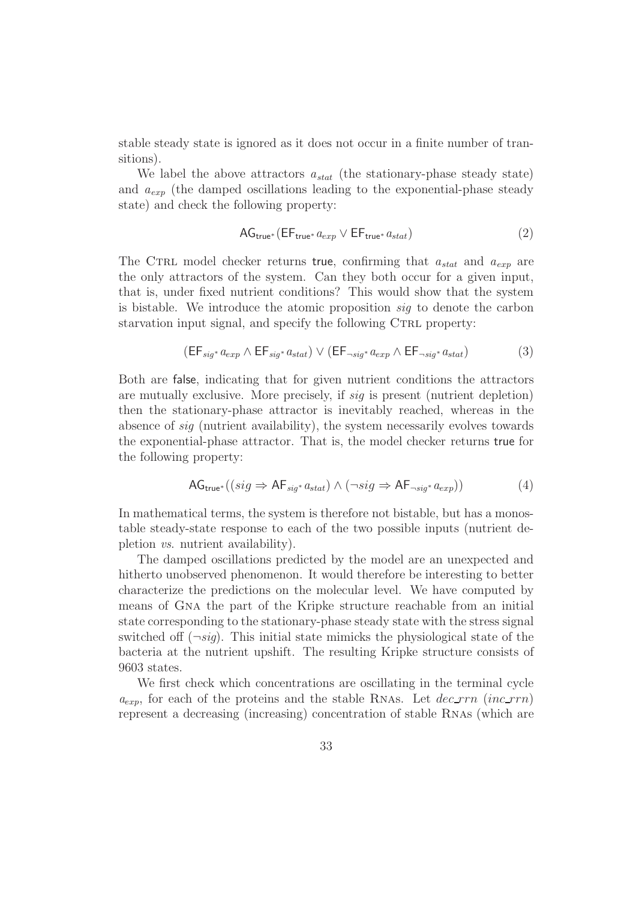stable steady state is ignored as it does not occur in a finite number of transitions).

We label the above attractors $a_{stat}$ (the stationary-phase steady state) and $a_{exp}$ (the damped oscillations leading to the exponential-phase steady state) and check the following property:

$$\mathsf{AG}_{\mathsf{true}^*}(\mathsf{EF}_{\mathsf{true}^*}\, a_{exp} \vee \mathsf{EF}_{\mathsf{true}^*}\, a_{stat}) \tag{2}$$

The CTRL model checker returns true, confirming that $a_{stat}$ and $a_{exp}$ are the only attractors of the system. Can they both occur for a given input, that is, under fixed nutrient conditions? This would show that the system is bistable. We introduce the atomic proposition *sig* to denote the carbon starvation input signal, and specify the following CTRL property:

$$(\mathsf{EF}_{sig^*}\, a_{exp} \wedge \mathsf{EF}_{sig^*}\, a_{stat}) \vee (\mathsf{EF}_{\neg sig^*}\, a_{exp} \wedge \mathsf{EF}_{\neg sig^*}\, a_{stat}) \tag{3}$$

Both are false, indicating that for given nutrient conditions the attractors are mutually exclusive. More precisely, if *sig* is present (nutrient depletion) then the stationary-phase attractor is inevitably reached, whereas in the absence of *sig* (nutrient availability), the system necessarily evolves towards the exponential-phase attractor. That is, the model checker returns true for the following property:

$$\mathsf{AG}_{\mathsf{true}^*}((sig \Rightarrow \mathsf{AF}_{sig^*}\, a_{stat}) \wedge (\neg sig \Rightarrow \mathsf{AF}_{\neg sig^*}\, a_{exp})) \tag{4}$$

In mathematical terms, the system is therefore not bistable, but has a monostable steady-state response to each of the two possible inputs (nutrient depletion *vs.* nutrient availability).

The damped oscillations predicted by the model are an unexpected and hitherto unobserved phenomenon. It would therefore be interesting to better characterize the predictions on the molecular level. We have computed by means of GNA the part of the Kripke structure reachable from an initial state corresponding to the stationary-phase steady state with the stress signal switched off ($\neg sig$). This initial state mimicks the physiological state of the bacteria at the nutrient upshift. The resulting Kripke structure consists of 9603 states.

We first check which concentrations are oscillating in the terminal cycle $a_{exp}$, for each of the proteins and the stable RNAs. Let *dec_rrn* (*inc_rrn*) represent a decreasing (increasing) concentration of stable RNAs (which are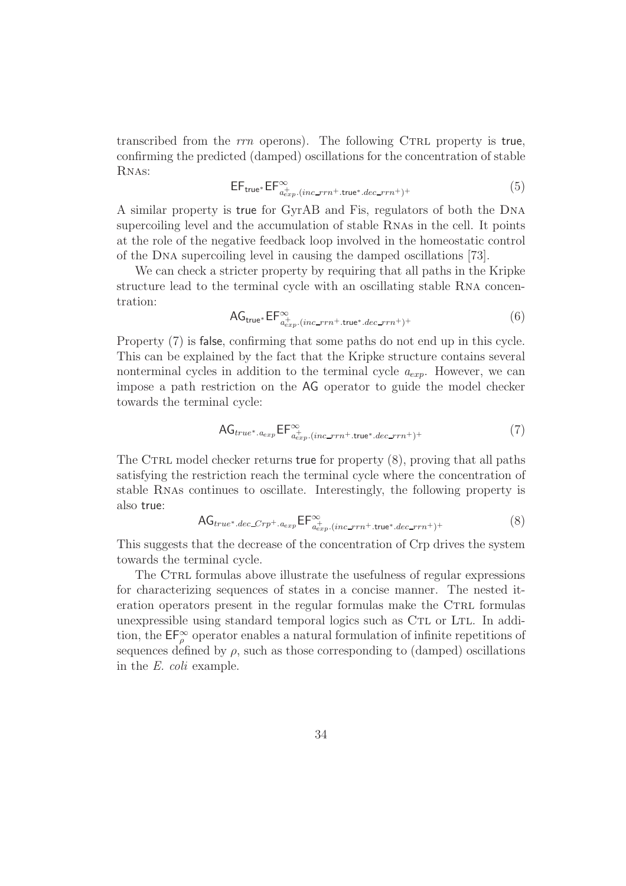transcribed from the *rrn* operons). The following CTRL property is true, confirming the predicted (damped) oscillations for the concentration of stable RNAs:

$$\mathsf{EF}_{\mathsf{true}^*}\mathsf{EF}^{\infty}_{a_{exp}^+.(inc\_rrn^+.\mathsf{true}^*.dec\_rrn^+)^+} \tag{5}$$

A similar property is true for GyrAB and Fis, regulators of both the DNA supercoiling level and the accumulation of stable RNAs in the cell. It points at the role of the negative feedback loop involved in the homeostatic control of the DNA supercoiling level in causing the damped oscillations [73].

We can check a stricter property by requiring that all paths in the Kripke structure lead to the terminal cycle with an oscillating stable RNA concentration:

$$\mathsf{AG}_{\mathsf{true}^*}\mathsf{EF}^{\infty}_{a_{exp}^+.(inc\_rrn^+.\mathsf{true}^*.dec\_rrn^+)^+} \tag{6}$$

Property (7) is false, confirming that some paths do not end up in this cycle. This can be explained by the fact that the Kripke structure contains several nonterminal cycles in addition to the terminal cycle $a_{exp}$. However, we can impose a path restriction on the AG operator to guide the model checker towards the terminal cycle:

$$\mathsf{AG}_{true^*.a_{exp}}\mathsf{EF}^{\infty}_{a_{exp}^+.(inc\_rrn^+.\mathsf{true}^*.dec\_rrn^+)^+} \tag{7}$$

The CTRL model checker returns true for property (8), proving that all paths satisfying the restriction reach the terminal cycle where the concentration of stable RNAs continues to oscillate. Interestingly, the following property is also true:

$$\mathsf{AG}_{true^*.dec\_Crp^+.a_{exp}}\mathsf{EF}^{\infty}_{a_{exp}^+.(inc\_rrn^+.\mathsf{true}^*.dec\_rrn^+)^+} \tag{8}$$

This suggests that the decrease of the concentration of Crp drives the system towards the terminal cycle.

The CTRL formulas above illustrate the usefulness of regular expressions for characterizing sequences of states in a concise manner. The nested iteration operators present in the regular formulas make the CTRL formulas unexpressible using standard temporal logics such as CTL or LTL. In addition, the $\mathsf{EF}^{\infty}_{\rho}$ operator enables a natural formulation of infinite repetitions of sequences defined by $\rho$, such as those corresponding to (damped) oscillations in the *E. coli* example.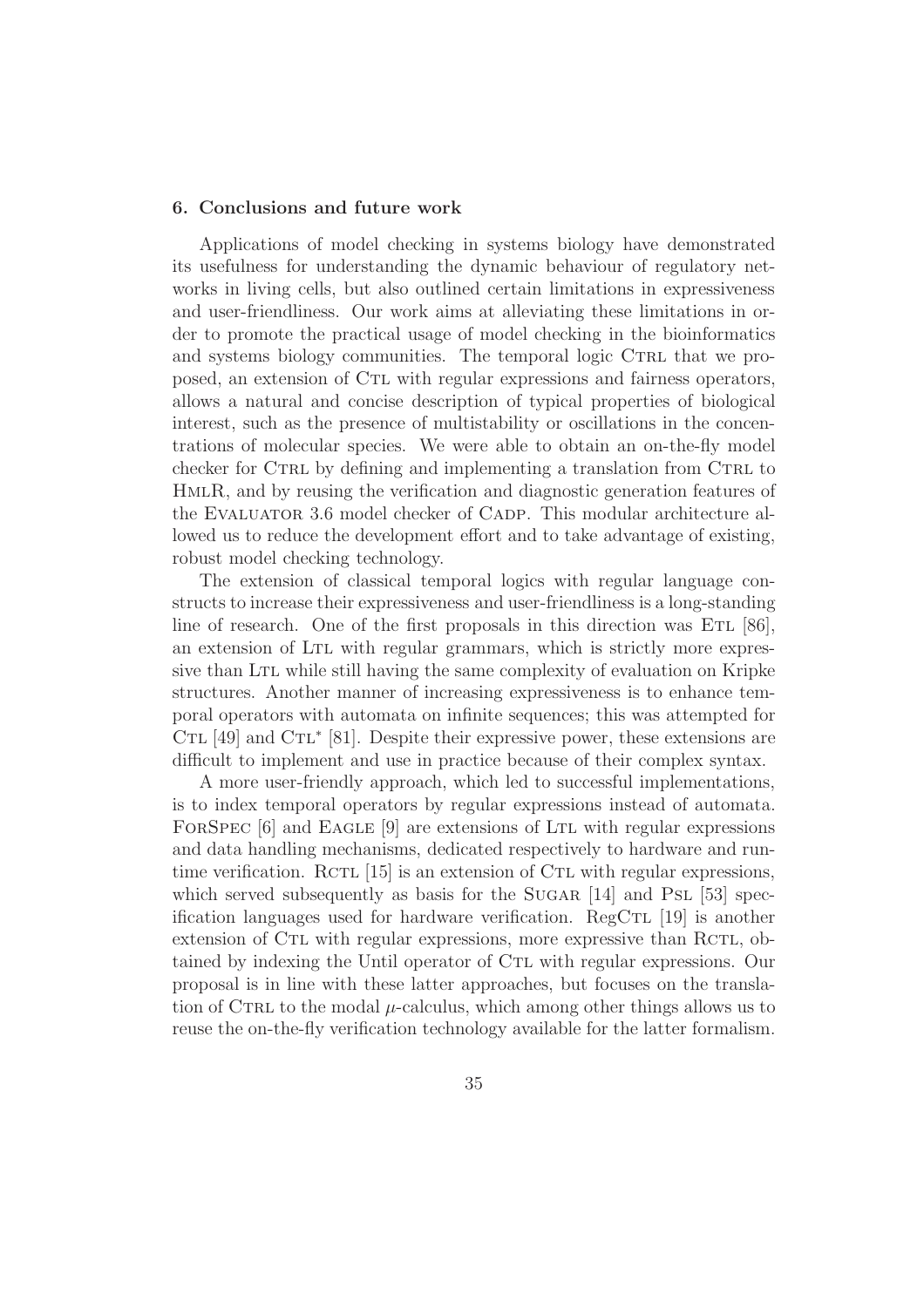## 6. Conclusions and future work

Applications of model checking in systems biology have demonstrated its usefulness for understanding the dynamic behaviour of regulatory networks in living cells, but also outlined certain limitations in expressiveness and user-friendliness. Our work aims at alleviating these limitations in order to promote the practical usage of model checking in the bioinformatics and systems biology communities. The temporal logic CTRL that we proposed, an extension of CTL with regular expressions and fairness operators, allows a natural and concise description of typical properties of biological interest, such as the presence of multistability or oscillations in the concentrations of molecular species. We were able to obtain an on-the-fly model checker for CTRL by defining and implementing a translation from CTRL to HMLR, and by reusing the verification and diagnostic generation features of the EVALUATOR 3.6 model checker of CADP. This modular architecture allowed us to reduce the development effort and to take advantage of existing, robust model checking technology.

The extension of classical temporal logics with regular language constructs to increase their expressiveness and user-friendliness is a long-standing line of research. One of the first proposals in this direction was ETL [86], an extension of LTL with regular grammars, which is strictly more expressive than LTL while still having the same complexity of evaluation on Kripke structures. Another manner of increasing expressiveness is to enhance temporal operators with automata on infinite sequences; this was attempted for CTL [49] and CTL* [81]. Despite their expressive power, these extensions are difficult to implement and use in practice because of their complex syntax.

A more user-friendly approach, which led to successful implementations, is to index temporal operators by regular expressions instead of automata. FORSPEC [6] and EAGLE [9] are extensions of LTL with regular expressions and data handling mechanisms, dedicated respectively to hardware and runtime verification. RCTL [15] is an extension of CTL with regular expressions, which served subsequently as basis for the SUGAR [14] and PSL [53] specification languages used for hardware verification. RegCTL [19] is another extension of CTL with regular expressions, more expressive than RCTL, obtained by indexing the Until operator of CTL with regular expressions. Our proposal is in line with these latter approaches, but focuses on the translation of CTRL to the modal $\mu$-calculus, which among other things allows us to reuse the on-the-fly verification technology available for the latter formalism.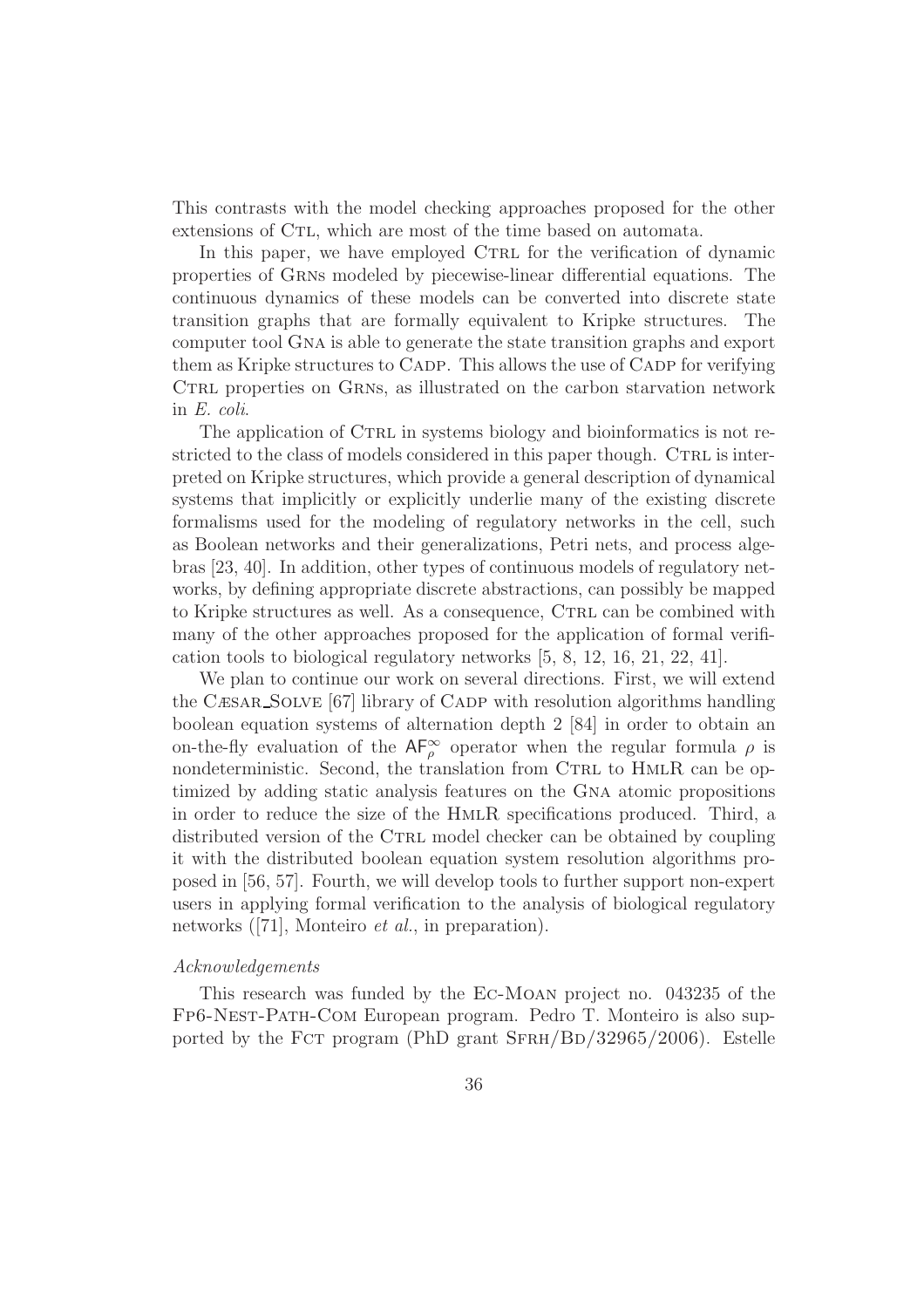This contrasts with the model checking approaches proposed for the other extensions of CTL, which are most of the time based on automata.

In this paper, we have employed CTRL for the verification of dynamic properties of GRNs modeled by piecewise-linear differential equations. The continuous dynamics of these models can be converted into discrete state transition graphs that are formally equivalent to Kripke structures. The computer tool GNA is able to generate the state transition graphs and export them as Kripke structures to CADP. This allows the use of CADP for verifying CTRL properties on GRNs, as illustrated on the carbon starvation network in *E. coli*.

The application of CTRL in systems biology and bioinformatics is not restricted to the class of models considered in this paper though. CTRL is interpreted on Kripke structures, which provide a general description of dynamical systems that implicitly or explicitly underlie many of the existing discrete formalisms used for the modeling of regulatory networks in the cell, such as Boolean networks and their generalizations, Petri nets, and process algebras [23, 40]. In addition, other types of continuous models of regulatory networks, by defining appropriate discrete abstractions, can possibly be mapped to Kripke structures as well. As a consequence, CTRL can be combined with many of the other approaches proposed for the application of formal verification tools to biological regulatory networks [5, 8, 12, 16, 21, 22, 41].

We plan to continue our work on several directions. First, we will extend the CÆSAR_SOLVE [67] library of CADP with resolution algorithms handling boolean equation systems of alternation depth 2 [84] in order to obtain an on-the-fly evaluation of the $\mathsf{AF}_\rho^\infty$ operator when the regular formula $\rho$ is nondeterministic. Second, the translation from CTRL to HMLR can be optimized by adding static analysis features on the GNA atomic propositions in order to reduce the size of the HMLR specifications produced. Third, a distributed version of the CTRL model checker can be obtained by coupling it with the distributed boolean equation system resolution algorithms proposed in [56, 57]. Fourth, we will develop tools to further support non-expert users in applying formal verification to the analysis of biological regulatory networks ([71], Monteiro *et al.*, in preparation).

*Acknowledgements*

This research was funded by the EC-MOAN project no. 043235 of the FP6-NEST-PATH-COM European program. Pedro T. Monteiro is also supported by the FCT program (PhD grant SFRH/BD/32965/2006). Estelle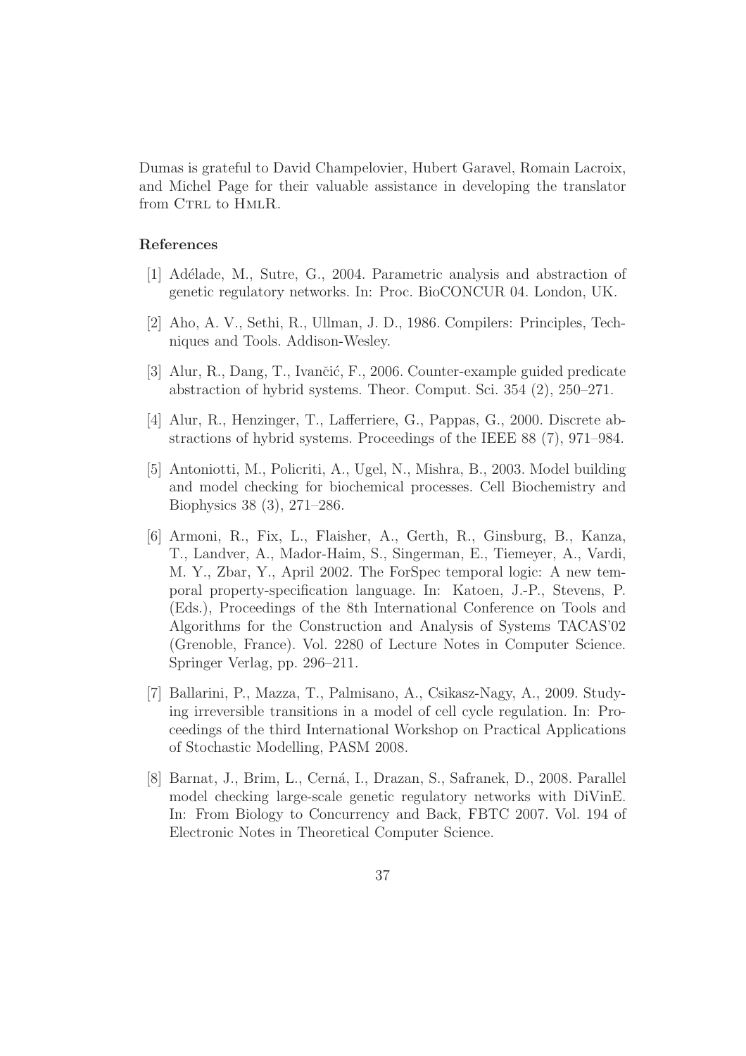Dumas is grateful to David Champelovier, Hubert Garavel, Romain Lacroix, and Michel Page for their valuable assistance in developing the translator from CTRL to HMLR.

## References

[1] Adélade, M., Sutre, G., 2004. Parametric analysis and abstraction of genetic regulatory networks. In: Proc. BioCONCUR 04. London, UK.

[2] Aho, A. V., Sethi, R., Ullman, J. D., 1986. Compilers: Principles, Techniques and Tools. Addison-Wesley.

[3] Alur, R., Dang, T., Ivančić, F., 2006. Counter-example guided predicate abstraction of hybrid systems. Theor. Comput. Sci. 354 (2), 250–271.

[4] Alur, R., Henzinger, T., Lafferriere, G., Pappas, G., 2000. Discrete abstractions of hybrid systems. Proceedings of the IEEE 88 (7), 971–984.

[5] Antoniotti, M., Policriti, A., Ugel, N., Mishra, B., 2003. Model building and model checking for biochemical processes. Cell Biochemistry and Biophysics 38 (3), 271–286.

[6] Armoni, R., Fix, L., Flaisher, A., Gerth, R., Ginsburg, B., Kanza, T., Landver, A., Mador-Haim, S., Singerman, E., Tiemeyer, A., Vardi, M. Y., Zbar, Y., April 2002. The ForSpec temporal logic: A new temporal property-specification language. In: Katoen, J.-P., Stevens, P. (Eds.), Proceedings of the 8th International Conference on Tools and Algorithms for the Construction and Analysis of Systems TACAS'02 (Grenoble, France). Vol. 2280 of Lecture Notes in Computer Science. Springer Verlag, pp. 296–211.

[7] Ballarini, P., Mazza, T., Palmisano, A., Csikasz-Nagy, A., 2009. Studying irreversible transitions in a model of cell cycle regulation. In: Proceedings of the third International Workshop on Practical Applications of Stochastic Modelling, PASM 2008.

[8] Barnat, J., Brim, L., Cerná, I., Drazan, S., Safranek, D., 2008. Parallel model checking large-scale genetic regulatory networks with DiVinE. In: From Biology to Concurrency and Back, FBTC 2007. Vol. 194 of Electronic Notes in Theoretical Computer Science.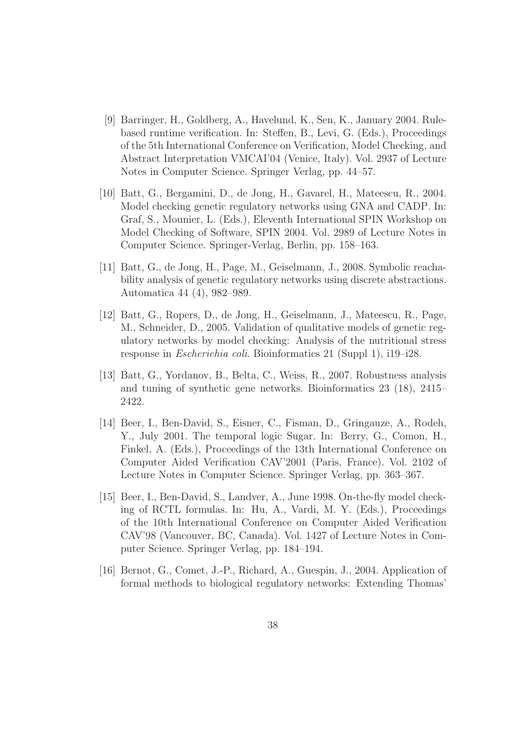[9] Barringer, H., Goldberg, A., Havelund, K., Sen, K., January 2004. Rule-based runtime verification. In: Steffen, B., Levi, G. (Eds.), Proceedings of the 5th International Conference on Verification, Model Checking, and Abstract Interpretation VMCAI'04 (Venice, Italy). Vol. 2937 of Lecture Notes in Computer Science. Springer Verlag, pp. 44–57.

[10] Batt, G., Bergamini, D., de Jong, H., Gavarel, H., Mateescu, R., 2004. Model checking genetic regulatory networks using GNA and CADP. In: Graf, S., Mounier, L. (Eds.), Eleventh International SPIN Workshop on Model Checking of Software, SPIN 2004. Vol. 2989 of Lecture Notes in Computer Science. Springer-Verlag, Berlin, pp. 158–163.

[11] Batt, G., de Jong, H., Page, M., Geiselmann, J., 2008. Symbolic reachability analysis of genetic regulatory networks using discrete abstractions. Automatica 44 (4), 982–989.

[12] Batt, G., Ropers, D., de Jong, H., Geiselmann, J., Mateescu, R., Page, M., Schneider, D., 2005. Validation of qualitative models of genetic regulatory networks by model checking: Analysis of the nutritional stress response in *Escherichia coli*. Bioinformatics 21 (Suppl 1), i19–i28.

[13] Batt, G., Yordanov, B., Belta, C., Weiss, R., 2007. Robustness analysis and tuning of synthetic gene networks. Bioinformatics 23 (18), 2415–2422.

[14] Beer, I., Ben-David, S., Eisner, C., Fisman, D., Gringauze, A., Rodeh, Y., July 2001. The temporal logic Sugar. In: Berry, G., Comon, H., Finkel, A. (Eds.), Proceedings of the 13th International Conference on Computer Aided Verification CAV'2001 (Paris, France). Vol. 2102 of Lecture Notes in Computer Science. Springer Verlag, pp. 363–367.

[15] Beer, I., Ben-David, S., Landver, A., June 1998. On-the-fly model checking of RCTL formulas. In: Hu, A., Vardi, M. Y. (Eds.), Proceedings of the 10th International Conference on Computer Aided Verification CAV'98 (Vancouver, BC, Canada). Vol. 1427 of Lecture Notes in Computer Science. Springer Verlag, pp. 184–194.

[16] Bernot, G., Comet, J.-P., Richard, A., Guespin, J., 2004. Application of formal methods to biological regulatory networks: Extending Thomas'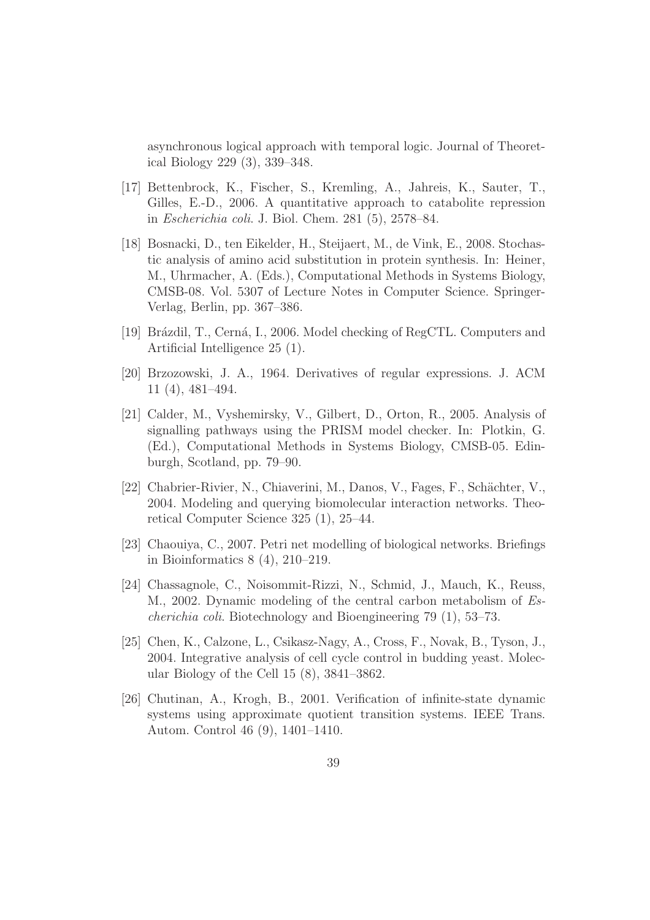asynchronous logical approach with temporal logic. Journal of Theoretical Biology 229 (3), 339–348.

[17] Bettenbrock, K., Fischer, S., Kremling, A., Jahreis, K., Sauter, T., Gilles, E.-D., 2006. A quantitative approach to catabolite repression in *Escherichia coli*. J. Biol. Chem. 281 (5), 2578–84.

[18] Bosnacki, D., ten Eikelder, H., Steijaert, M., de Vink, E., 2008. Stochastic analysis of amino acid substitution in protein synthesis. In: Heiner, M., Uhrmacher, A. (Eds.), Computational Methods in Systems Biology, CMSB-08. Vol. 5307 of Lecture Notes in Computer Science. Springer-Verlag, Berlin, pp. 367–386.

[19] Brázdil, T., Cerná, I., 2006. Model checking of RegCTL. Computers and Artificial Intelligence 25 (1).

[20] Brzozowski, J. A., 1964. Derivatives of regular expressions. J. ACM 11 (4), 481–494.

[21] Calder, M., Vyshemirsky, V., Gilbert, D., Orton, R., 2005. Analysis of signalling pathways using the PRISM model checker. In: Plotkin, G. (Ed.), Computational Methods in Systems Biology, CMSB-05. Edinburgh, Scotland, pp. 79–90.

[22] Chabrier-Rivier, N., Chiaverini, M., Danos, V., Fages, F., Schächter, V., 2004. Modeling and querying biomolecular interaction networks. Theoretical Computer Science 325 (1), 25–44.

[23] Chaouiya, C., 2007. Petri net modelling of biological networks. Briefings in Bioinformatics 8 (4), 210–219.

[24] Chassagnole, C., Noisommit-Rizzi, N., Schmid, J., Mauch, K., Reuss, M., 2002. Dynamic modeling of the central carbon metabolism of *Escherichia coli*. Biotechnology and Bioengineering 79 (1), 53–73.

[25] Chen, K., Calzone, L., Csikasz-Nagy, A., Cross, F., Novak, B., Tyson, J., 2004. Integrative analysis of cell cycle control in budding yeast. Molecular Biology of the Cell 15 (8), 3841–3862.

[26] Chutinan, A., Krogh, B., 2001. Verification of infinite-state dynamic systems using approximate quotient transition systems. IEEE Trans. Autom. Control 46 (9), 1401–1410.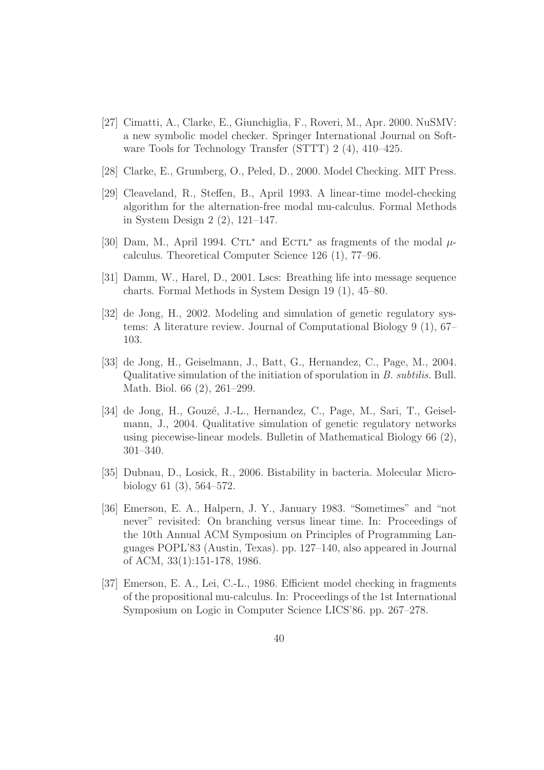[27] Cimatti, A., Clarke, E., Giunchiglia, F., Roveri, M., Apr. 2000. NuSMV: a new symbolic model checker. Springer International Journal on Software Tools for Technology Transfer (STTT) 2 (4), 410–425.

[28] Clarke, E., Grumberg, O., Peled, D., 2000. Model Checking. MIT Press.

[29] Cleaveland, R., Steffen, B., April 1993. A linear-time model-checking algorithm for the alternation-free modal mu-calculus. Formal Methods in System Design 2 (2), 121–147.

[30] Dam, M., April 1994. CTL* and ECTL* as fragments of the modal $\mu$-calculus. Theoretical Computer Science 126 (1), 77–96.

[31] Damm, W., Harel, D., 2001. Lscs: Breathing life into message sequence charts. Formal Methods in System Design 19 (1), 45–80.

[32] de Jong, H., 2002. Modeling and simulation of genetic regulatory systems: A literature review. Journal of Computational Biology 9 (1), 67–103.

[33] de Jong, H., Geiselmann, J., Batt, G., Hernandez, C., Page, M., 2004. Qualitative simulation of the initiation of sporulation in *B. subtilis*. Bull. Math. Biol. 66 (2), 261–299.

[34] de Jong, H., Gouzé, J.-L., Hernandez, C., Page, M., Sari, T., Geiselmann, J., 2004. Qualitative simulation of genetic regulatory networks using piecewise-linear models. Bulletin of Mathematical Biology 66 (2), 301–340.

[35] Dubnau, D., Losick, R., 2006. Bistability in bacteria. Molecular Microbiology 61 (3), 564–572.

[36] Emerson, E. A., Halpern, J. Y., January 1983. "Sometimes" and "not never" revisited: On branching versus linear time. In: Proceedings of the 10th Annual ACM Symposium on Principles of Programming Languages POPL'83 (Austin, Texas). pp. 127–140, also appeared in Journal of ACM, 33(1):151-178, 1986.

[37] Emerson, E. A., Lei, C.-L., 1986. Efficient model checking in fragments of the propositional mu-calculus. In: Proceedings of the 1st International Symposium on Logic in Computer Science LICS'86. pp. 267–278.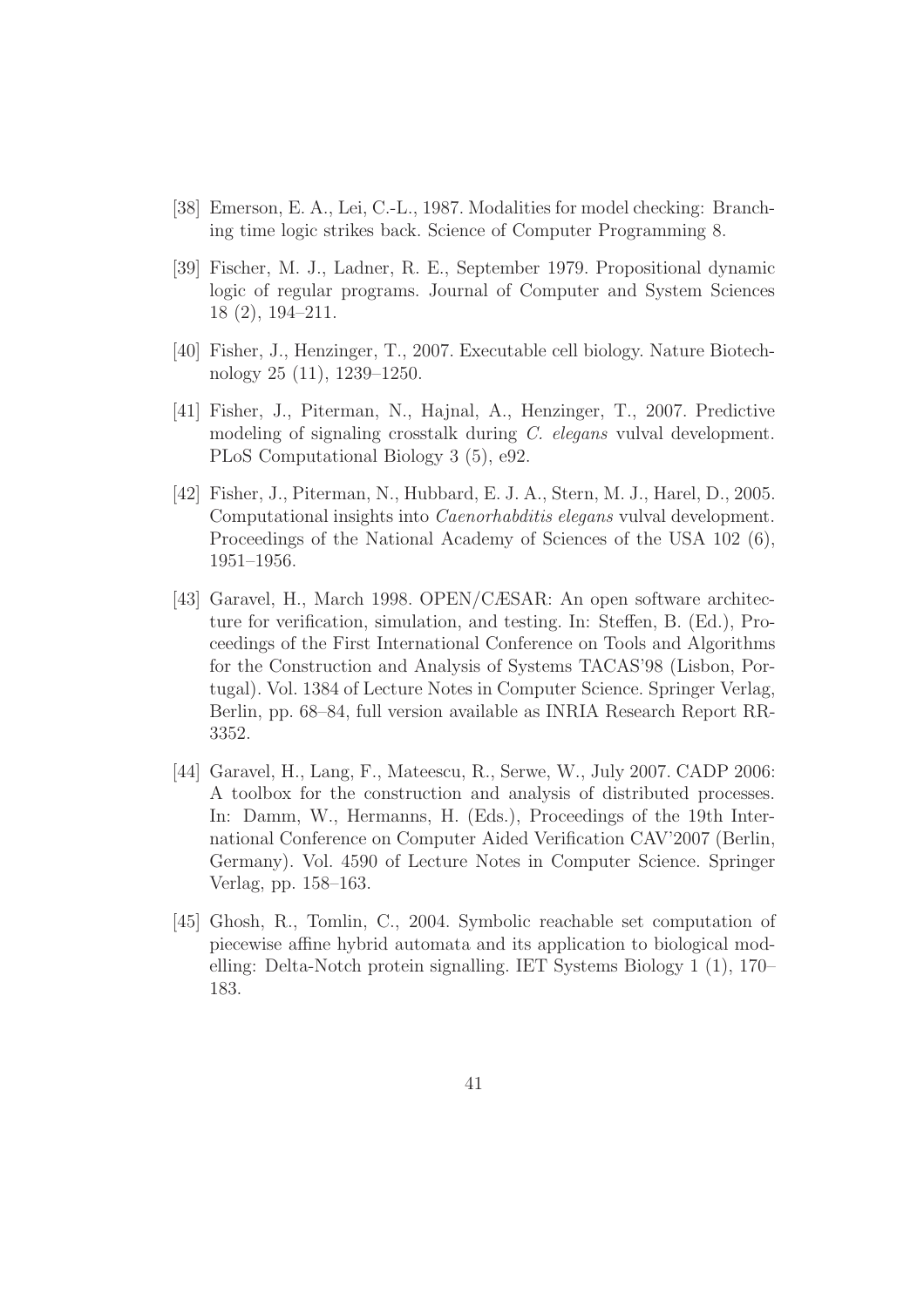[38] Emerson, E. A., Lei, C.-L., 1987. Modalities for model checking: Branching time logic strikes back. Science of Computer Programming 8.

[39] Fischer, M. J., Ladner, R. E., September 1979. Propositional dynamic logic of regular programs. Journal of Computer and System Sciences 18 (2), 194–211.

[40] Fisher, J., Henzinger, T., 2007. Executable cell biology. Nature Biotechnology 25 (11), 1239–1250.

[41] Fisher, J., Piterman, N., Hajnal, A., Henzinger, T., 2007. Predictive modeling of signaling crosstalk during *C. elegans* vulval development. PLoS Computational Biology 3 (5), e92.

[42] Fisher, J., Piterman, N., Hubbard, E. J. A., Stern, M. J., Harel, D., 2005. Computational insights into *Caenorhabditis elegans* vulval development. Proceedings of the National Academy of Sciences of the USA 102 (6), 1951–1956.

[43] Garavel, H., March 1998. OPEN/CÆSAR: An open software architecture for verification, simulation, and testing. In: Steffen, B. (Ed.), Proceedings of the First International Conference on Tools and Algorithms for the Construction and Analysis of Systems TACAS'98 (Lisbon, Portugal). Vol. 1384 of Lecture Notes in Computer Science. Springer Verlag, Berlin, pp. 68–84, full version available as INRIA Research Report RR-3352.

[44] Garavel, H., Lang, F., Mateescu, R., Serwe, W., July 2007. CADP 2006: A toolbox for the construction and analysis of distributed processes. In: Damm, W., Hermanns, H. (Eds.), Proceedings of the 19th International Conference on Computer Aided Verification CAV'2007 (Berlin, Germany). Vol. 4590 of Lecture Notes in Computer Science. Springer Verlag, pp. 158–163.

[45] Ghosh, R., Tomlin, C., 2004. Symbolic reachable set computation of piecewise affine hybrid automata and its application to biological modelling: Delta-Notch protein signalling. IET Systems Biology 1 (1), 170–183.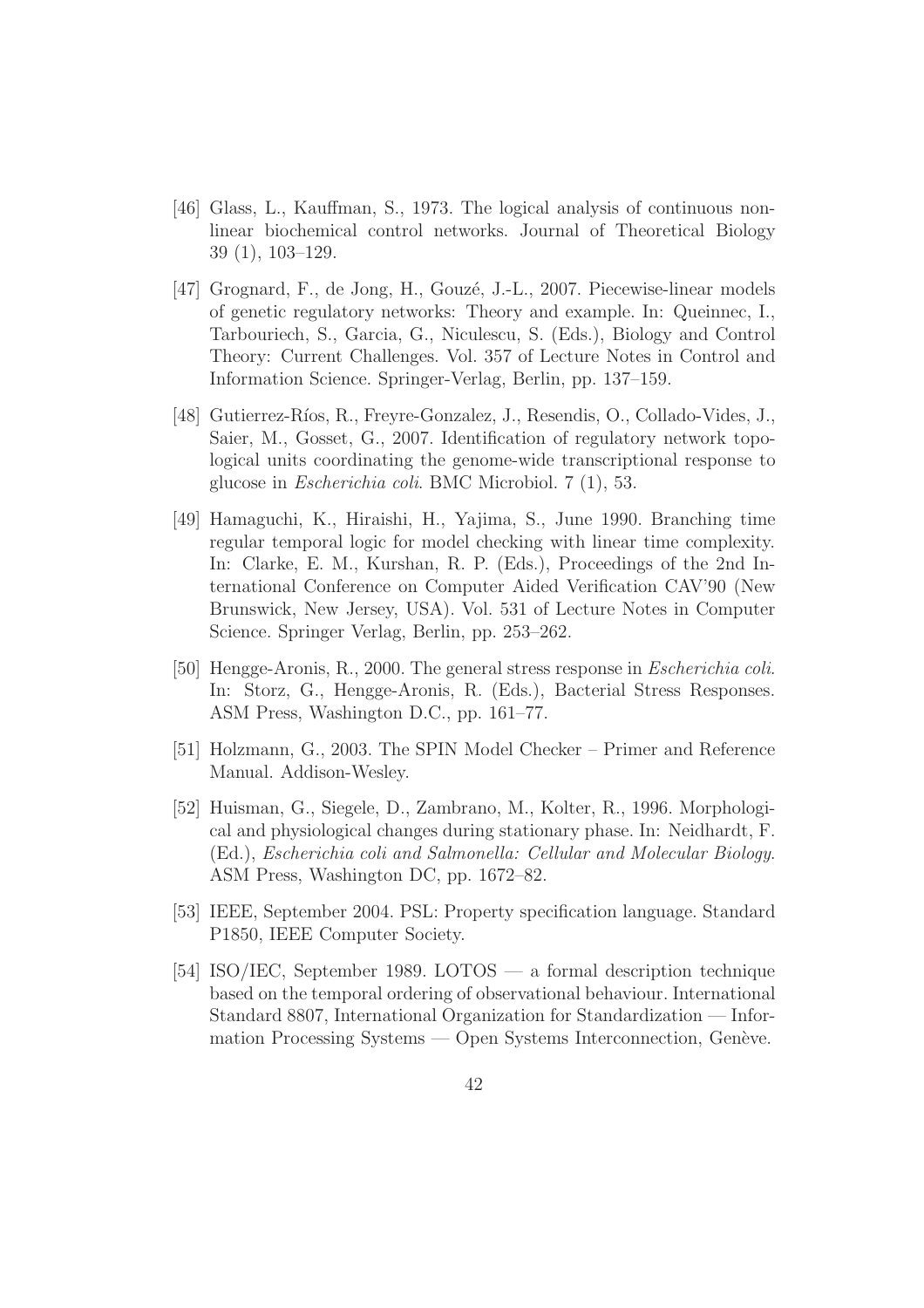[46] Glass, L., Kauffman, S., 1973. The logical analysis of continuous non-linear biochemical control networks. Journal of Theoretical Biology 39 (1), 103–129.

[47] Grognard, F., de Jong, H., Gouzé, J.-L., 2007. Piecewise-linear models of genetic regulatory networks: Theory and example. In: Queinnec, I., Tarbouriech, S., Garcia, G., Niculescu, S. (Eds.), Biology and Control Theory: Current Challenges. Vol. 357 of Lecture Notes in Control and Information Science. Springer-Verlag, Berlin, pp. 137–159.

[48] Gutierrez-Ríos, R., Freyre-Gonzalez, J., Resendis, O., Collado-Vides, J., Saier, M., Gosset, G., 2007. Identification of regulatory network topological units coordinating the genome-wide transcriptional response to glucose in *Escherichia coli*. BMC Microbiol. 7 (1), 53.

[49] Hamaguchi, K., Hiraishi, H., Yajima, S., June 1990. Branching time regular temporal logic for model checking with linear time complexity. In: Clarke, E. M., Kurshan, R. P. (Eds.), Proceedings of the 2nd International Conference on Computer Aided Verification CAV'90 (New Brunswick, New Jersey, USA). Vol. 531 of Lecture Notes in Computer Science. Springer Verlag, Berlin, pp. 253–262.

[50] Hengge-Aronis, R., 2000. The general stress response in *Escherichia coli*. In: Storz, G., Hengge-Aronis, R. (Eds.), Bacterial Stress Responses. ASM Press, Washington D.C., pp. 161–77.

[51] Holzmann, G., 2003. The SPIN Model Checker – Primer and Reference Manual. Addison-Wesley.

[52] Huisman, G., Siegele, D., Zambrano, M., Kolter, R., 1996. Morphological and physiological changes during stationary phase. In: Neidhardt, F. (Ed.), *Escherichia coli and Salmonella: Cellular and Molecular Biology*. ASM Press, Washington DC, pp. 1672–82.

[53] IEEE, September 2004. PSL: Property specification language. Standard P1850, IEEE Computer Society.

[54] ISO/IEC, September 1989. LOTOS — a formal description technique based on the temporal ordering of observational behaviour. International Standard 8807, International Organization for Standardization — Information Processing Systems — Open Systems Interconnection, Genève.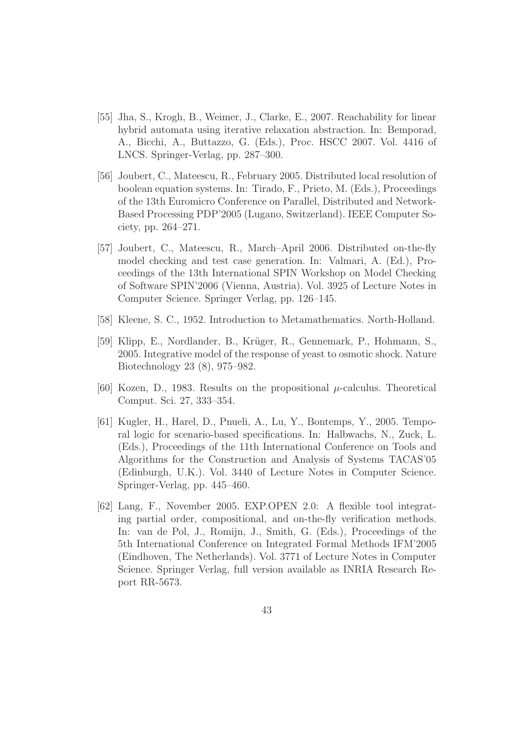[55] Jha, S., Krogh, B., Weimer, J., Clarke, E., 2007. Reachability for linear hybrid automata using iterative relaxation abstraction. In: Bemporad, A., Bicchi, A., Buttazzo, G. (Eds.), Proc. HSCC 2007. Vol. 4416 of LNCS. Springer-Verlag, pp. 287–300.

[56] Joubert, C., Mateescu, R., February 2005. Distributed local resolution of boolean equation systems. In: Tirado, F., Prieto, M. (Eds.), Proceedings of the 13th Euromicro Conference on Parallel, Distributed and Network-Based Processing PDP'2005 (Lugano, Switzerland). IEEE Computer Society, pp. 264–271.

[57] Joubert, C., Mateescu, R., March–April 2006. Distributed on-the-fly model checking and test case generation. In: Valmari, A. (Ed.), Proceedings of the 13th International SPIN Workshop on Model Checking of Software SPIN'2006 (Vienna, Austria). Vol. 3925 of Lecture Notes in Computer Science. Springer Verlag, pp. 126–145.

[58] Kleene, S. C., 1952. Introduction to Metamathematics. North-Holland.

[59] Klipp, E., Nordlander, B., Krüger, R., Gennemark, P., Hohmann, S., 2005. Integrative model of the response of yeast to osmotic shock. Nature Biotechnology 23 (8), 975–982.

[60] Kozen, D., 1983. Results on the propositional $\mu$-calculus. Theoretical Comput. Sci. 27, 333–354.

[61] Kugler, H., Harel, D., Pnueli, A., Lu, Y., Bontemps, Y., 2005. Temporal logic for scenario-based specifications. In: Halbwachs, N., Zuck, L. (Eds.), Proceedings of the 11th International Conference on Tools and Algorithms for the Construction and Analysis of Systems TACAS'05 (Edinburgh, U.K.). Vol. 3440 of Lecture Notes in Computer Science. Springer-Verlag, pp. 445–460.

[62] Lang, F., November 2005. EXP.OPEN 2.0: A flexible tool integrating partial order, compositional, and on-the-fly verification methods. In: van de Pol, J., Romijn, J., Smith, G. (Eds.), Proceedings of the 5th International Conference on Integrated Formal Methods IFM'2005 (Eindhoven, The Netherlands). Vol. 3771 of Lecture Notes in Computer Science. Springer Verlag, full version available as INRIA Research Report RR-5673.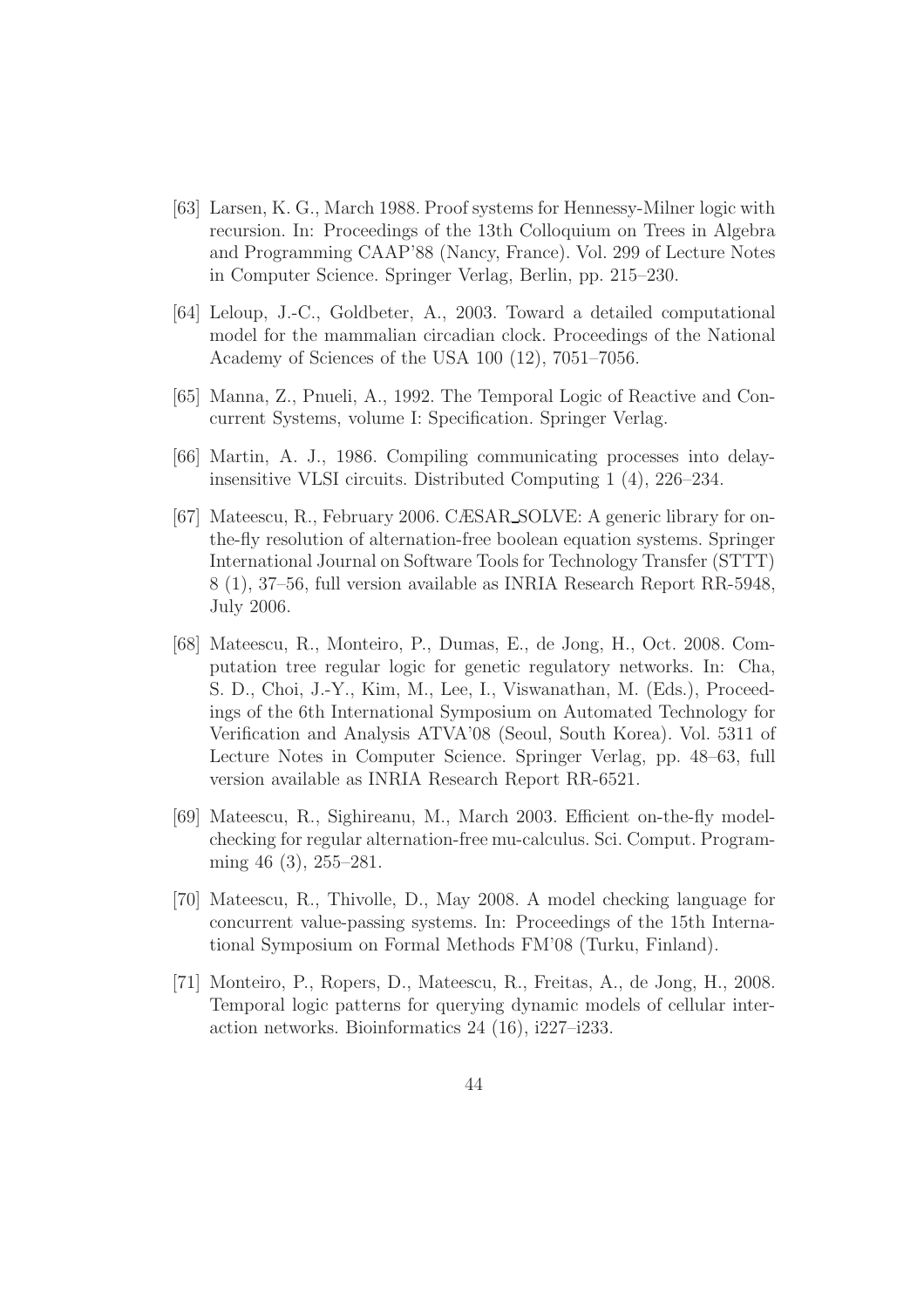[63] Larsen, K. G., March 1988. Proof systems for Hennessy-Milner logic with recursion. In: Proceedings of the 13th Colloquium on Trees in Algebra and Programming CAAP'88 (Nancy, France). Vol. 299 of Lecture Notes in Computer Science. Springer Verlag, Berlin, pp. 215–230.

[64] Leloup, J.-C., Goldbeter, A., 2003. Toward a detailed computational model for the mammalian circadian clock. Proceedings of the National Academy of Sciences of the USA 100 (12), 7051–7056.

[65] Manna, Z., Pnueli, A., 1992. The Temporal Logic of Reactive and Concurrent Systems, volume I: Specification. Springer Verlag.

[66] Martin, A. J., 1986. Compiling communicating processes into delay-insensitive VLSI circuits. Distributed Computing 1 (4), 226–234.

[67] Mateescu, R., February 2006. CÆSAR_SOLVE: A generic library for on-the-fly resolution of alternation-free boolean equation systems. Springer International Journal on Software Tools for Technology Transfer (STTT) 8 (1), 37–56, full version available as INRIA Research Report RR-5948, July 2006.

[68] Mateescu, R., Monteiro, P., Dumas, E., de Jong, H., Oct. 2008. Computation tree regular logic for genetic regulatory networks. In: Cha, S. D., Choi, J.-Y., Kim, M., Lee, I., Viswanathan, M. (Eds.), Proceedings of the 6th International Symposium on Automated Technology for Verification and Analysis ATVA'08 (Seoul, South Korea). Vol. 5311 of Lecture Notes in Computer Science. Springer Verlag, pp. 48–63, full version available as INRIA Research Report RR-6521.

[69] Mateescu, R., Sighireanu, M., March 2003. Efficient on-the-fly model-checking for regular alternation-free mu-calculus. Sci. Comput. Programming 46 (3), 255–281.

[70] Mateescu, R., Thivolle, D., May 2008. A model checking language for concurrent value-passing systems. In: Proceedings of the 15th International Symposium on Formal Methods FM'08 (Turku, Finland).

[71] Monteiro, P., Ropers, D., Mateescu, R., Freitas, A., de Jong, H., 2008. Temporal logic patterns for querying dynamic models of cellular interaction networks. Bioinformatics 24 (16), i227–i233.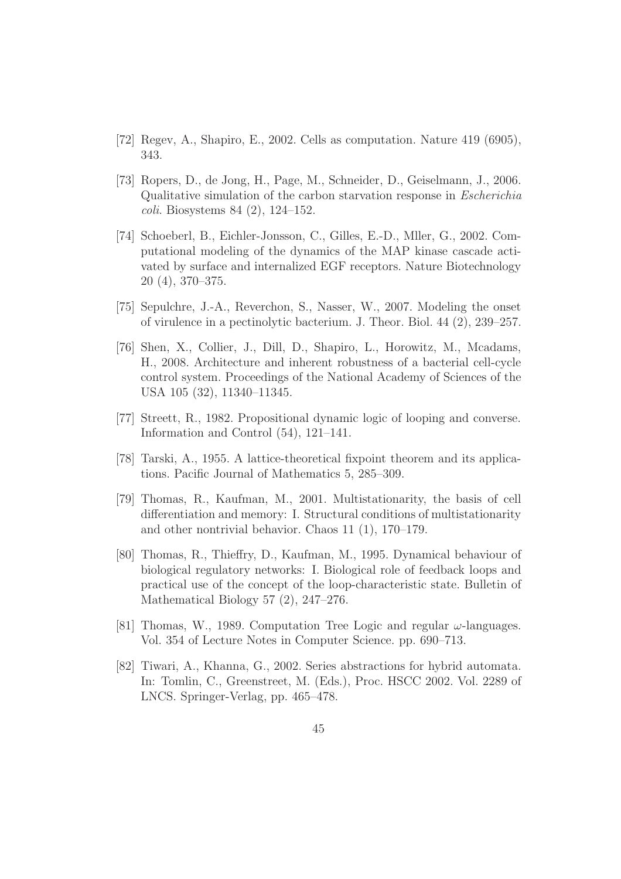[72] Regev, A., Shapiro, E., 2002. Cells as computation. Nature 419 (6905), 343.

[73] Ropers, D., de Jong, H., Page, M., Schneider, D., Geiselmann, J., 2006. Qualitative simulation of the carbon starvation response in *Escherichia coli*. Biosystems 84 (2), 124–152.

[74] Schoeberl, B., Eichler-Jonsson, C., Gilles, E.-D., Mller, G., 2002. Computational modeling of the dynamics of the MAP kinase cascade activated by surface and internalized EGF receptors. Nature Biotechnology 20 (4), 370–375.

[75] Sepulchre, J.-A., Reverchon, S., Nasser, W., 2007. Modeling the onset of virulence in a pectinolytic bacterium. J. Theor. Biol. 44 (2), 239–257.

[76] Shen, X., Collier, J., Dill, D., Shapiro, L., Horowitz, M., Mcadams, H., 2008. Architecture and inherent robustness of a bacterial cell-cycle control system. Proceedings of the National Academy of Sciences of the USA 105 (32), 11340–11345.

[77] Streett, R., 1982. Propositional dynamic logic of looping and converse. Information and Control (54), 121–141.

[78] Tarski, A., 1955. A lattice-theoretical fixpoint theorem and its applications. Pacific Journal of Mathematics 5, 285–309.

[79] Thomas, R., Kaufman, M., 2001. Multistationarity, the basis of cell differentiation and memory: I. Structural conditions of multistationarity and other nontrivial behavior. Chaos 11 (1), 170–179.

[80] Thomas, R., Thieffry, D., Kaufman, M., 1995. Dynamical behaviour of biological regulatory networks: I. Biological role of feedback loops and practical use of the concept of the loop-characteristic state. Bulletin of Mathematical Biology 57 (2), 247–276.

[81] Thomas, W., 1989. Computation Tree Logic and regular $\omega$-languages. Vol. 354 of Lecture Notes in Computer Science. pp. 690–713.

[82] Tiwari, A., Khanna, G., 2002. Series abstractions for hybrid automata. In: Tomlin, C., Greenstreet, M. (Eds.), Proc. HSCC 2002. Vol. 2289 of LNCS. Springer-Verlag, pp. 465–478.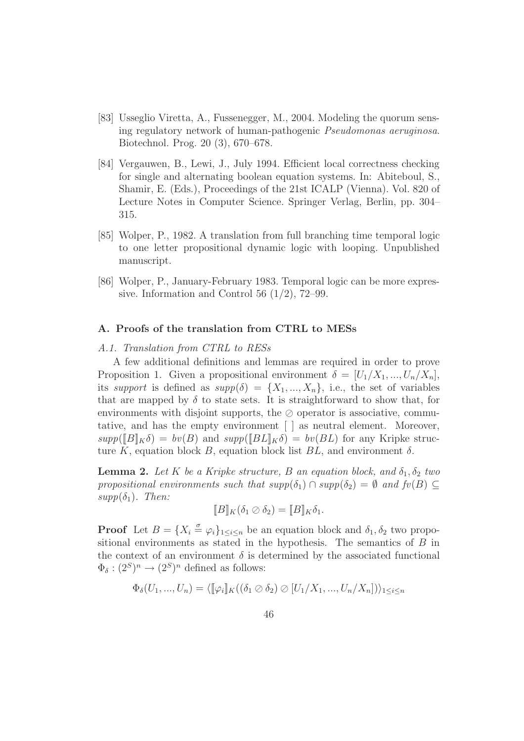[83] Usseglio Viretta, A., Fussenegger, M., 2004. Modeling the quorum sensing regulatory network of human-pathogenic *Pseudomonas aeruginosa*. Biotechnol. Prog. 20 (3), 670–678.

[84] Vergauwen, B., Lewi, J., July 1994. Efficient local correctness checking for single and alternating boolean equation systems. In: Abiteboul, S., Shamir, E. (Eds.), Proceedings of the 21st ICALP (Vienna). Vol. 820 of Lecture Notes in Computer Science. Springer Verlag, Berlin, pp. 304–315.

[85] Wolper, P., 1982. A translation from full branching time temporal logic to one letter propositional dynamic logic with looping. Unpublished manuscript.

[86] Wolper, P., January-February 1983. Temporal logic can be more expressive. Information and Control 56 (1/2), 72–99.

## A. Proofs of the translation from CTRL to MESs

### *A.1. Translation from CTRL to RESs*

A few additional definitions and lemmas are required in order to prove Proposition 1. Given a propositional environment $\delta = [U_1/X_1, ..., U_n/X_n]$, its *support* is defined as $supp(\delta) = \{X_1, ..., X_n\}$, i.e., the set of variables that are mapped by $\delta$ to state sets. It is straightforward to show that, for environments with disjoint supports, the $\oslash$ operator is associative, commutative, and has the empty environment $[\,]$ as neutral element. Moreover, $supp([\![B]\!]_K\delta) = bv(B)$ and $supp([\![BL]\!]_K\delta) = bv(BL)$ for any Kripke structure $K$, equation block $B$, equation block list $BL$, and environment $\delta$.

**Lemma 2.** *Let $K$ be a Kripke structure, $B$ an equation block, and $\delta_1, \delta_2$ two propositional environments such that $supp(\delta_1) \cap supp(\delta_2) = \emptyset$ and $fv(B) \subseteq supp(\delta_1)$. Then:*

$$[\![B]\!]_K(\delta_1 \oslash \delta_2) = [\![B]\!]_K\delta_1.$$

**Proof** Let $B = \{X_i \stackrel{\sigma}{=} \varphi_i\}_{1 \le i \le n}$ be an equation block and $\delta_1, \delta_2$ two propositional environments as stated in the hypothesis. The semantics of $B$ in the context of an environment $\delta$ is determined by the associated functional $\Phi_\delta : (2^S)^n \to (2^S)^n$ defined as follows:

$$\Phi_\delta(U_1, ..., U_n) = \langle [\![\varphi_i]\!]_K((\delta_1 \oslash \delta_2) \oslash [U_1/X_1, ..., U_n/X_n]) \rangle_{1 \le i \le n}$$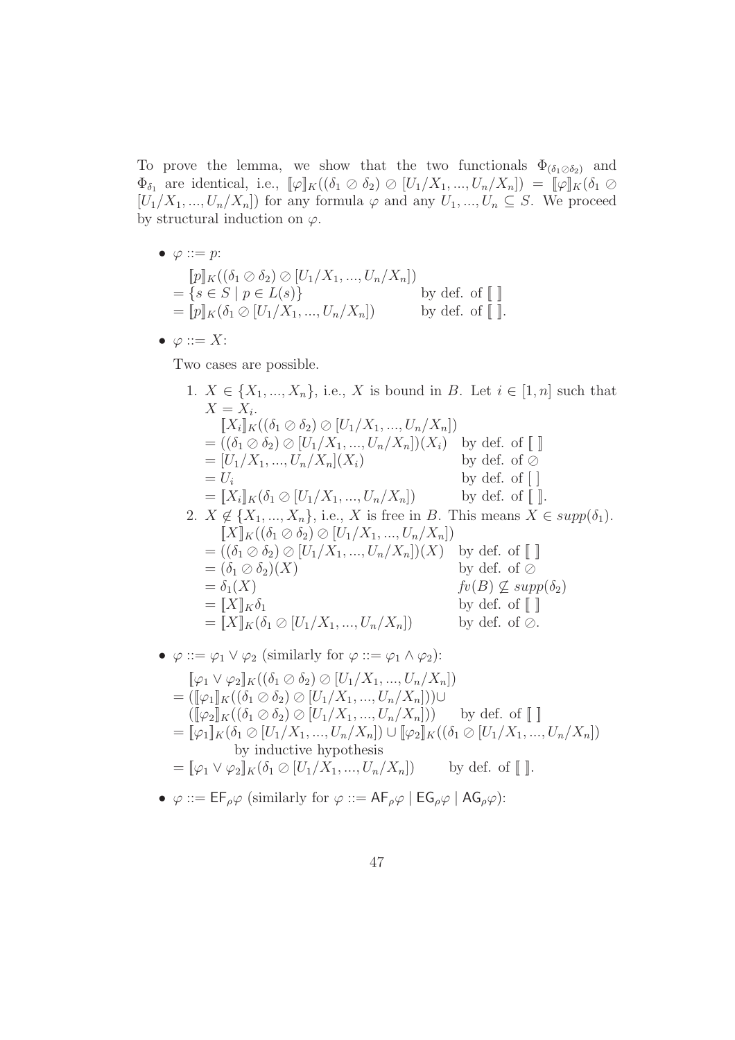To prove the lemma, we show that the two functionals $\Phi_{(\delta_1 \oslash \delta_2)}$ and $\Phi_{\delta_1}$ are identical, i.e., $[\![\varphi]\!]_K((\delta_1 \oslash \delta_2) \oslash [U_1/X_1, ..., U_n/X_n]) = [\![\varphi]\!]_K(\delta_1 \oslash [U_1/X_1, ..., U_n/X_n])$ for any formula $\varphi$ and any $U_1, ..., U_n \subseteq S$. We proceed by structural induction on $\varphi$.

- $\varphi ::= p$:

  $[\![p]\!]_K((\delta_1 \oslash \delta_2) \oslash [U_1/X_1, ..., U_n/X_n])$
  $= \{s \in S \mid p \in L(s)\}$ by def. of $[\![\ ]\!]$
  $= [\![p]\!]_K(\delta_1 \oslash [U_1/X_1, ..., U_n/X_n])$ by def. of $[\![\ ]\!]$.

- $\varphi ::= X$:

  Two cases are possible.

  1. $X \in \{X_1, ..., X_n\}$, i.e., $X$ is bound in $B$. Let $i \in [1, n]$ such that $X = X_i$.
     $[\![X_i]\!]_K((\delta_1 \oslash \delta_2) \oslash [U_1/X_1, ..., U_n/X_n])$
     $= ((\delta_1 \oslash \delta_2) \oslash [U_1/X_1, ..., U_n/X_n])(X_i)$ by def. of $[\![\ ]\!]$
     $= [U_1/X_1, ..., U_n/X_n](X_i)$ by def. of $\oslash$
     $= U_i$ by def. of $[\ ]$
     $= [\![X_i]\!]_K(\delta_1 \oslash [U_1/X_1, ..., U_n/X_n])$ by def. of $[\![\ ]\!]$.
  2. $X \notin \{X_1, ..., X_n\}$, i.e., $X$ is free in $B$. This means $X \in supp(\delta_1)$.
     $[\![X]\!]_K((\delta_1 \oslash \delta_2) \oslash [U_1/X_1, ..., U_n/X_n])$
     $= ((\delta_1 \oslash \delta_2) \oslash [U_1/X_1, ..., U_n/X_n])(X)$ by def. of $[\![\ ]\!]$
     $= (\delta_1 \oslash \delta_2)(X)$ by def. of $\oslash$
     $= \delta_1(X)$ $fv(B) \not\subseteq supp(\delta_2)$
     $= [\![X]\!]_K \delta_1$ by def. of $[\![\ ]\!]$
     $= [\![X]\!]_K(\delta_1 \oslash [U_1/X_1, ..., U_n/X_n])$ by def. of $\oslash$.

- $\varphi ::= \varphi_1 \vee \varphi_2$ (similarly for $\varphi ::= \varphi_1 \wedge \varphi_2$):

  $[\![\varphi_1 \vee \varphi_2]\!]_K((\delta_1 \oslash \delta_2) \oslash [U_1/X_1, ..., U_n/X_n])$
  $= ([\![\varphi_1]\!]_K((\delta_1 \oslash \delta_2) \oslash [U_1/X_1, ..., U_n/X_n])) \cup$
  $([\![\varphi_2]\!]_K((\delta_1 \oslash \delta_2) \oslash [U_1/X_1, ..., U_n/X_n]))$ by def. of $[\![\ ]\!]$
  $= [\![\varphi_1]\!]_K(\delta_1 \oslash [U_1/X_1, ..., U_n/X_n]) \cup [\![\varphi_2]\!]_K((\delta_1 \oslash [U_1/X_1, ..., U_n/X_n])$
  by inductive hypothesis
  $= [\![\varphi_1 \vee \varphi_2]\!]_K(\delta_1 \oslash [U_1/X_1, ..., U_n/X_n])$ by def. of $[\![\ ]\!]$.

- $\varphi ::= \mathsf{EF}_\rho \varphi$ (similarly for $\varphi ::= \mathsf{AF}_\rho \varphi \mid \mathsf{EG}_\rho \varphi \mid \mathsf{AG}_\rho \varphi$):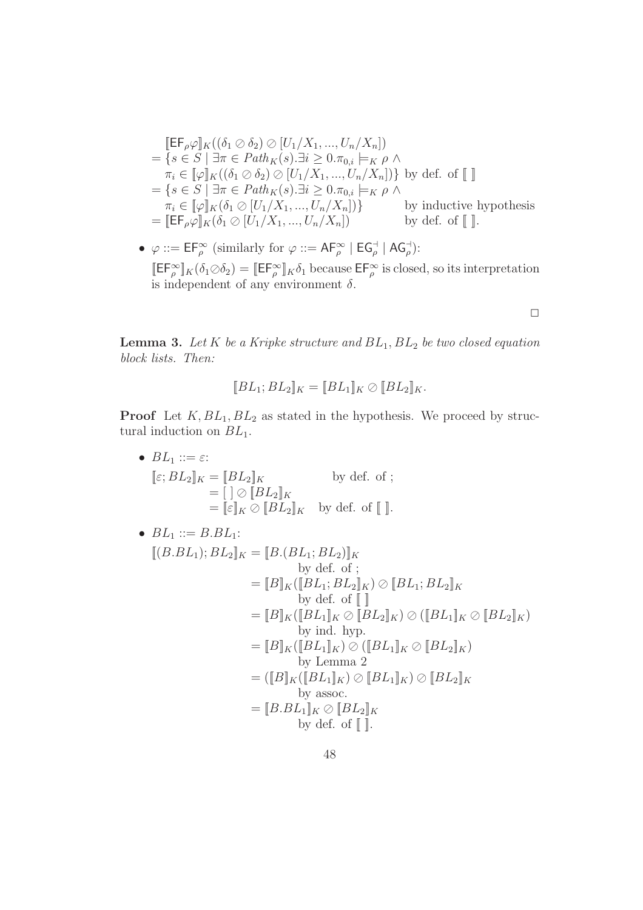$$
\begin{aligned}
&[\![\mathsf{EF}_\rho\varphi]\!]_K((\delta_1 \oslash \delta_2) \oslash [U_1/X_1, ..., U_n/X_n]) \\
&= \{s \in S \mid \exists \pi \in Path_K(s).\exists i \geq 0.\pi_{0,i} \models_K \rho \wedge \\
&\quad \pi_i \in [\![\varphi]\!]_K((\delta_1 \oslash \delta_2) \oslash [U_1/X_1, ..., U_n/X_n])\} && \text{by def. of } [\![\ ]\!] \\
&= \{s \in S \mid \exists \pi \in Path_K(s).\exists i \geq 0.\pi_{0,i} \models_K \rho \wedge \\
&\quad \pi_i \in [\![\varphi]\!]_K(\delta_1 \oslash [U_1/X_1, ..., U_n/X_n])\} && \text{by inductive hypothesis} \\
&= [\![\mathsf{EF}_\rho\varphi]\!]_K(\delta_1 \oslash [U_1/X_1, ..., U_n/X_n]) && \text{by def. of } [\![\ ]\!].
\end{aligned}
$$

- $\varphi ::= \mathsf{EF}^\infty_\rho$ (similarly for $\varphi ::= \mathsf{AF}^\infty_\rho \mid \mathsf{EG}^\dashv_\rho \mid \mathsf{AG}^\dashv_\rho$):
  $[\![\mathsf{EF}^\infty_\rho]\!]_K(\delta_1 \oslash \delta_2) = [\![\mathsf{EF}^\infty_\rho]\!]_K\delta_1$ because $\mathsf{EF}^\infty_\rho$ is closed, so its interpretation is independent of any environment $\delta$.

□

**Lemma 3.** *Let $K$ be a Kripke structure and $BL_1, BL_2$ be two closed equation block lists. Then:*

$$[\![BL_1; BL_2]\!]_K = [\![BL_1]\!]_K \oslash [\![BL_2]\!]_K.$$

**Proof** Let $K, BL_1, BL_2$ as stated in the hypothesis. We proceed by structural induction on $BL_1$.

- $BL_1 ::= \varepsilon$:

$$
\begin{aligned}
[\![\varepsilon; BL_2]\!]_K &= [\![BL_2]\!]_K && \text{by def. of ;} \\
&= [\ ] \oslash [\![BL_2]\!]_K \\
&= [\![\varepsilon]\!]_K \oslash [\![BL_2]\!]_K && \text{by def. of } [\![\ ]\!].
\end{aligned}
$$

- $BL_1 ::= B.BL_1$:

$$
\begin{aligned}
[\![(B.BL_1); BL_2]\!]_K &= [\![B.(BL_1; BL_2)]\!]_K \\
&\qquad \text{by def. of ;} \\
&= [\![B]\!]_K([\![BL_1; BL_2]\!]_K) \oslash [\![BL_1; BL_2]\!]_K \\
&\qquad \text{by def. of } [\![\ ]\!] \\
&= [\![B]\!]_K([\![BL_1]\!]_K \oslash [\![BL_2]\!]_K) \oslash ([\![BL_1]\!]_K \oslash [\![BL_2]\!]_K) \\
&\qquad \text{by ind. hyp.} \\
&= [\![B]\!]_K([\![BL_1]\!]_K) \oslash ([\![BL_1]\!]_K \oslash [\![BL_2]\!]_K) \\
&\qquad \text{by Lemma 2} \\
&= ([\![B]\!]_K([\![BL_1]\!]_K) \oslash [\![BL_1]\!]_K) \oslash [\![BL_2]\!]_K \\
&\qquad \text{by assoc.} \\
&= [\![B.BL_1]\!]_K \oslash [\![BL_2]\!]_K \\
&\qquad \text{by def. of } [\![\ ]\!].
\end{aligned}
$$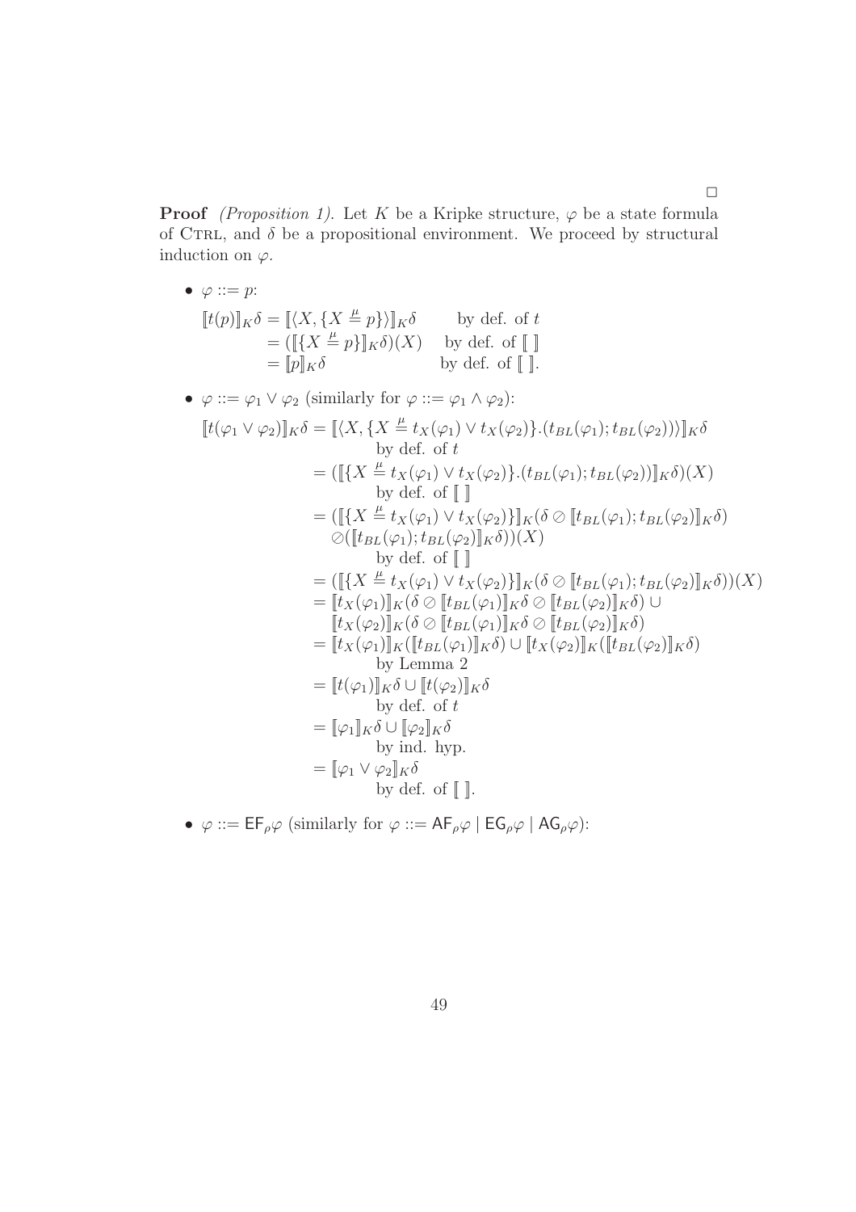□

**Proof** *(Proposition 1).* Let $K$ be a Kripke structure, $\varphi$ be a state formula of CTRL, and $\delta$ be a propositional environment. We proceed by structural induction on $\varphi$.

- $\varphi ::= p$:

$$
\begin{aligned}
[\![t(p)]\!]_K\delta &= [\![\langle X, \{X \stackrel{\mu}{=} p\}\rangle]\!]_K\delta && \text{by def. of } t\\
&= ([\![\{X \stackrel{\mu}{=} p\}]\!]_K\delta)(X) && \text{by def. of } [\![\ ]\!]\\
&= [\![p]\!]_K\delta && \text{by def. of } [\![\ ]\!].
\end{aligned}
$$

- $\varphi ::= \varphi_1 \vee \varphi_2$ (similarly for $\varphi ::= \varphi_1 \wedge \varphi_2$):

$$
\begin{aligned}
[\![t(\varphi_1 \vee \varphi_2)]\!]_K\delta &= [\![\langle X, \{X \stackrel{\mu}{=} t_X(\varphi_1) \vee t_X(\varphi_2)\}.(t_{BL}(\varphi_1); t_{BL}(\varphi_2))\rangle]\!]_K\delta\\
&\qquad \text{by def. of } t\\
&= ([\![\{X \stackrel{\mu}{=} t_X(\varphi_1) \vee t_X(\varphi_2)\}.(t_{BL}(\varphi_1); t_{BL}(\varphi_2))]\!]_K\delta)(X)\\
&\qquad \text{by def. of } [\![\ ]\!]\\
&= ([\![\{X \stackrel{\mu}{=} t_X(\varphi_1) \vee t_X(\varphi_2)\}]\!]_K(\delta \oslash [\![t_{BL}(\varphi_1); t_{BL}(\varphi_2)]\!]_K\delta)\\
&\qquad \oslash([\![t_{BL}(\varphi_1); t_{BL}(\varphi_2)]\!]_K\delta))(X)\\
&\qquad \text{by def. of } [\![\ ]\!]\\
&= ([\![\{X \stackrel{\mu}{=} t_X(\varphi_1) \vee t_X(\varphi_2)\}]\!]_K(\delta \oslash [\![t_{BL}(\varphi_1); t_{BL}(\varphi_2)]\!]_K\delta))(X)\\
&= [\![t_X(\varphi_1)]\!]_K(\delta \oslash [\![t_{BL}(\varphi_1)]\!]_K\delta \oslash [\![t_{BL}(\varphi_2)]\!]_K\delta) \cup\\
&\qquad [\![t_X(\varphi_2)]\!]_K(\delta \oslash [\![t_{BL}(\varphi_1)]\!]_K\delta \oslash [\![t_{BL}(\varphi_2)]\!]_K\delta)\\
&= [\![t_X(\varphi_1)]\!]_K([\![t_{BL}(\varphi_1)]\!]_K\delta) \cup [\![t_X(\varphi_2)]\!]_K([\![t_{BL}(\varphi_2)]\!]_K\delta)\\
&\qquad \text{by Lemma 2}\\
&= [\![t(\varphi_1)]\!]_K\delta \cup [\![t(\varphi_2)]\!]_K\delta\\
&\qquad \text{by def. of } t\\
&= [\![\varphi_1]\!]_K\delta \cup [\![\varphi_2]\!]_K\delta\\
&\qquad \text{by ind. hyp.}\\
&= [\![\varphi_1 \vee \varphi_2]\!]_K\delta\\
&\qquad \text{by def. of } [\![\ ]\!].
\end{aligned}
$$

- $\varphi ::= \mathsf{EF}_\rho\varphi$ (similarly for $\varphi ::= \mathsf{AF}_\rho\varphi \mid \mathsf{EG}_\rho\varphi \mid \mathsf{AG}_\rho\varphi$):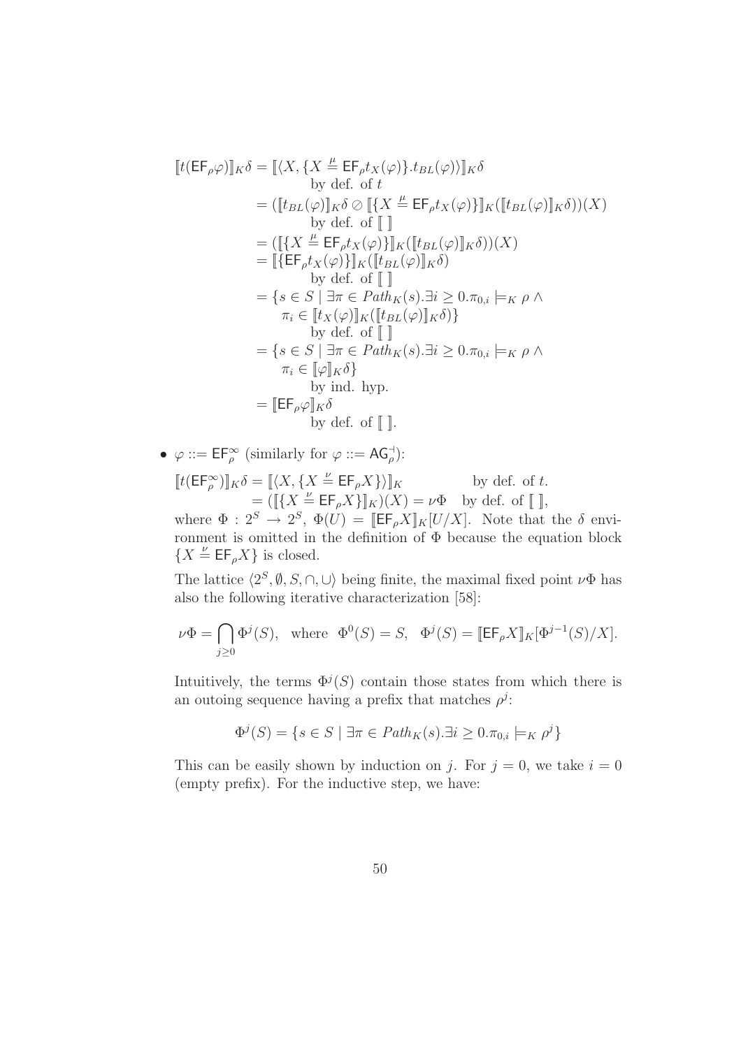$$
\begin{aligned}
[\![t(\mathsf{EF}_\rho\varphi)]\!]_K\delta &= [\![\langle X, \{X \stackrel{\mu}{=} \mathsf{EF}_\rho t_X(\varphi)\}.t_{BL}(\varphi)\rangle]\!]_K\delta \\
&\qquad \text{by def. of } t \\
&= ([\![t_{BL}(\varphi)]\!]_K\delta \oslash [\![\{X \stackrel{\mu}{=} \mathsf{EF}_\rho t_X(\varphi)\}]\!]_K([\![t_{BL}(\varphi)]\!]_K\delta))(X) \\
&\qquad \text{by def. of } [\![\;]\!] \\
&= ([\![\{X \stackrel{\mu}{=} \mathsf{EF}_\rho t_X(\varphi)\}]\!]_K([\![t_{BL}(\varphi)]\!]_K\delta))(X) \\
&= [\![\{\mathsf{EF}_\rho t_X(\varphi)\}]\!]_K([\![t_{BL}(\varphi)]\!]_K\delta) \\
&\qquad \text{by def. of } [\![\;]\!] \\
&= \{s \in S \mid \exists \pi \in Path_K(s).\exists i \geq 0.\pi_{0,i} \models_K \rho \,\wedge \\
&\qquad \pi_i \in [\![t_X(\varphi)]\!]_K([\![t_{BL}(\varphi)]\!]_K\delta)\} \\
&\qquad \text{by def. of } [\![\;]\!] \\
&= \{s \in S \mid \exists \pi \in Path_K(s).\exists i \geq 0.\pi_{0,i} \models_K \rho \,\wedge \\
&\qquad \pi_i \in [\![\varphi]\!]_K\delta\} \\
&\qquad \text{by ind. hyp.} \\
&= [\![\mathsf{EF}_\rho\varphi]\!]_K\delta \\
&\qquad \text{by def. of } [\![\;]\!].
\end{aligned}
$$

- $\varphi ::= \mathsf{EF}_\rho^\infty$ (similarly for $\varphi ::= \mathsf{AG}_\rho^\dashv$):

  $$
  \begin{aligned}
  [\![t(\mathsf{EF}_\rho^\infty)]\!]_K\delta &= [\![\langle X, \{X \stackrel{\nu}{=} \mathsf{EF}_\rho X\}\rangle]\!]_K \qquad \text{by def. of } t. \\
  &= ([\![\{X \stackrel{\nu}{=} \mathsf{EF}_\rho X\}]\!]_K)(X) = \nu\Phi \quad \text{by def. of } [\![\;]\!],
  \end{aligned}
  $$

  where $\Phi : 2^S \to 2^S$, $\Phi(U) = [\![\mathsf{EF}_\rho X]\!]_K[U/X]$. Note that the $\delta$ environment is omitted in the definition of $\Phi$ because the equation block $\{X \stackrel{\nu}{=} \mathsf{EF}_\rho X\}$ is closed.

  The lattice $\langle 2^S, \emptyset, S, \cap, \cup\rangle$ being finite, the maximal fixed point $\nu\Phi$ has also the following iterative characterization [58]:

  $$\nu\Phi = \bigcap_{j\geq 0} \Phi^j(S), \quad \text{where} \quad \Phi^0(S) = S, \quad \Phi^j(S) = [\![\mathsf{EF}_\rho X]\!]_K[\Phi^{j-1}(S)/X].$$

  Intuitively, the terms $\Phi^j(S)$ contain those states from which there is an outoing sequence having a prefix that matches $\rho^j$:

  $$\Phi^j(S) = \{s \in S \mid \exists \pi \in Path_K(s).\exists i \geq 0.\pi_{0,i} \models_K \rho^j\}$$

  This can be easily shown by induction on $j$. For $j = 0$, we take $i = 0$ (empty prefix). For the inductive step, we have: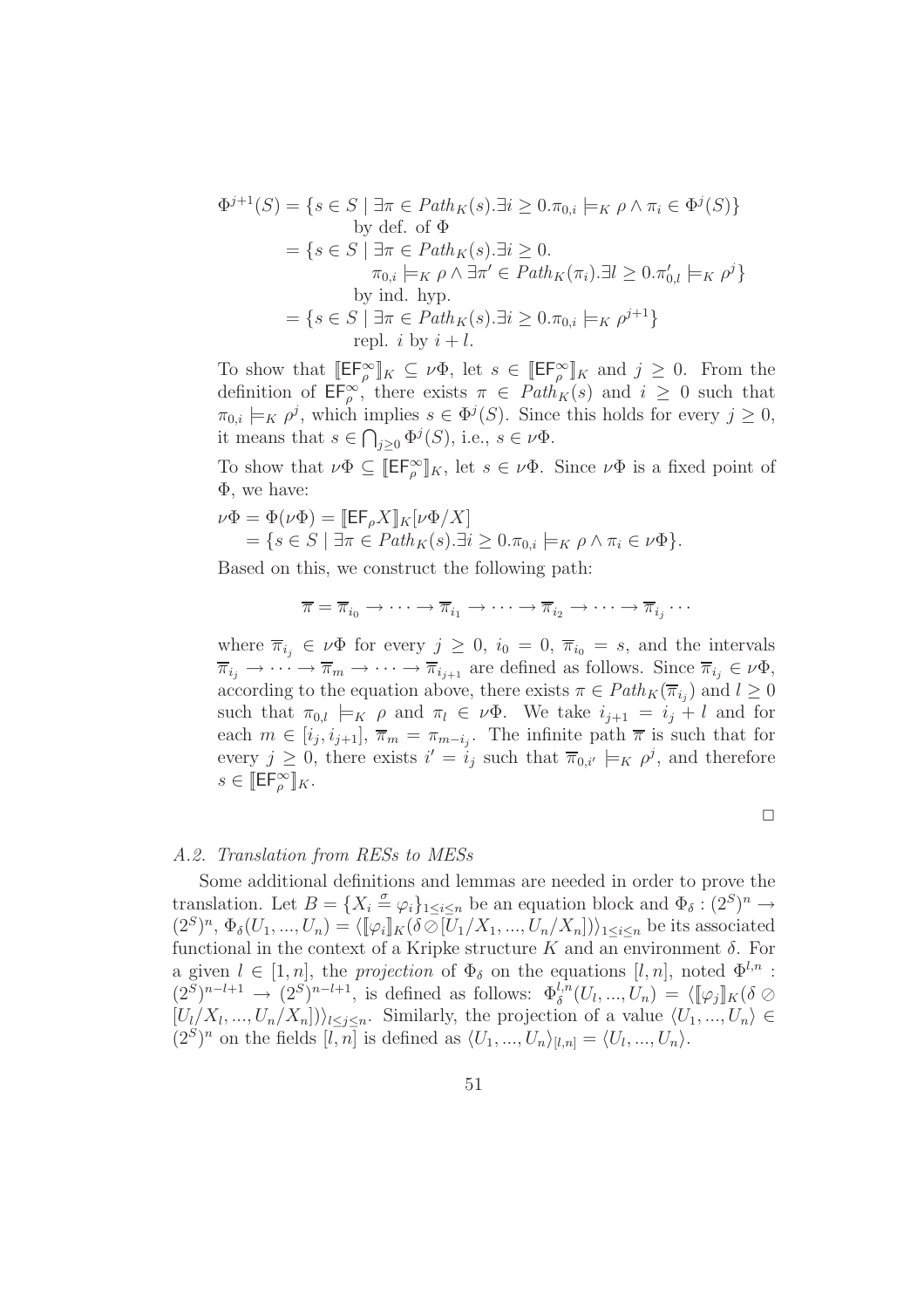$$
\begin{aligned}
\Phi^{j+1}(S) &= \{s \in S \mid \exists \pi \in Path_K(s).\exists i \geq 0.\pi_{0,i} \models_K \rho \wedge \pi_i \in \Phi^j(S)\} \\
&\quad \text{by def. of } \Phi \\
&= \{s \in S \mid \exists \pi \in Path_K(s).\exists i \geq 0. \\
&\qquad \pi_{0,i} \models_K \rho \wedge \exists \pi' \in Path_K(\pi_i).\exists l \geq 0.\pi'_{0,l} \models_K \rho^j\} \\
&\quad \text{by ind. hyp.} \\
&= \{s \in S \mid \exists \pi \in Path_K(s).\exists i \geq 0.\pi_{0,i} \models_K \rho^{j+1}\} \\
&\quad \text{repl. } i \text{ by } i+l.
\end{aligned}
$$

To show that $[\![\mathsf{EF}_\rho^\infty]\!]_K \subseteq \nu\Phi$, let $s \in [\![\mathsf{EF}_\rho^\infty]\!]_K$ and $j \geq 0$. From the definition of $\mathsf{EF}_\rho^\infty$, there exists $\pi \in Path_K(s)$ and $i \geq 0$ such that $\pi_{0,i} \models_K \rho^j$, which implies $s \in \Phi^j(S)$. Since this holds for every $j \geq 0$, it means that $s \in \bigcap_{j \geq 0} \Phi^j(S)$, i.e., $s \in \nu\Phi$.

To show that $\nu\Phi \subseteq [\![\mathsf{EF}_\rho^\infty]\!]_K$, let $s \in \nu\Phi$. Since $\nu\Phi$ is a fixed point of $\Phi$, we have:

$$
\begin{aligned}
\nu\Phi = \Phi(\nu\Phi) &= [\![\mathsf{EF}_\rho X]\!]_K[\nu\Phi/X] \\
&= \{s \in S \mid \exists \pi \in Path_K(s).\exists i \geq 0.\pi_{0,i} \models_K \rho \wedge \pi_i \in \nu\Phi\}.
\end{aligned}
$$

Based on this, we construct the following path:

$$
\overline{\pi} = \overline{\pi}_{i_0} \to \cdots \to \overline{\pi}_{i_1} \to \cdots \to \overline{\pi}_{i_2} \to \cdots \to \overline{\pi}_{i_j} \cdots
$$

where $\overline{\pi}_{i_j} \in \nu\Phi$ for every $j \geq 0$, $i_0 = 0$, $\overline{\pi}_{i_0} = s$, and the intervals $\overline{\pi}_{i_j} \to \cdots \to \overline{\pi}_m \to \cdots \to \overline{\pi}_{i_{j+1}}$ are defined as follows. Since $\overline{\pi}_{i_j} \in \nu\Phi$, according to the equation above, there exists $\pi \in Path_K(\overline{\pi}_{i_j})$ and $l \geq 0$ such that $\pi_{0,l} \models_K \rho$ and $\pi_l \in \nu\Phi$. We take $i_{j+1} = i_j + l$ and for each $m \in [i_j, i_{j+1}]$, $\overline{\pi}_m = \pi_{m-i_j}$. The infinite path $\overline{\pi}$ is such that for every $j \geq 0$, there exists $i' = i_j$ such that $\overline{\pi}_{0,i'} \models_K \rho^j$, and therefore $s \in [\![\mathsf{EF}_\rho^\infty]\!]_K$.

□

*A.2. Translation from RESs to MESs*

Some additional definitions and lemmas are needed in order to prove the translation. Let $B = \{X_i \stackrel{\sigma}{=} \varphi_i\}_{1 \leq i \leq n}$ be an equation block and $\Phi_\delta : (2^S)^n \to (2^S)^n$, $\Phi_\delta(U_1, ..., U_n) = \langle [\![\varphi_i]\!]_K(\delta \oslash [U_1/X_1, ..., U_n/X_n]) \rangle_{1 \leq i \leq n}$ be its associated functional in the context of a Kripke structure $K$ and an environment $\delta$. For a given $l \in [1, n]$, the *projection* of $\Phi_\delta$ on the equations $[l, n]$, noted $\Phi^{l,n} : (2^S)^{n-l+1} \to (2^S)^{n-l+1}$, is defined as follows: $\Phi_\delta^{l,n}(U_l, ..., U_n) = \langle [\![\varphi_j]\!]_K(\delta \oslash [U_l/X_l, ..., U_n/X_n]) \rangle_{l \leq j \leq n}$. Similarly, the projection of a value $\langle U_1, ..., U_n \rangle \in (2^S)^n$ on the fields $[l, n]$ is defined as $\langle U_1, ..., U_n \rangle_{[l,n]} = \langle U_l, ..., U_n \rangle$.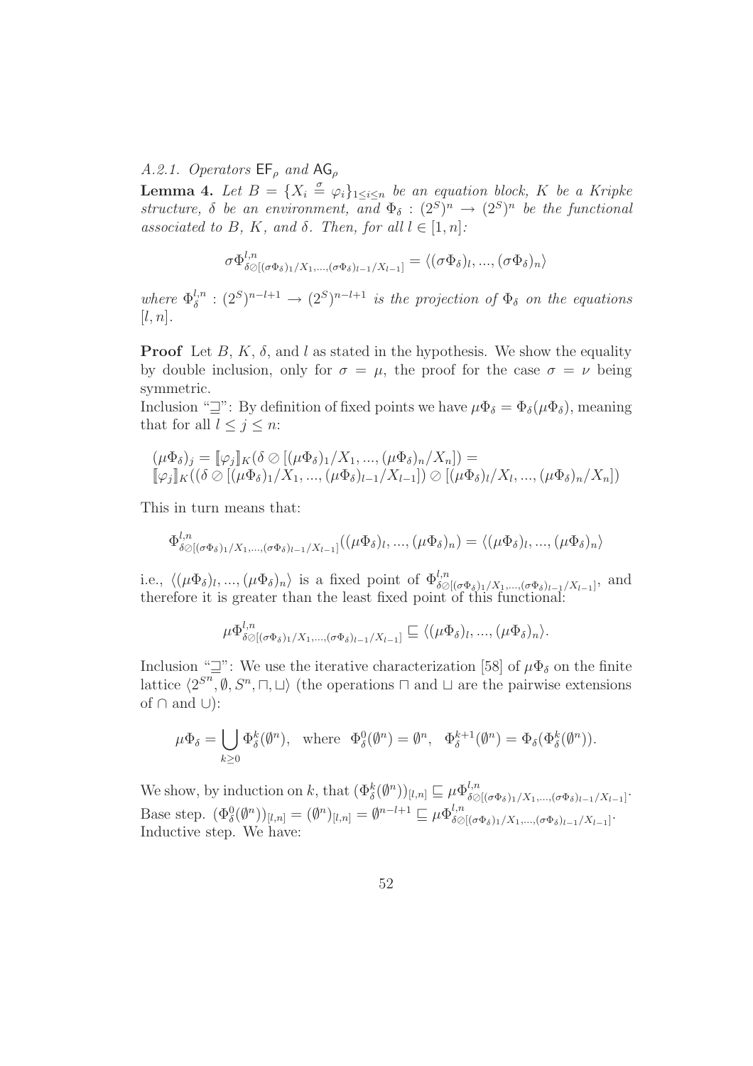*A.2.1. Operators* $\mathsf{EF}_\rho$ *and* $\mathsf{AG}_\rho$

**Lemma 4.** *Let* $B = \{X_i \stackrel{\sigma}{=} \varphi_i\}_{1 \leq i \leq n}$ *be an equation block,* $K$ *be a Kripke structure,* $\delta$ *be an environment, and* $\Phi_\delta : (2^S)^n \to (2^S)^n$ *be the functional associated to* $B$*,* $K$*, and* $\delta$*. Then, for all* $l \in [1, n]$*:*

$$\sigma\Phi^{l,n}_{\delta \oslash [(\sigma\Phi_\delta)_1/X_1,...,(\sigma\Phi_\delta)_{l-1}/X_{l-1}]} = \langle(\sigma\Phi_\delta)_l, ..., (\sigma\Phi_\delta)_n\rangle$$

*where* $\Phi^{l,n}_\delta : (2^S)^{n-l+1} \to (2^S)^{n-l+1}$ *is the projection of* $\Phi_\delta$ *on the equations* $[l, n]$*.*

**Proof** Let $B$, $K$, $\delta$, and $l$ as stated in the hypothesis. We show the equality by double inclusion, only for $\sigma = \mu$, the proof for the case $\sigma = \nu$ being symmetric.

Inclusion "$\sqsupseteq$": By definition of fixed points we have $\mu\Phi_\delta = \Phi_\delta(\mu\Phi_\delta)$, meaning that for all $l \leq j \leq n$:

$$(\mu\Phi_\delta)_j = [\![\varphi_j]\!]_K(\delta \oslash [(\mu\Phi_\delta)_1/X_1, ..., (\mu\Phi_\delta)_n/X_n]) =$$
$$[\![\varphi_j]\!]_K((\delta \oslash [(\mu\Phi_\delta)_1/X_1, ..., (\mu\Phi_\delta)_{l-1}/X_{l-1}]) \oslash [(\mu\Phi_\delta)_l/X_l, ..., (\mu\Phi_\delta)_n/X_n])$$

This in turn means that:

$$\Phi^{l,n}_{\delta \oslash [(\sigma\Phi_\delta)_1/X_1,...,(\sigma\Phi_\delta)_{l-1}/X_{l-1}]}((\mu\Phi_\delta)_l, ..., (\mu\Phi_\delta)_n) = \langle(\mu\Phi_\delta)_l, ..., (\mu\Phi_\delta)_n\rangle$$

i.e., $\langle(\mu\Phi_\delta)_l, ..., (\mu\Phi_\delta)_n\rangle$ is a fixed point of $\Phi^{l,n}_{\delta \oslash [(\sigma\Phi_\delta)_1/X_1,...,(\sigma\Phi_\delta)_{l-1}/X_{l-1}]}$, and therefore it is greater than the least fixed point of this functional:

$$\mu\Phi^{l,n}_{\delta \oslash [(\sigma\Phi_\delta)_1/X_1,...,(\sigma\Phi_\delta)_{l-1}/X_{l-1}]} \sqsubseteq \langle(\mu\Phi_\delta)_l, ..., (\mu\Phi_\delta)_n\rangle.$$

Inclusion "$\sqsupseteq$": We use the iterative characterization [58] of $\mu\Phi_\delta$ on the finite lattice $\langle 2^{S^n}, \emptyset, S^n, \sqcap, \sqcup\rangle$ (the operations $\sqcap$ and $\sqcup$ are the pairwise extensions of $\cap$ and $\cup$):

$$\mu\Phi_\delta = \bigcup_{k \geq 0} \Phi^k_\delta(\emptyset^n), \quad \text{where} \quad \Phi^0_\delta(\emptyset^n) = \emptyset^n, \quad \Phi^{k+1}_\delta(\emptyset^n) = \Phi_\delta(\Phi^k_\delta(\emptyset^n)).$$

We show, by induction on $k$, that $(\Phi^k_\delta(\emptyset^n))_{[l,n]} \sqsubseteq \mu\Phi^{l,n}_{\delta \oslash [(\sigma\Phi_\delta)_1/X_1,...,(\sigma\Phi_\delta)_{l-1}/X_{l-1}]}$.

Base step. $(\Phi^0_\delta(\emptyset^n))_{[l,n]} = (\emptyset^n)_{[l,n]} = \emptyset^{n-l+1} \sqsubseteq \mu\Phi^{l,n}_{\delta \oslash [(\sigma\Phi_\delta)_1/X_1,...,(\sigma\Phi_\delta)_{l-1}/X_{l-1}]}$.

Inductive step. We have: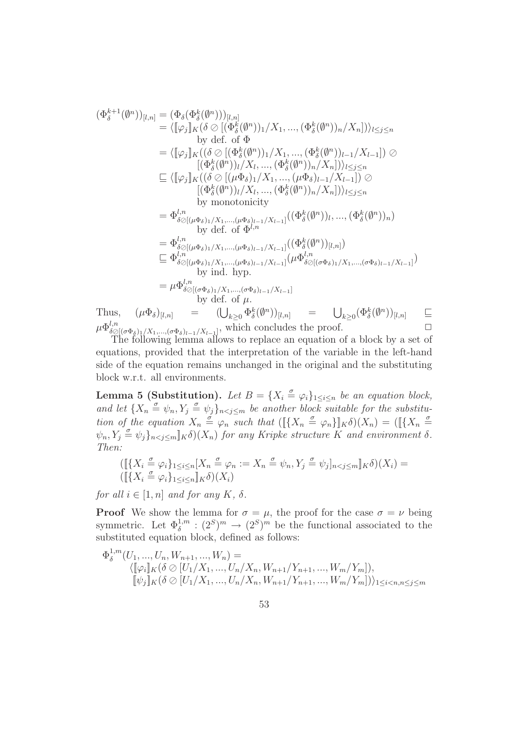$$
\begin{aligned}
(\Phi_\delta^{k+1}(\emptyset^n))_{[l,n]} &= (\Phi_\delta(\Phi_\delta^k(\emptyset^n)))_{[l,n]} \\
&= \langle [\![\varphi_j]\!]_K(\delta \oslash [(\Phi_\delta^k(\emptyset^n))_1/X_1, ..., (\Phi_\delta^k(\emptyset^n))_n/X_n])\rangle_{l\leq j\leq n} \\
&\qquad \text{by def. of } \Phi \\
&= \langle [\![\varphi_j]\!]_K((\delta \oslash [(\Phi_\delta^k(\emptyset^n))_1/X_1, ..., (\Phi_\delta^k(\emptyset^n))_{l-1}/X_{l-1}]) \oslash \\
&\qquad [(\Phi_\delta^k(\emptyset^n))_l/X_l, ..., (\Phi_\delta^k(\emptyset^n))_n/X_n])\rangle_{l\leq j\leq n} \\
&\sqsubseteq \langle [\![\varphi_j]\!]_K((\delta \oslash [(\mu\Phi_\delta)_1/X_1, ..., (\mu\Phi_\delta)_{l-1}/X_{l-1}]) \oslash \\
&\qquad [(\Phi_\delta^k(\emptyset^n))_l/X_l, ..., (\Phi_\delta^k(\emptyset^n))_n/X_n])\rangle_{l\leq j\leq n} \\
&\qquad \text{by monotonicity} \\
&= \Phi^{l,n}_{\delta\oslash[(\mu\Phi_\delta)_1/X_1,...,(\mu\Phi_\delta)_{l-1}/X_{l-1}]}((\Phi_\delta^k(\emptyset^n))_l, ..., (\Phi_\delta^k(\emptyset^n))_n) \\
&\qquad \text{by def. of } \Phi^{l,n} \\
&= \Phi^{l,n}_{\delta\oslash[(\mu\Phi_\delta)_1/X_1,...,(\mu\Phi_\delta)_{l-1}/X_{l-1}]}((\Phi_\delta^k(\emptyset^n))_{[l,n]}) \\
&\sqsubseteq \Phi^{l,n}_{\delta\oslash[(\mu\Phi_\delta)_1/X_1,...,(\mu\Phi_\delta)_{l-1}/X_{l-1}]}(\mu\Phi^{l,n}_{\delta\oslash[(\sigma\Phi_\delta)_1/X_1,...,(\sigma\Phi_\delta)_{l-1}/X_{l-1}]}) \\
&\qquad \text{by ind. hyp.} \\
&= \mu\Phi^{l,n}_{\delta\oslash[(\sigma\Phi_\delta)_1/X_1,...,(\sigma\Phi_\delta)_{l-1}/X_{l-1}]} \\
&\qquad \text{by def. of } \mu.
\end{aligned}
$$

Thus, $(\mu\Phi_\delta)_{[l,n]} = (\bigcup_{k\geq 0}\Phi_\delta^k(\emptyset^n))_{[l,n]} = \bigcup_{k\geq 0}(\Phi_\delta^k(\emptyset^n))_{[l,n]} \sqsubseteq \mu\Phi^{l,n}_{\delta\oslash[(\sigma\Phi_\delta)_1/X_1,...,(\sigma\Phi_\delta)_{l-1}/X_{l-1}]}$, which concludes the proof. □

The following lemma allows to replace an equation of a block by a set of equations, provided that the interpretation of the variable in the left-hand side of the equation remains unchanged in the original and the substituting block w.r.t. all environments.

**Lemma 5 (Substitution).** *Let $B = \{X_i \stackrel{\sigma}{=} \varphi_i\}_{1\leq i\leq n}$ be an equation block, and let $\{X_n \stackrel{\sigma}{=} \psi_n, Y_j \stackrel{\sigma}{=} \psi_j\}_{n<j\leq m}$ be another block suitable for the substitution of the equation $X_n \stackrel{\sigma}{=} \varphi_n$ such that $([\![\{X_n \stackrel{\sigma}{=} \varphi_n\}]\!]_K\delta)(X_n) = ([\![\{X_n \stackrel{\sigma}{=} \psi_n, Y_j \stackrel{\sigma}{=} \psi_j\}_{n<j\leq m}]\!]_K\delta)(X_n)$ for any Kripke structure $K$ and environment $\delta$. Then:*

$$
\begin{aligned}
&([\![\{X_i \stackrel{\sigma}{=} \varphi_i\}_{1\leq i\leq n}[X_n \stackrel{\sigma}{=} \varphi_n := X_n \stackrel{\sigma}{=} \psi_n, Y_j \stackrel{\sigma}{=} \psi_j]_{n<j\leq m}]\!]_K\delta)(X_i) = \\
&([\![\{X_i \stackrel{\sigma}{=} \varphi_i\}_{1\leq i\leq n}]\!]_K\delta)(X_i)
\end{aligned}
$$

*for all $i \in [1, n]$ and for any $K$, $\delta$.*

**Proof** We show the lemma for $\sigma = \mu$, the proof for the case $\sigma = \nu$ being symmetric. Let $\Phi_\delta^{1,m} : (2^S)^m \to (2^S)^m$ be the functional associated to the substituted equation block, defined as follows:

$$
\begin{aligned}
&\Phi_\delta^{1,m}(U_1, ..., U_n, W_{n+1}, ..., W_n) = \\
&\qquad \langle [\![\varphi_i]\!]_K(\delta \oslash [U_1/X_1, ..., U_n/X_n, W_{n+1}/Y_{n+1}, ..., W_m/Y_m]), \\
&\qquad [\![\psi_j]\!]_K(\delta \oslash [U_1/X_1, ..., U_n/X_n, W_{n+1}/Y_{n+1}, ..., W_m/Y_m])\rangle_{1\leq i<n, n\leq j\leq m}
\end{aligned}
$$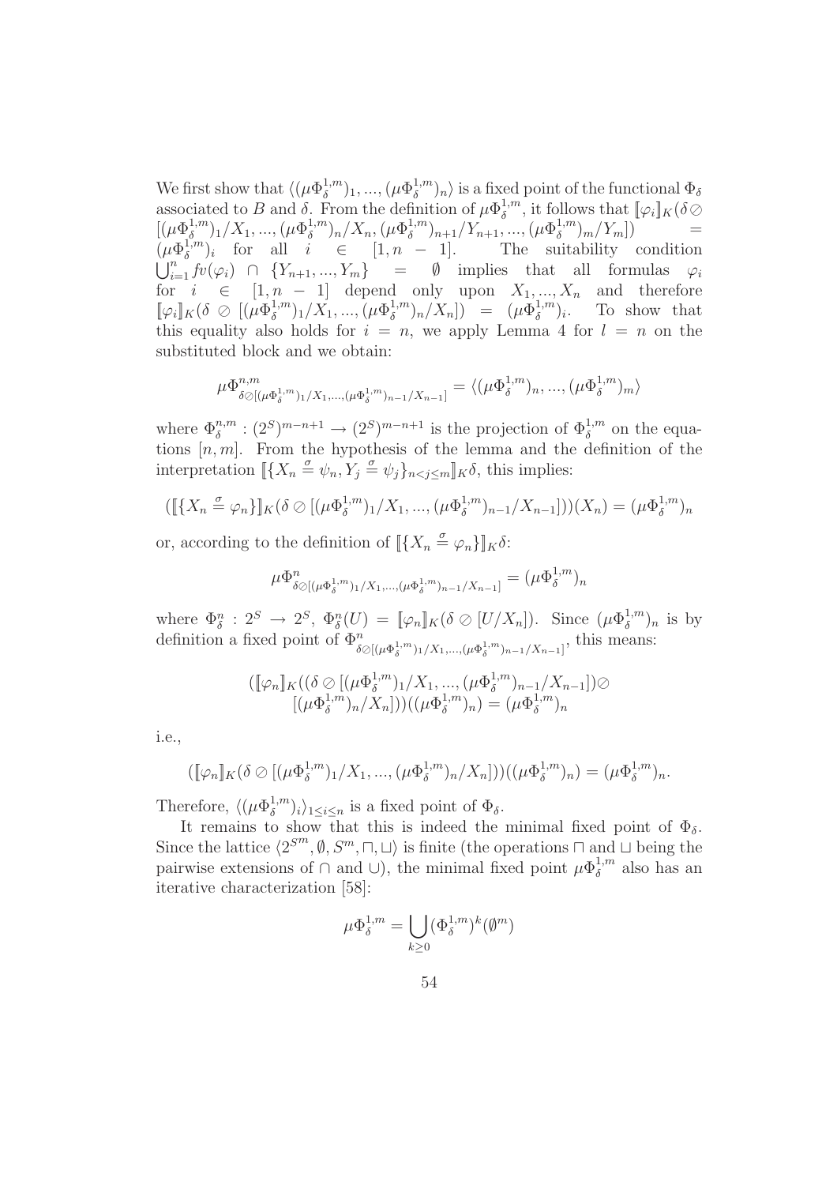We first show that $\langle(\mu\Phi_\delta^{1,m})_1, ..., (\mu\Phi_\delta^{1,m})_n\rangle$ is a fixed point of the functional $\Phi_\delta$ associated to $B$ and $\delta$. From the definition of $\mu\Phi_\delta^{1,m}$, it follows that $[\![\varphi_i]\!]_K(\delta \oslash [(\mu\Phi_\delta^{1,m})_1/X_1, ..., (\mu\Phi_\delta^{1,m})_n/X_n, (\mu\Phi_\delta^{1,m})_{n+1}/Y_{n+1}, ..., (\mu\Phi_\delta^{1,m})_m/Y_m]) = (\mu\Phi_\delta^{1,m})_i$ for all $i \in [1, n-1]$. The suitability condition $\bigcup_{i=1}^n fv(\varphi_i) \cap \{Y_{n+1}, ..., Y_m\} = \emptyset$ implies that all formulas $\varphi_i$ for $i \in [1, n-1]$ depend only upon $X_1, ..., X_n$ and therefore $[\![\varphi_i]\!]_K(\delta \oslash [(\mu\Phi_\delta^{1,m})_1/X_1, ..., (\mu\Phi_\delta^{1,m})_n/X_n]) = (\mu\Phi_\delta^{1,m})_i$. To show that this equality also holds for $i = n$, we apply Lemma 4 for $l = n$ on the substituted block and we obtain:

$$\mu\Phi^{n,m}_{\delta\oslash[(\mu\Phi_\delta^{1,m})_1/X_1,...,(\mu\Phi_\delta^{1,m})_{n-1}/X_{n-1}]} = \langle(\mu\Phi_\delta^{1,m})_n, ..., (\mu\Phi_\delta^{1,m})_m\rangle$$

where $\Phi_\delta^{n,m} : (2^S)^{m-n+1} \to (2^S)^{m-n+1}$ is the projection of $\Phi_\delta^{1,m}$ on the equations $[n, m]$. From the hypothesis of the lemma and the definition of the interpretation $[\![\{X_n \stackrel{\sigma}{=} \psi_n, Y_j \stackrel{\sigma}{=} \psi_j\}_{n<j\leq m}]\!]_K\delta$, this implies:

$$([\![\{X_n \stackrel{\sigma}{=} \varphi_n\}]\!]_K(\delta \oslash [(\mu\Phi_\delta^{1,m})_1/X_1, ..., (\mu\Phi_\delta^{1,m})_{n-1}/X_{n-1}]))(X_n) = (\mu\Phi_\delta^{1,m})_n$$

or, according to the definition of $[\![\{X_n \stackrel{\sigma}{=} \varphi_n\}]\!]_K\delta$:

$$\mu\Phi^n_{\delta\oslash[(\mu\Phi_\delta^{1,m})_1/X_1,...,(\mu\Phi_\delta^{1,m})_{n-1}/X_{n-1}]} = (\mu\Phi_\delta^{1,m})_n$$

where $\Phi_\delta^n : 2^S \to 2^S$, $\Phi_\delta^n(U) = [\![\varphi_n]\!]_K(\delta \oslash [U/X_n])$. Since $(\mu\Phi_\delta^{1,m})_n$ is by definition a fixed point of $\Phi^n_{\delta\oslash[(\mu\Phi_\delta^{1,m})_1/X_1,...,(\mu\Phi_\delta^{1,m})_{n-1}/X_{n-1}]}$, this means:

$$\begin{array}{c}([\![\varphi_n]\!]_K((\delta \oslash [(\mu\Phi_\delta^{1,m})_1/X_1, ..., (\mu\Phi_\delta^{1,m})_{n-1}/X_{n-1}])\oslash \\ [(\mu\Phi_\delta^{1,m})_n/X_n]))((\mu\Phi_\delta^{1,m})_n) = (\mu\Phi_\delta^{1,m})_n\end{array}$$

i.e.,

$$([\![\varphi_n]\!]_K(\delta \oslash [(\mu\Phi_\delta^{1,m})_1/X_1, ..., (\mu\Phi_\delta^{1,m})_n/X_n]))((\mu\Phi_\delta^{1,m})_n) = (\mu\Phi_\delta^{1,m})_n.$$

Therefore, $\langle(\mu\Phi_\delta^{1,m})_i\rangle_{1\leq i\leq n}$ is a fixed point of $\Phi_\delta$.

It remains to show that this is indeed the minimal fixed point of $\Phi_\delta$. Since the lattice $\langle 2^{S^m}, \emptyset, S^m, \sqcap, \sqcup\rangle$ is finite (the operations $\sqcap$ and $\sqcup$ being the pairwise extensions of $\cap$ and $\cup$), the minimal fixed point $\mu\Phi_\delta^{1,m}$ also has an iterative characterization [58]:

$$\mu\Phi_\delta^{1,m} = \bigcup_{k\geq 0}(\Phi_\delta^{1,m})^k(\emptyset^m)$$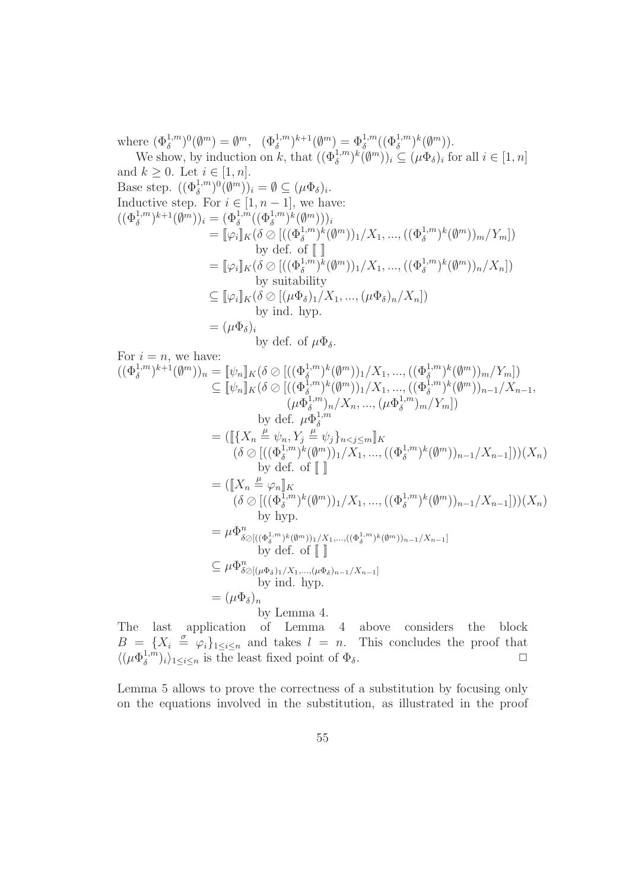where $(\Phi_\delta^{1,m})^0(\emptyset^m) = \emptyset^m$, $(\Phi_\delta^{1,m})^{k+1}(\emptyset^m) = \Phi_\delta^{1,m}((\Phi_\delta^{1,m})^k(\emptyset^m))$.

We show, by induction on $k$, that $((\Phi_\delta^{1,m})^k(\emptyset^m))_i \subseteq (\mu\Phi_\delta)_i$ for all $i \in [1,n]$ and $k \geq 0$. Let $i \in [1,n]$.

Base step. $((\Phi_\delta^{1,m})^0(\emptyset^m))_i = \emptyset \subseteq (\mu\Phi_\delta)_i$.

Inductive step. For $i \in [1, n-1]$, we have:

$$
\begin{aligned}
((\Phi_\delta^{1,m})^{k+1}(\emptyset^m))_i &= (\Phi_\delta^{1,m}((\Phi_\delta^{1,m})^k(\emptyset^m)))_i \\
&= [\![\varphi_i]\!]_K(\delta \oslash [((\Phi_\delta^{1,m})^k(\emptyset^m))_1/X_1, ..., ((\Phi_\delta^{1,m})^k(\emptyset^m))_m/Y_m]) \\
&\qquad \text{by def. of } [\![\ ]\!] \\
&= [\![\varphi_i]\!]_K(\delta \oslash [((\Phi_\delta^{1,m})^k(\emptyset^m))_1/X_1, ..., ((\Phi_\delta^{1,m})^k(\emptyset^m))_n/X_n]) \\
&\qquad \text{by suitability} \\
&\subseteq [\![\varphi_i]\!]_K(\delta \oslash [(\mu\Phi_\delta)_1/X_1, ..., (\mu\Phi_\delta)_n/X_n]) \\
&\qquad \text{by ind. hyp.} \\
&= (\mu\Phi_\delta)_i \\
&\qquad \text{by def. of } \mu\Phi_\delta.
\end{aligned}
$$

For $i = n$, we have:

$$
\begin{aligned}
((\Phi_\delta^{1,m})^{k+1}(\emptyset^m))_n &= [\![\psi_n]\!]_K(\delta \oslash [((\Phi_\delta^{1,m})^k(\emptyset^m))_1/X_1, ..., ((\Phi_\delta^{1,m})^k(\emptyset^m))_m/Y_m]) \\
&\subseteq [\![\psi_n]\!]_K(\delta \oslash [((\Phi_\delta^{1,m})^k(\emptyset^m))_1/X_1, ..., ((\Phi_\delta^{1,m})^k(\emptyset^m))_{n-1}/X_{n-1}, \\
&\qquad (\mu\Phi_\delta^{1,m})_n/X_n, ..., (\mu\Phi_\delta^{1,m})_m/Y_m]) \\
&\qquad \text{by def. } \mu\Phi_\delta^{1,m} \\
&= ([\![\{X_n \stackrel{\mu}{=} \psi_n, Y_j \stackrel{\mu}{=} \psi_j\}_{n<j\leq m}]\!]_K \\
&\qquad (\delta \oslash [((\Phi_\delta^{1,m})^k(\emptyset^m))_1/X_1, ..., ((\Phi_\delta^{1,m})^k(\emptyset^m))_{n-1}/X_{n-1}]))(X_n) \\
&\qquad \text{by def. of } [\![\ ]\!] \\
&= ([\![X_n \stackrel{\mu}{=} \varphi_n]\!]_K \\
&\qquad (\delta \oslash [((\Phi_\delta^{1,m})^k(\emptyset^m))_1/X_1, ..., ((\Phi_\delta^{1,m})^k(\emptyset^m))_{n-1}/X_{n-1}]))(X_n) \\
&\qquad \text{by hyp.} \\
&= \mu\Phi^n_{\delta \oslash [((\Phi_\delta^{1,m})^k(\emptyset^m))_1/X_1, ..., ((\Phi_\delta^{1,m})^k(\emptyset^m))_{n-1}/X_{n-1}]} \\
&\qquad \text{by def. of } [\![\ ]\!] \\
&\subseteq \mu\Phi^n_{\delta \oslash [(\mu\Phi_\delta)_1/X_1, ..., (\mu\Phi_\delta)_{n-1}/X_{n-1}]} \\
&\qquad \text{by ind. hyp.} \\
&= (\mu\Phi_\delta)_n \\
&\qquad \text{by Lemma 4.}
\end{aligned}
$$

The last application of Lemma 4 above considers the block $B = \{X_i \stackrel{\sigma}{=} \varphi_i\}_{1\leq i\leq n}$ and takes $l = n$. This concludes the proof that $\langle(\mu\Phi_\delta^{1,m})_i\rangle_{1\leq i\leq n}$ is the least fixed point of $\Phi_\delta$. $\square$

Lemma 5 allows to prove the correctness of a substitution by focusing only on the equations involved in the substitution, as illustrated in the proof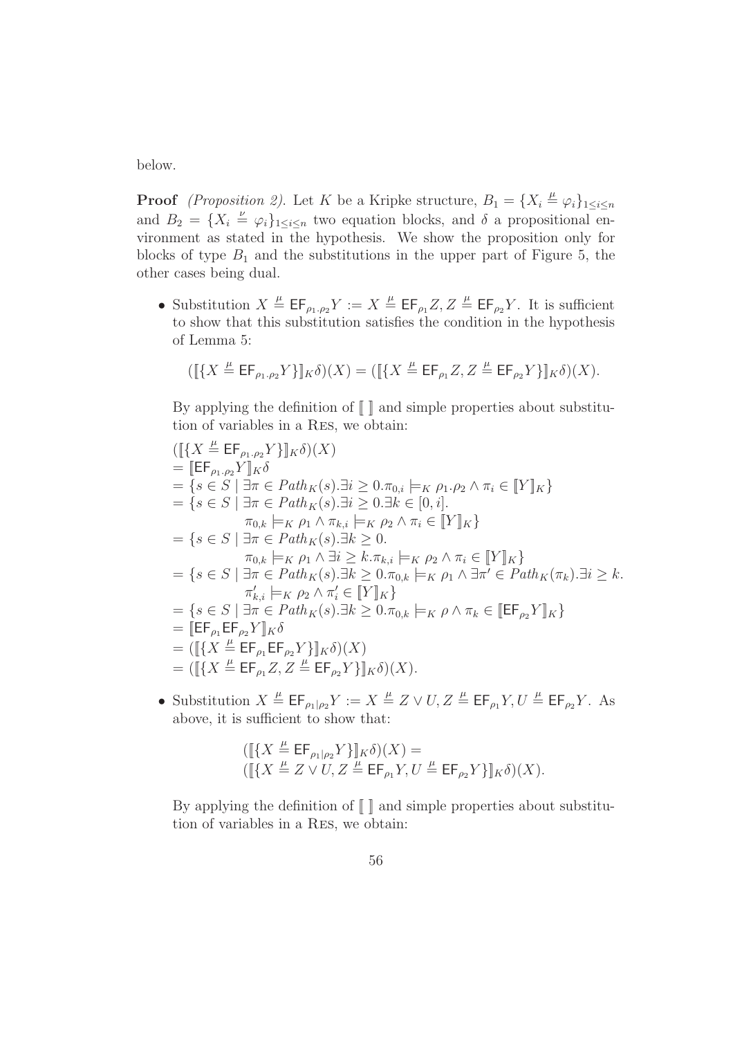below.

**Proof** *(Proposition 2).* Let $K$ be a Kripke structure, $B_1 = \{X_i \stackrel{\mu}{=} \varphi_i\}_{1 \le i \le n}$ and $B_2 = \{X_i \stackrel{\nu}{=} \varphi_i\}_{1 \le i \le n}$ two equation blocks, and $\delta$ a propositional environment as stated in the hypothesis. We show the proposition only for blocks of type $B_1$ and the substitutions in the upper part of Figure 5, the other cases being dual.

- Substitution $X \stackrel{\mu}{=} \mathsf{EF}_{\rho_1.\rho_2} Y := X \stackrel{\mu}{=} \mathsf{EF}_{\rho_1} Z, Z \stackrel{\mu}{=} \mathsf{EF}_{\rho_2} Y$. It is sufficient to show that this substitution satisfies the condition in the hypothesis of Lemma 5:

  $$([\![\{X \stackrel{\mu}{=} \mathsf{EF}_{\rho_1.\rho_2} Y\}]\!]_K \delta)(X) = ([\![\{X \stackrel{\mu}{=} \mathsf{EF}_{\rho_1} Z, Z \stackrel{\mu}{=} \mathsf{EF}_{\rho_2} Y\}]\!]_K \delta)(X).$$

  By applying the definition of $[\![\ ]\!]$ and simple properties about substitution of variables in a Res, we obtain:

  $$\begin{aligned}
  &([\![\{X \stackrel{\mu}{=} \mathsf{EF}_{\rho_1.\rho_2} Y\}]\!]_K \delta)(X) \\
  &= [\![\mathsf{EF}_{\rho_1.\rho_2} Y]\!]_K \delta \\
  &= \{s \in S \mid \exists \pi \in Path_K(s). \exists i \ge 0. \pi_{0,i} \models_K \rho_1.\rho_2 \wedge \pi_i \in [\![Y]\!]_K\} \\
  &= \{s \in S \mid \exists \pi \in Path_K(s). \exists i \ge 0. \exists k \in [0,i]. \\
  &\qquad \pi_{0,k} \models_K \rho_1 \wedge \pi_{k,i} \models_K \rho_2 \wedge \pi_i \in [\![Y]\!]_K\} \\
  &= \{s \in S \mid \exists \pi \in Path_K(s). \exists k \ge 0. \\
  &\qquad \pi_{0,k} \models_K \rho_1 \wedge \exists i \ge k. \pi_{k,i} \models_K \rho_2 \wedge \pi_i \in [\![Y]\!]_K\} \\
  &= \{s \in S \mid \exists \pi \in Path_K(s). \exists k \ge 0. \pi_{0,k} \models_K \rho_1 \wedge \exists \pi' \in Path_K(\pi_k). \exists i \ge k. \\
  &\qquad \pi'_{k,i} \models_K \rho_2 \wedge \pi'_i \in [\![Y]\!]_K\} \\
  &= \{s \in S \mid \exists \pi \in Path_K(s). \exists k \ge 0. \pi_{0,k} \models_K \rho \wedge \pi_k \in [\![\mathsf{EF}_{\rho_2} Y]\!]_K\} \\
  &= [\![\mathsf{EF}_{\rho_1} \mathsf{EF}_{\rho_2} Y]\!]_K \delta \\
  &= ([\![\{X \stackrel{\mu}{=} \mathsf{EF}_{\rho_1} \mathsf{EF}_{\rho_2} Y\}]\!]_K \delta)(X) \\
  &= ([\![\{X \stackrel{\mu}{=} \mathsf{EF}_{\rho_1} Z, Z \stackrel{\mu}{=} \mathsf{EF}_{\rho_2} Y\}]\!]_K \delta)(X).
  \end{aligned}$$

- Substitution $X \stackrel{\mu}{=} \mathsf{EF}_{\rho_1 | \rho_2} Y := X \stackrel{\mu}{=} Z \vee U, Z \stackrel{\mu}{=} \mathsf{EF}_{\rho_1} Y, U \stackrel{\mu}{=} \mathsf{EF}_{\rho_2} Y$. As above, it is sufficient to show that:

  $$\begin{aligned}
  &([\![\{X \stackrel{\mu}{=} \mathsf{EF}_{\rho_1 | \rho_2} Y\}]\!]_K \delta)(X) = \\
  &([\![\{X \stackrel{\mu}{=} Z \vee U, Z \stackrel{\mu}{=} \mathsf{EF}_{\rho_1} Y, U \stackrel{\mu}{=} \mathsf{EF}_{\rho_2} Y\}]\!]_K \delta)(X).
  \end{aligned}$$

  By applying the definition of $[\![\ ]\!]$ and simple properties about substitution of variables in a Res, we obtain: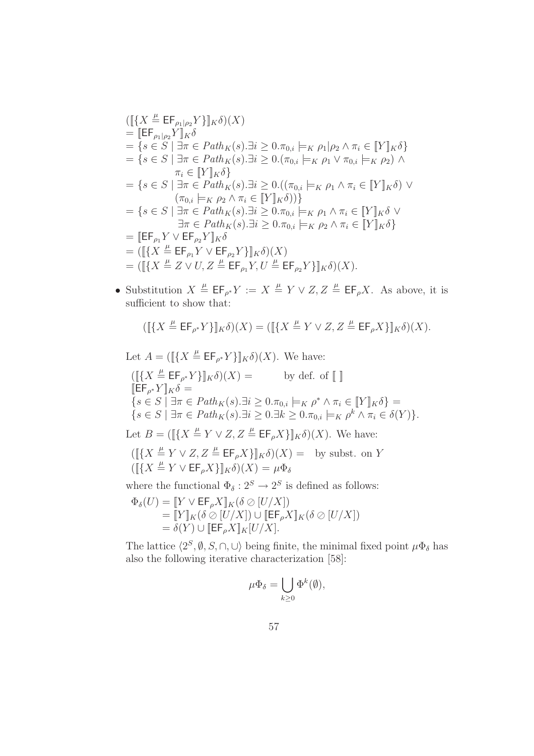$$
\begin{aligned}
&([\![\{X \overset{\mu}{=} \mathsf{EF}_{\rho_1|\rho_2} Y\}]\!]_K \delta)(X) \\
&= [\![\mathsf{EF}_{\rho_1|\rho_2} Y]\!]_K \delta \\
&= \{s \in S \mid \exists \pi \in Path_K(s). \exists i \geq 0. \pi_{0,i} \models_K \rho_1|\rho_2 \wedge \pi_i \in [\![Y]\!]_K \delta\} \\
&= \{s \in S \mid \exists \pi \in Path_K(s). \exists i \geq 0. (\pi_{0,i} \models_K \rho_1 \vee \pi_{0,i} \models_K \rho_2) \wedge \\
&\qquad \pi_i \in [\![Y]\!]_K \delta\} \\
&= \{s \in S \mid \exists \pi \in Path_K(s). \exists i \geq 0. ((\pi_{0,i} \models_K \rho_1 \wedge \pi_i \in [\![Y]\!]_K \delta) \vee \\
&\qquad (\pi_{0,i} \models_K \rho_2 \wedge \pi_i \in [\![Y]\!]_K \delta))\} \\
&= \{s \in S \mid \exists \pi \in Path_K(s). \exists i \geq 0. \pi_{0,i} \models_K \rho_1 \wedge \pi_i \in [\![Y]\!]_K \delta \vee \\
&\qquad \exists \pi \in Path_K(s). \exists i \geq 0. \pi_{0,i} \models_K \rho_2 \wedge \pi_i \in [\![Y]\!]_K \delta\} \\
&= [\![\mathsf{EF}_{\rho_1} Y \vee \mathsf{EF}_{\rho_2} Y]\!]_K \delta \\
&= ([\![\{X \overset{\mu}{=} \mathsf{EF}_{\rho_1} Y \vee \mathsf{EF}_{\rho_2} Y\}]\!]_K \delta)(X) \\
&= ([\![\{X \overset{\mu}{=} Z \vee U, Z \overset{\mu}{=} \mathsf{EF}_{\rho_1} Y, U \overset{\mu}{=} \mathsf{EF}_{\rho_2} Y\}]\!]_K \delta)(X).
\end{aligned}
$$

- Substitution $X \overset{\mu}{=} \mathsf{EF}_{\rho^*} Y := X \overset{\mu}{=} Y \vee Z, Z \overset{\mu}{=} \mathsf{EF}_\rho X$. As above, it is sufficient to show that:

$$([\![\{X \overset{\mu}{=} \mathsf{EF}_{\rho^*} Y\}]\!]_K \delta)(X) = ([\![\{X \overset{\mu}{=} Y \vee Z, Z \overset{\mu}{=} \mathsf{EF}_\rho X\}]\!]_K \delta)(X).$$

Let $A = ([\![\{X \overset{\mu}{=} \mathsf{EF}_{\rho^*} Y\}]\!]_K \delta)(X)$. We have:

$$
\begin{aligned}
&([\![\{X \overset{\mu}{=} \mathsf{EF}_{\rho^*} Y\}]\!]_K \delta)(X) = \qquad \text{by def. of } [\![\ ]\!] \\
&[\![\mathsf{EF}_{\rho^*} Y]\!]_K \delta = \\
&\{s \in S \mid \exists \pi \in Path_K(s). \exists i \geq 0. \pi_{0,i} \models_K \rho^* \wedge \pi_i \in [\![Y]\!]_K \delta\} = \\
&\{s \in S \mid \exists \pi \in Path_K(s). \exists i \geq 0. \exists k \geq 0. \pi_{0,i} \models_K \rho^k \wedge \pi_i \in \delta(Y)\}.
\end{aligned}
$$

Let $B = ([\![\{X \overset{\mu}{=} Y \vee Z, Z \overset{\mu}{=} \mathsf{EF}_\rho X\}]\!]_K \delta)(X)$. We have:

$$
\begin{aligned}
&([\![\{X \overset{\mu}{=} Y \vee Z, Z \overset{\mu}{=} \mathsf{EF}_\rho X\}]\!]_K \delta)(X) = \quad \text{by subst. on } Y \\
&([\![\{X \overset{\mu}{=} Y \vee \mathsf{EF}_\rho X\}]\!]_K \delta)(X) = \mu \Phi_\delta
\end{aligned}
$$

where the functional $\Phi_\delta : 2^S \to 2^S$ is defined as follows:

$$
\begin{aligned}
\Phi_\delta(U) &= [\![Y \vee \mathsf{EF}_\rho X]\!]_K (\delta \oslash [U/X]) \\
&= [\![Y]\!]_K (\delta \oslash [U/X]) \cup [\![\mathsf{EF}_\rho X]\!]_K (\delta \oslash [U/X]) \\
&= \delta(Y) \cup [\![\mathsf{EF}_\rho X]\!]_K [U/X].
\end{aligned}
$$

The lattice $\langle 2^S, \emptyset, S, \cap, \cup \rangle$ being finite, the minimal fixed point $\mu\Phi_\delta$ has also the following iterative characterization [58]:

$$\mu \Phi_\delta = \bigcup_{k \geq 0} \Phi^k(\emptyset),$$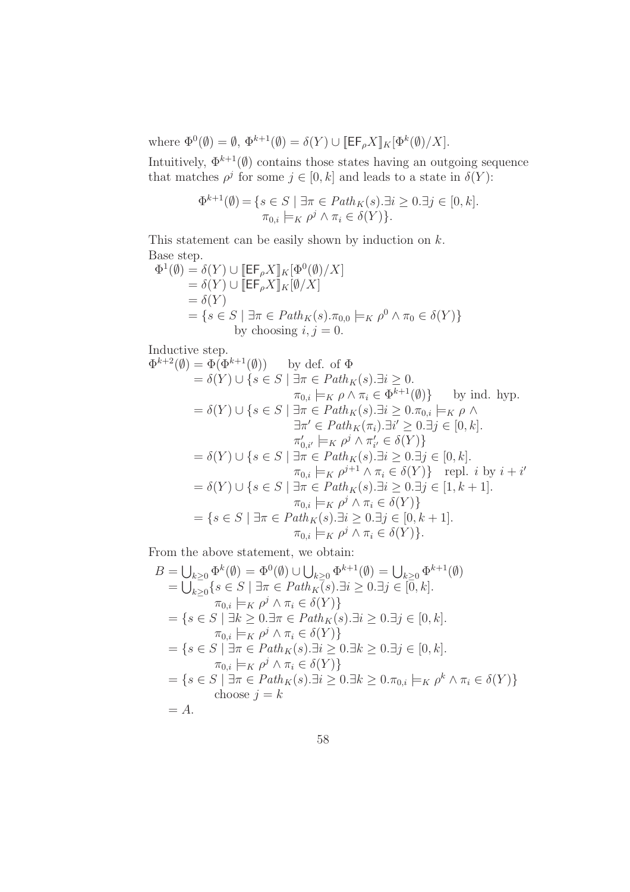where $\Phi^0(\emptyset) = \emptyset$, $\Phi^{k+1}(\emptyset) = \delta(Y) \cup [\![\mathsf{EF}_\rho X]\!]_K[\Phi^k(\emptyset)/X]$.

Intuitively, $\Phi^{k+1}(\emptyset)$ contains those states having an outgoing sequence that matches $\rho^j$ for some $j \in [0,k]$ and leads to a state in $\delta(Y)$:

$$\Phi^{k+1}(\emptyset) = \{s \in S \mid \exists \pi \in Path_K(s). \exists i \geq 0. \exists j \in [0,k]. \\ \pi_{0,i} \models_K \rho^j \wedge \pi_i \in \delta(Y)\}.$$

This statement can be easily shown by induction on $k$.

Base step.

$$\begin{aligned}
\Phi^1(\emptyset) &= \delta(Y) \cup [\![\mathsf{EF}_\rho X]\!]_K[\Phi^0(\emptyset)/X] \\
&= \delta(Y) \cup [\![\mathsf{EF}_\rho X]\!]_K[\emptyset/X] \\
&= \delta(Y) \\
&= \{s \in S \mid \exists \pi \in Path_K(s). \pi_{0,0} \models_K \rho^0 \wedge \pi_0 \in \delta(Y)\} \\
&\quad \text{by choosing } i, j = 0.
\end{aligned}$$

Inductive step.

$$\begin{aligned}
\Phi^{k+2}(\emptyset) &= \Phi(\Phi^{k+1}(\emptyset)) \quad \text{by def. of } \Phi \\
&= \delta(Y) \cup \{s \in S \mid \exists \pi \in Path_K(s). \exists i \geq 0. \\
&\qquad \pi_{0,i} \models_K \rho \wedge \pi_i \in \Phi^{k+1}(\emptyset)\} \quad \text{by ind. hyp.} \\
&= \delta(Y) \cup \{s \in S \mid \exists \pi \in Path_K(s). \exists i \geq 0. \pi_{0,i} \models_K \rho \wedge \\
&\qquad \exists \pi' \in Path_K(\pi_i). \exists i' \geq 0. \exists j \in [0,k]. \\
&\qquad \pi'_{0,i'} \models_K \rho^j \wedge \pi'_{i'} \in \delta(Y)\} \\
&= \delta(Y) \cup \{s \in S \mid \exists \pi \in Path_K(s). \exists i \geq 0. \exists j \in [0,k]. \\
&\qquad \pi_{0,i} \models_K \rho^{j+1} \wedge \pi_i \in \delta(Y)\} \quad \text{repl. } i \text{ by } i + i' \\
&= \delta(Y) \cup \{s \in S \mid \exists \pi \in Path_K(s). \exists i \geq 0. \exists j \in [1, k+1]. \\
&\qquad \pi_{0,i} \models_K \rho^j \wedge \pi_i \in \delta(Y)\} \\
&= \{s \in S \mid \exists \pi \in Path_K(s). \exists i \geq 0. \exists j \in [0, k+1]. \\
&\qquad \pi_{0,i} \models_K \rho^j \wedge \pi_i \in \delta(Y)\}.
\end{aligned}$$

From the above statement, we obtain:

$$\begin{aligned}
B &= \textstyle\bigcup_{k \geq 0} \Phi^k(\emptyset) = \Phi^0(\emptyset) \cup \bigcup_{k \geq 0} \Phi^{k+1}(\emptyset) = \bigcup_{k \geq 0} \Phi^{k+1}(\emptyset) \\
&= \textstyle\bigcup_{k \geq 0} \{s \in S \mid \exists \pi \in Path_K(s). \exists i \geq 0. \exists j \in [0,k]. \\
&\qquad \pi_{0,i} \models_K \rho^j \wedge \pi_i \in \delta(Y)\} \\
&= \{s \in S \mid \exists k \geq 0. \exists \pi \in Path_K(s). \exists i \geq 0. \exists j \in [0,k]. \\
&\qquad \pi_{0,i} \models_K \rho^j \wedge \pi_i \in \delta(Y)\} \\
&= \{s \in S \mid \exists \pi \in Path_K(s). \exists i \geq 0. \exists k \geq 0. \exists j \in [0,k]. \\
&\qquad \pi_{0,i} \models_K \rho^j \wedge \pi_i \in \delta(Y)\} \\
&= \{s \in S \mid \exists \pi \in Path_K(s). \exists i \geq 0. \exists k \geq 0. \pi_{0,i} \models_K \rho^k \wedge \pi_i \in \delta(Y)\} \\
&\quad \text{choose } j = k \\
&= A.
\end{aligned}$$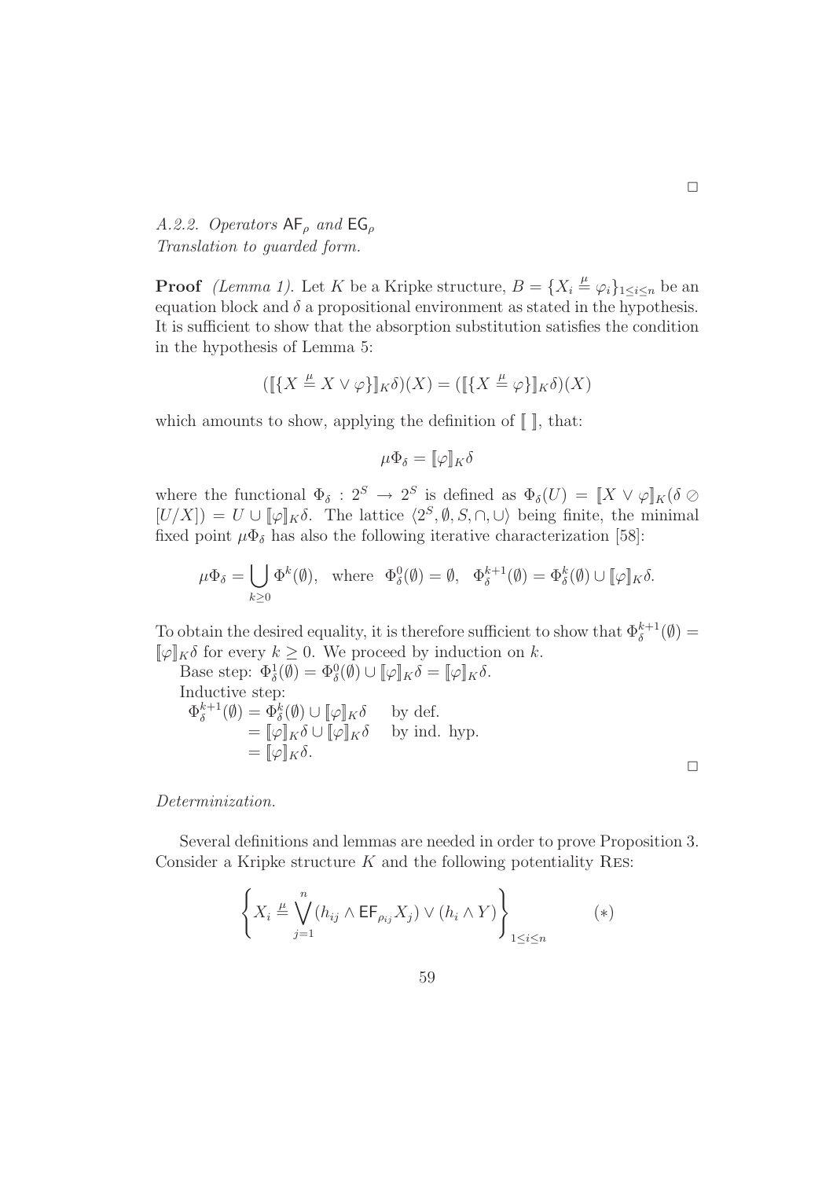□

*A.2.2. Operators $\mathsf{AF}_\rho$ and $\mathsf{EG}_\rho$*
*Translation to guarded form.*

**Proof** *(Lemma 1).* Let $K$ be a Kripke structure, $B = \{X_i \overset{\mu}{=} \varphi_i\}_{1 \le i \le n}$ be an equation block and $\delta$ a propositional environment as stated in the hypothesis. It is sufficient to show that the absorption substitution satisfies the condition in the hypothesis of Lemma 5:

$$([\![\{X \overset{\mu}{=} X \vee \varphi\}]\!]_K \delta)(X) = ([\![\{X \overset{\mu}{=} \varphi\}]\!]_K \delta)(X)$$

which amounts to show, applying the definition of $[\![\ ]\!]$, that:

$$\mu \Phi_\delta = [\![\varphi]\!]_K \delta$$

where the functional $\Phi_\delta : 2^S \to 2^S$ is defined as $\Phi_\delta(U) = [\![X \vee \varphi]\!]_K(\delta \oslash [U/X]) = U \cup [\![\varphi]\!]_K \delta$. The lattice $\langle 2^S, \emptyset, S, \cap, \cup \rangle$ being finite, the minimal fixed point $\mu\Phi_\delta$ has also the following iterative characterization [58]:

$$\mu \Phi_\delta = \bigcup_{k \ge 0} \Phi^k(\emptyset), \quad \text{where} \quad \Phi_\delta^0(\emptyset) = \emptyset, \quad \Phi_\delta^{k+1}(\emptyset) = \Phi_\delta^k(\emptyset) \cup [\![\varphi]\!]_K \delta.$$

To obtain the desired equality, it is therefore sufficient to show that $\Phi_\delta^{k+1}(\emptyset) = [\![\varphi]\!]_K \delta$ for every $k \ge 0$. We proceed by induction on $k$.

Base step: $\Phi_\delta^1(\emptyset) = \Phi_\delta^0(\emptyset) \cup [\![\varphi]\!]_K \delta = [\![\varphi]\!]_K \delta$.

Inductive step:

$$\begin{aligned}
\Phi_\delta^{k+1}(\emptyset) &= \Phi_\delta^k(\emptyset) \cup [\![\varphi]\!]_K \delta && \text{by def.} \\
&= [\![\varphi]\!]_K \delta \cup [\![\varphi]\!]_K \delta && \text{by ind. hyp.} \\
&= [\![\varphi]\!]_K \delta.
\end{aligned}$$

□

*Determinization.*

Several definitions and lemmas are needed in order to prove Proposition 3. Consider a Kripke structure $K$ and the following potentiality RES:

$$\left\{ X_i \overset{\mu}{=} \bigvee_{j=1}^{n} (h_{ij} \wedge \mathsf{EF}_{\rho_{ij}} X_j) \vee (h_i \wedge Y) \right\}_{1 \le i \le n} \qquad (*)$$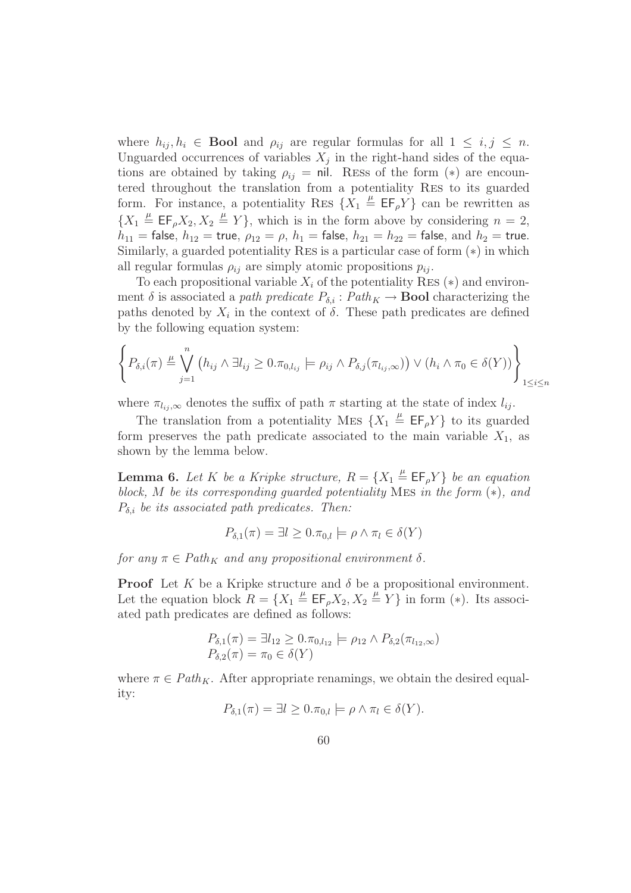where $h_{ij}, h_i \in \mathbf{Bool}$ and $\rho_{ij}$ are regular formulas for all $1 \leq i, j \leq n$. Unguarded occurrences of variables $X_j$ in the right-hand sides of the equations are obtained by taking $\rho_{ij} = \mathsf{nil}$. RESs of the form $(*)$ are encountered throughout the translation from a potentiality RES to its guarded form. For instance, a potentiality RES $\{X_1 \stackrel{\mu}{=} \mathsf{EF}_\rho Y\}$ can be rewritten as $\{X_1 \stackrel{\mu}{=} \mathsf{EF}_\rho X_2, X_2 \stackrel{\mu}{=} Y\}$, which is in the form above by considering $n = 2$, $h_{11} = \mathsf{false}$, $h_{12} = \mathsf{true}$, $\rho_{12} = \rho$, $h_1 = \mathsf{false}$, $h_{21} = h_{22} = \mathsf{false}$, and $h_2 = \mathsf{true}$. Similarly, a guarded potentiality RES is a particular case of form $(*)$ in which all regular formulas $\rho_{ij}$ are simply atomic propositions $p_{ij}$.

To each propositional variable $X_i$ of the potentiality RES $(*)$ and environment $\delta$ is associated a *path predicate* $P_{\delta,i} : \mathit{Path}_K \to \mathbf{Bool}$ characterizing the paths denoted by $X_i$ in the context of $\delta$. These path predicates are defined by the following equation system:

$$\left\{ P_{\delta,i}(\pi) \stackrel{\mu}{=} \bigvee_{j=1}^{n} \left( h_{ij} \wedge \exists l_{ij} \geq 0.\pi_{0,l_{ij}} \models \rho_{ij} \wedge P_{\delta,j}(\pi_{l_{ij},\infty}) \right) \vee \left( h_i \wedge \pi_0 \in \delta(Y) \right) \right\}_{1 \leq i \leq n}$$

where $\pi_{l_{ij},\infty}$ denotes the suffix of path $\pi$ starting at the state of index $l_{ij}$.

The translation from a potentiality MES $\{X_1 \stackrel{\mu}{=} \mathsf{EF}_\rho Y\}$ to its guarded form preserves the path predicate associated to the main variable $X_1$, as shown by the lemma below.

**Lemma 6.** *Let $K$ be a Kripke structure, $R = \{X_1 \stackrel{\mu}{=} \mathsf{EF}_\rho Y\}$ be an equation block, $M$ be its corresponding guarded potentiality* MES *in the form $(*)$, and $P_{\delta,i}$ be its associated path predicates. Then:*

$$P_{\delta,1}(\pi) = \exists l \geq 0.\pi_{0,l} \models \rho \wedge \pi_l \in \delta(Y)$$

*for any $\pi \in \mathit{Path}_K$ and any propositional environment $\delta$.*

**Proof** Let $K$ be a Kripke structure and $\delta$ be a propositional environment. Let the equation block $R = \{X_1 \stackrel{\mu}{=} \mathsf{EF}_\rho X_2, X_2 \stackrel{\mu}{=} Y\}$ in form $(*)$. Its associated path predicates are defined as follows:

$$\begin{array}{l} P_{\delta,1}(\pi) = \exists l_{12} \geq 0.\pi_{0,l_{12}} \models \rho_{12} \wedge P_{\delta,2}(\pi_{l_{12},\infty}) \\ P_{\delta,2}(\pi) = \pi_0 \in \delta(Y) \end{array}$$

where $\pi \in \mathit{Path}_K$. After appropriate renamings, we obtain the desired equality:

$$P_{\delta,1}(\pi) = \exists l \geq 0.\pi_{0,l} \models \rho \wedge \pi_l \in \delta(Y).$$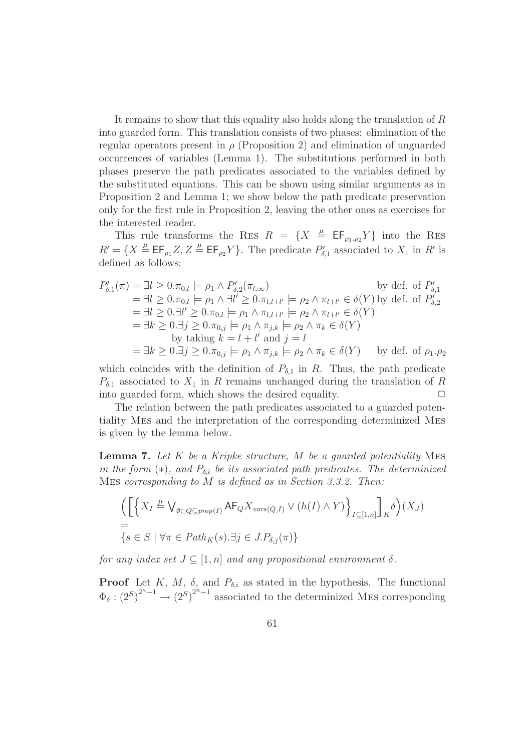It remains to show that this equality also holds along the translation of $R$ into guarded form. This translation consists of two phases: elimination of the regular operators present in $\rho$ (Proposition 2) and elimination of unguarded occurrences of variables (Lemma 1). The substitutions performed in both phases preserve the path predicates associated to the variables defined by the substituted equations. This can be shown using similar arguments as in Proposition 2 and Lemma 1; we show below the path predicate preservation only for the first rule in Proposition 2, leaving the other ones as exercises for the interested reader.

This rule transforms the Res $R = \{X \stackrel{\mu}{=} \mathsf{EF}_{\rho_1.\rho_2} Y\}$ into the Res $R' = \{X \stackrel{\mu}{=} \mathsf{EF}_{\rho_1} Z, Z \stackrel{\mu}{=} \mathsf{EF}_{\rho_2} Y\}$. The predicate $P'_{\delta,1}$ associated to $X_1$ in $R'$ is defined as follows:

$$
\begin{array}{ll}
P'_{\delta,1}(\pi) = \exists l \geq 0.\pi_{0,l} \models \rho_1 \wedge P'_{\delta,2}(\pi_{l,\infty}) & \text{by def. of } P'_{\delta,1} \\
\quad = \exists l \geq 0.\pi_{0,l} \models \rho_1 \wedge \exists l' \geq 0.\pi_{l,l+l'} \models \rho_2 \wedge \pi_{l+l'} \in \delta(Y) & \text{by def. of } P'_{\delta,2} \\
\quad = \exists l \geq 0.\exists l' \geq 0.\pi_{0,l} \models \rho_1 \wedge \pi_{l,l+l'} \models \rho_2 \wedge \pi_{l+l'} \in \delta(Y) & \\
\quad = \exists k \geq 0.\exists j \geq 0.\pi_{0,j} \models \rho_1 \wedge \pi_{j,k} \models \rho_2 \wedge \pi_k \in \delta(Y) & \\
\qquad \text{by taking } k = l + l' \text{ and } j = l & \\
\quad = \exists k \geq 0.\exists j \geq 0.\pi_{0,j} \models \rho_1 \wedge \pi_{j,k} \models \rho_2 \wedge \pi_k \in \delta(Y) & \text{by def. of } \rho_1.\rho_2
\end{array}
$$

which coincides with the definition of $P_{\delta,1}$ in $R$. Thus, the path predicate $P_{\delta,1}$ associated to $X_1$ in $R$ remains unchanged during the translation of $R$ into guarded form, which shows the desired equality. $\Box$

The relation between the path predicates associated to a guarded potentiality Mes and the interpretation of the corresponding determinized Mes is given by the lemma below.

**Lemma 7.** *Let $K$ be a Kripke structure, $M$ be a guarded potentiality* Mes *in the form $(*)$, and $P_{\delta,i}$ be its associated path predicates. The determinized* Mes *corresponding to $M$ is defined as in Section 3.3.2. Then:*

$$
\Big( \Big[\!\!\Big[ \Big\{ X_I \stackrel{\mu}{=} \bigvee\nolimits_{\emptyset \subset Q \subseteq prop(I)} \mathsf{AF}_Q X_{vars(Q,I)} \vee (h(I) \wedge Y) \Big\}_{I \subseteq [1,n]} \Big]\!\!\Big]_K \delta \Big) (X_J)
$$
$$
=
$$
$$
\{ s \in S \mid \forall \pi \in Path_K(s). \exists j \in J. P_{\delta,j}(\pi) \}
$$

*for any index set $J \subseteq [1, n]$ and any propositional environment $\delta$.*

**Proof** Let $K$, $M$, $\delta$, and $P_{\delta,i}$ as stated in the hypothesis. The functional $\Phi_\delta : (2^S)^{2^n-1} \to (2^S)^{2^n-1}$ associated to the determinized Mes corresponding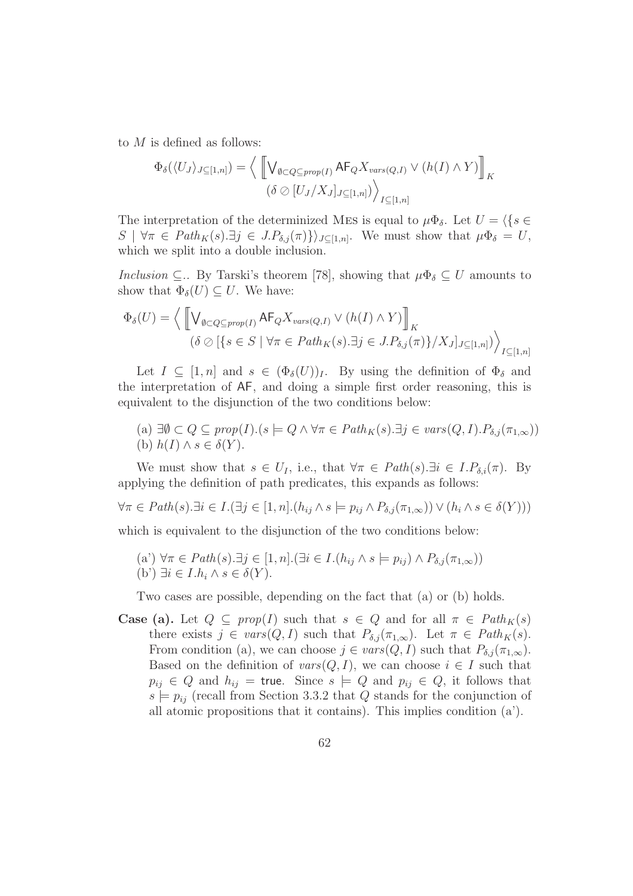to $M$ is defined as follows:

$$\Phi_\delta(\langle U_J\rangle_{J\subseteq[1,n]}) = \Big\langle \Big[\!\Big[ \bigvee_{\emptyset\subset Q\subseteq prop(I)} \mathsf{AF}_Q X_{vars(Q,I)} \vee (h(I)\wedge Y) \Big]\!\Big]_K \\ (\delta \oslash [U_J/X_J]_{J\subseteq[1,n]}) \Big\rangle_{I\subseteq[1,n]}$$

The interpretation of the determinized MES is equal to $\mu\Phi_\delta$. Let $U = \langle\{s \in S \mid \forall\pi \in Path_K(s).\exists j \in J.P_{\delta,j}(\pi)\}\rangle_{J\subseteq[1,n]}$. We must show that $\mu\Phi_\delta = U$, which we split into a double inclusion.

*Inclusion* $\subseteq$.. By Tarski's theorem [78], showing that $\mu\Phi_\delta \subseteq U$ amounts to show that $\Phi_\delta(U) \subseteq U$. We have:

$$\Phi_\delta(U) = \Big\langle \Big[\!\Big[ \bigvee_{\emptyset\subset Q\subseteq prop(I)} \mathsf{AF}_Q X_{vars(Q,I)} \vee (h(I)\wedge Y) \Big]\!\Big]_K \\ (\delta \oslash [\{s \in S \mid \forall\pi \in Path_K(s).\exists j \in J.P_{\delta,j}(\pi)\}/X_J]_{J\subseteq[1,n]}) \Big\rangle_{I\subseteq[1,n]}$$

Let $I \subseteq [1,n]$ and $s \in (\Phi_\delta(U))_I$. By using the definition of $\Phi_\delta$ and the interpretation of $\mathsf{AF}$, and doing a simple first order reasoning, this is equivalent to the disjunction of the two conditions below:

(a) $\exists\emptyset \subset Q \subseteq prop(I).(s \models Q \wedge \forall\pi \in Path_K(s).\exists j \in vars(Q,I).P_{\delta,j}(\pi_{1,\infty}))$
(b) $h(I) \wedge s \in \delta(Y)$.

We must show that $s \in U_I$, i.e., that $\forall\pi \in Path(s).\exists i \in I.P_{\delta,i}(\pi)$. By applying the definition of path predicates, this expands as follows:

$$\forall\pi \in Path(s).\exists i \in I.(\exists j \in [1,n].(h_{ij} \wedge s \models p_{ij} \wedge P_{\delta,j}(\pi_{1,\infty})) \vee (h_i \wedge s \in \delta(Y)))$$

which is equivalent to the disjunction of the two conditions below:

(a') $\forall\pi \in Path(s).\exists j \in [1,n].(\exists i \in I.(h_{ij} \wedge s \models p_{ij}) \wedge P_{\delta,j}(\pi_{1,\infty}))$
(b') $\exists i \in I.h_i \wedge s \in \delta(Y)$.

Two cases are possible, depending on the fact that (a) or (b) holds.

**Case (a).** Let $Q \subseteq prop(I)$ such that $s \in Q$ and for all $\pi \in Path_K(s)$ there exists $j \in vars(Q,I)$ such that $P_{\delta,j}(\pi_{1,\infty})$. Let $\pi \in Path_K(s)$. From condition (a), we can choose $j \in vars(Q,I)$ such that $P_{\delta,j}(\pi_{1,\infty})$. Based on the definition of $vars(Q,I)$, we can choose $i \in I$ such that $p_{ij} \in Q$ and $h_{ij} = \mathsf{true}$. Since $s \models Q$ and $p_{ij} \in Q$, it follows that $s \models p_{ij}$ (recall from Section 3.3.2 that $Q$ stands for the conjunction of all atomic propositions that it contains). This implies condition (a').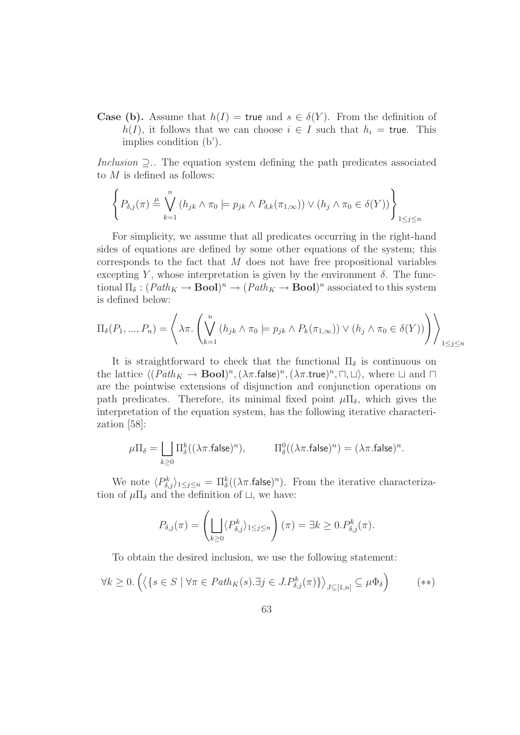**Case (b).** Assume that $h(I) = \mathsf{true}$ and $s \in \delta(Y)$. From the definition of $h(I)$, it follows that we can choose $i \in I$ such that $h_i = \mathsf{true}$. This implies condition (b').

*Inclusion* $\supseteq$.. The equation system defining the path predicates associated to $M$ is defined as follows:

$$\left\{ P_{\delta,j}(\pi) \stackrel{\mu}{=} \bigvee_{k=1}^{n} (h_{jk} \wedge \pi_0 \models p_{jk} \wedge P_{\delta,k}(\pi_{1,\infty})) \vee (h_j \wedge \pi_0 \in \delta(Y)) \right\}_{1 \leq j \leq n}$$

For simplicity, we assume that all predicates occurring in the right-hand sides of equations are defined by some other equations of the system; this corresponds to the fact that $M$ does not have free propositional variables excepting $Y$, whose interpretation is given by the environment $\delta$. The functional $\Pi_\delta : (Path_K \to \mathbf{Bool})^n \to (Path_K \to \mathbf{Bool})^n$ associated to this system is defined below:

$$\Pi_\delta(P_1, ..., P_n) = \left\langle \lambda\pi. \left( \bigvee_{k=1}^{n} (h_{jk} \wedge \pi_0 \models p_{jk} \wedge P_k(\pi_{1,\infty})) \vee (h_j \wedge \pi_0 \in \delta(Y)) \right) \right\rangle_{1 \leq j \leq n}$$

It is straightforward to check that the functional $\Pi_\delta$ is continuous on the lattice $\langle (Path_K \to \mathbf{Bool})^n, (\lambda\pi.\mathsf{false})^n, (\lambda\pi.\mathsf{true})^n, \sqcap, \sqcup \rangle$, where $\sqcup$ and $\sqcap$ are the pointwise extensions of disjunction and conjunction operations on path predicates. Therefore, its minimal fixed point $\mu\Pi_\delta$, which gives the interpretation of the equation system, has the following iterative characterization [58]:

$$\mu\Pi_\delta = \bigsqcup_{k \geq 0} \Pi_\delta^k((\lambda\pi.\mathsf{false})^n), \qquad \Pi_\delta^0((\lambda\pi.\mathsf{false})^n) = (\lambda\pi.\mathsf{false})^n.$$

We note $\langle P_{\delta,j}^k \rangle_{1 \leq j \leq n} = \Pi_\delta^k((\lambda\pi.\mathsf{false})^n)$. From the iterative characterization of $\mu\Pi_\delta$ and the definition of $\sqcup$, we have:

$$P_{\delta,j}(\pi) = \left( \bigsqcup_{k \geq 0} \langle P_{\delta,j}^k \rangle_{1 \leq j \leq n} \right)(\pi) = \exists k \geq 0. P_{\delta,j}^k(\pi).$$

To obtain the desired inclusion, we use the following statement:

$$\forall k \geq 0. \left( \left\langle \{ s \in S \mid \forall \pi \in Path_K(s). \exists j \in J. P_{\delta,j}^k(\pi) \} \right\rangle_{J \subseteq [1,n]} \subseteq \mu\Phi_\delta \right) \qquad (**)$$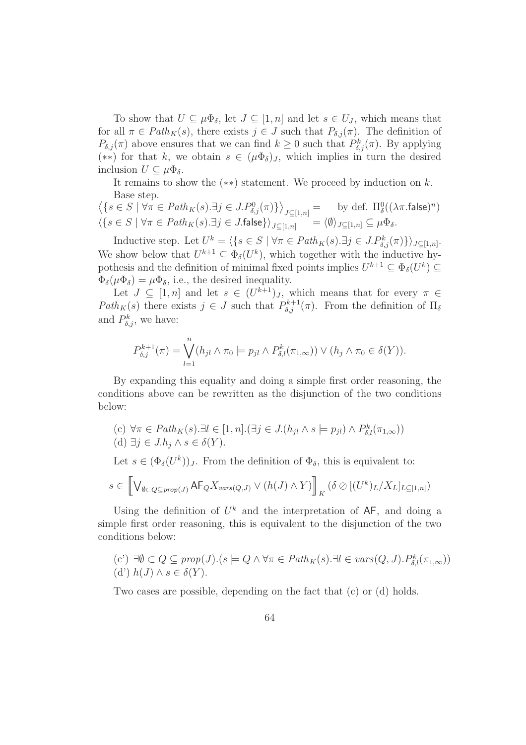To show that $U \subseteq \mu\Phi_\delta$, let $J \subseteq [1,n]$ and let $s \in U_J$, which means that for all $\pi \in Path_K(s)$, there exists $j \in J$ such that $P_{\delta,j}(\pi)$. The definition of $P_{\delta,j}(\pi)$ above ensures that we can find $k \geq 0$ such that $P^k_{\delta,j}(\pi)$. By applying $(**)$ for that $k$, we obtain $s \in (\mu\Phi_\delta)_J$, which implies in turn the desired inclusion $U \subseteq \mu\Phi_\delta$.

It remains to show the $(**)$ statement. We proceed by induction on $k$.

Base step.

$\left\langle \{s \in S \mid \forall \pi \in Path_K(s).\exists j \in J.P^0_{\delta,j}(\pi)\} \right\rangle_{J\subseteq[1,n]} =$ by def. $\Pi^0_\delta((\lambda\pi.\mathsf{false})^n)$

$\langle \{s \in S \mid \forall \pi \in Path_K(s).\exists j \in J.\mathsf{false}\} \rangle_{J\subseteq[1,n]} = \langle \emptyset \rangle_{J\subseteq[1,n]} \subseteq \mu\Phi_\delta.$

Inductive step. Let $U^k = \langle \{s \in S \mid \forall \pi \in Path_K(s).\exists j \in J.P^k_{\delta,j}(\pi)\} \rangle_{J\subseteq[1,n]}$. We show below that $U^{k+1} \subseteq \Phi_\delta(U^k)$, which together with the inductive hypothesis and the definition of minimal fixed points implies $U^{k+1} \subseteq \Phi_\delta(U^k) \subseteq \Phi_\delta(\mu\Phi_\delta) = \mu\Phi_\delta$, i.e., the desired inequality.

Let $J \subseteq [1,n]$ and let $s \in (U^{k+1})_J$, which means that for every $\pi \in Path_K(s)$ there exists $j \in J$ such that $P^{k+1}_{\delta,j}(\pi)$. From the definition of $\Pi_\delta$ and $P^k_{\delta,j}$, we have:

$$P^{k+1}_{\delta,j}(\pi) = \bigvee_{l=1}^{n} (h_{jl} \wedge \pi_0 \models p_{jl} \wedge P^k_{\delta,l}(\pi_{1,\infty})) \vee (h_j \wedge \pi_0 \in \delta(Y)).$$

By expanding this equality and doing a simple first order reasoning, the conditions above can be rewritten as the disjunction of the two conditions below:

(c) $\forall \pi \in Path_K(s).\exists l \in [1,n].(\exists j \in J.(h_{jl} \wedge s \models p_{jl}) \wedge P^k_{\delta,l}(\pi_{1,\infty}))$
(d) $\exists j \in J.h_j \wedge s \in \delta(Y)$.

Let $s \in (\Phi_\delta(U^k))_J$. From the definition of $\Phi_\delta$, this is equivalent to:

$$s \in \left[\!\left[ \bigvee_{\emptyset\subset Q\subseteq prop(J)} \mathsf{AF}_Q X_{vars(Q,J)} \vee (h(J) \wedge Y) \right]\!\right]_K (\delta \oslash [(U^k)_L/X_L]_{L\subseteq[1,n]})$$

Using the definition of $U^k$ and the interpretation of $\mathsf{AF}$, and doing a simple first order reasoning, this is equivalent to the disjunction of the two conditions below:

(c') $\exists \emptyset \subset Q \subseteq prop(J).(s \models Q \wedge \forall \pi \in Path_K(s).\exists l \in vars(Q,J).P^k_{\delta,l}(\pi_{1,\infty}))$
(d') $h(J) \wedge s \in \delta(Y)$.

Two cases are possible, depending on the fact that (c) or (d) holds.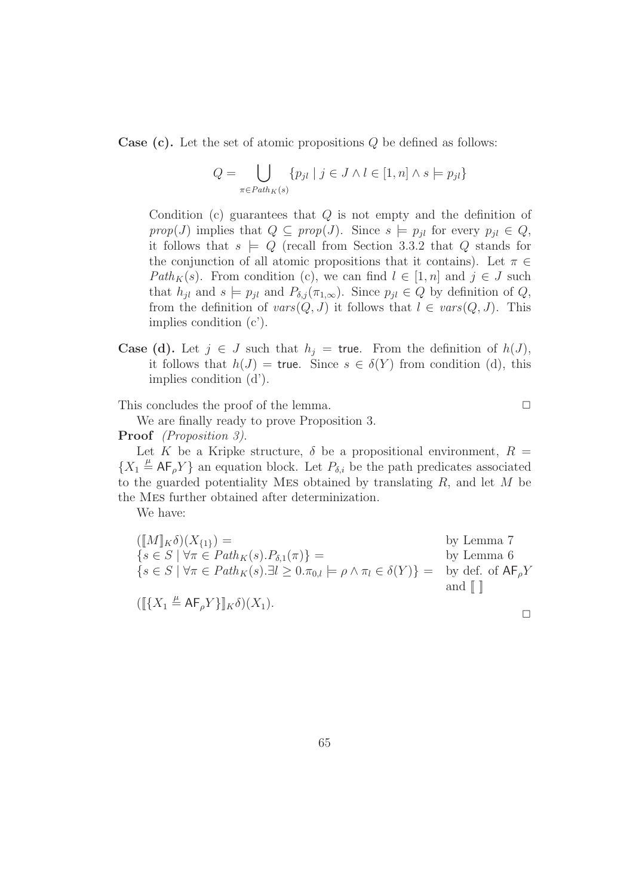**Case (c).** Let the set of atomic propositions $Q$ be defined as follows:

$$Q = \bigcup_{\pi \in Path_K(s)} \{p_{jl} \mid j \in J \wedge l \in [1, n] \wedge s \models p_{jl}\}$$

Condition (c) guarantees that $Q$ is not empty and the definition of $prop(J)$ implies that $Q \subseteq prop(J)$. Since $s \models p_{jl}$ for every $p_{jl} \in Q$, it follows that $s \models Q$ (recall from Section 3.3.2 that $Q$ stands for the conjunction of all atomic propositions that it contains). Let $\pi \in Path_K(s)$. From condition (c), we can find $l \in [1, n]$ and $j \in J$ such that $h_{jl}$ and $s \models p_{jl}$ and $P_{\delta,j}(\pi_{1,\infty})$. Since $p_{jl} \in Q$ by definition of $Q$, from the definition of $vars(Q, J)$ it follows that $l \in vars(Q, J)$. This implies condition (c').

**Case (d).** Let $j \in J$ such that $h_j = \mathsf{true}$. From the definition of $h(J)$, it follows that $h(J) = \mathsf{true}$. Since $s \in \delta(Y)$ from condition (d), this implies condition (d').

This concludes the proof of the lemma. □

We are finally ready to prove Proposition 3.

**Proof** *(Proposition 3).*

Let $K$ be a Kripke structure, $\delta$ be a propositional environment, $R = \{X_1 \stackrel{\mu}{=} \mathsf{AF}_\rho Y\}$ an equation block. Let $P_{\delta,i}$ be the path predicates associated to the guarded potentiality MES obtained by translating $R$, and let $M$ be the MES further obtained after determinization.

We have:

$$
\begin{array}{ll}
(\llbracket M \rrbracket_K \delta)(X_{\{1\}}) = & \text{by Lemma 7} \\
\{s \in S \mid \forall \pi \in Path_K(s). P_{\delta,1}(\pi)\} = & \text{by Lemma 6} \\
\{s \in S \mid \forall \pi \in Path_K(s). \exists l \geq 0. \pi_{0,l} \models \rho \wedge \pi_l \in \delta(Y)\} = & \text{by def. of } \mathsf{AF}_\rho Y \\
 & \text{and } \llbracket\, \rrbracket \\
(\llbracket \{X_1 \stackrel{\mu}{=} \mathsf{AF}_\rho Y\} \rrbracket_K \delta)(X_1). &
\end{array}
$$

□